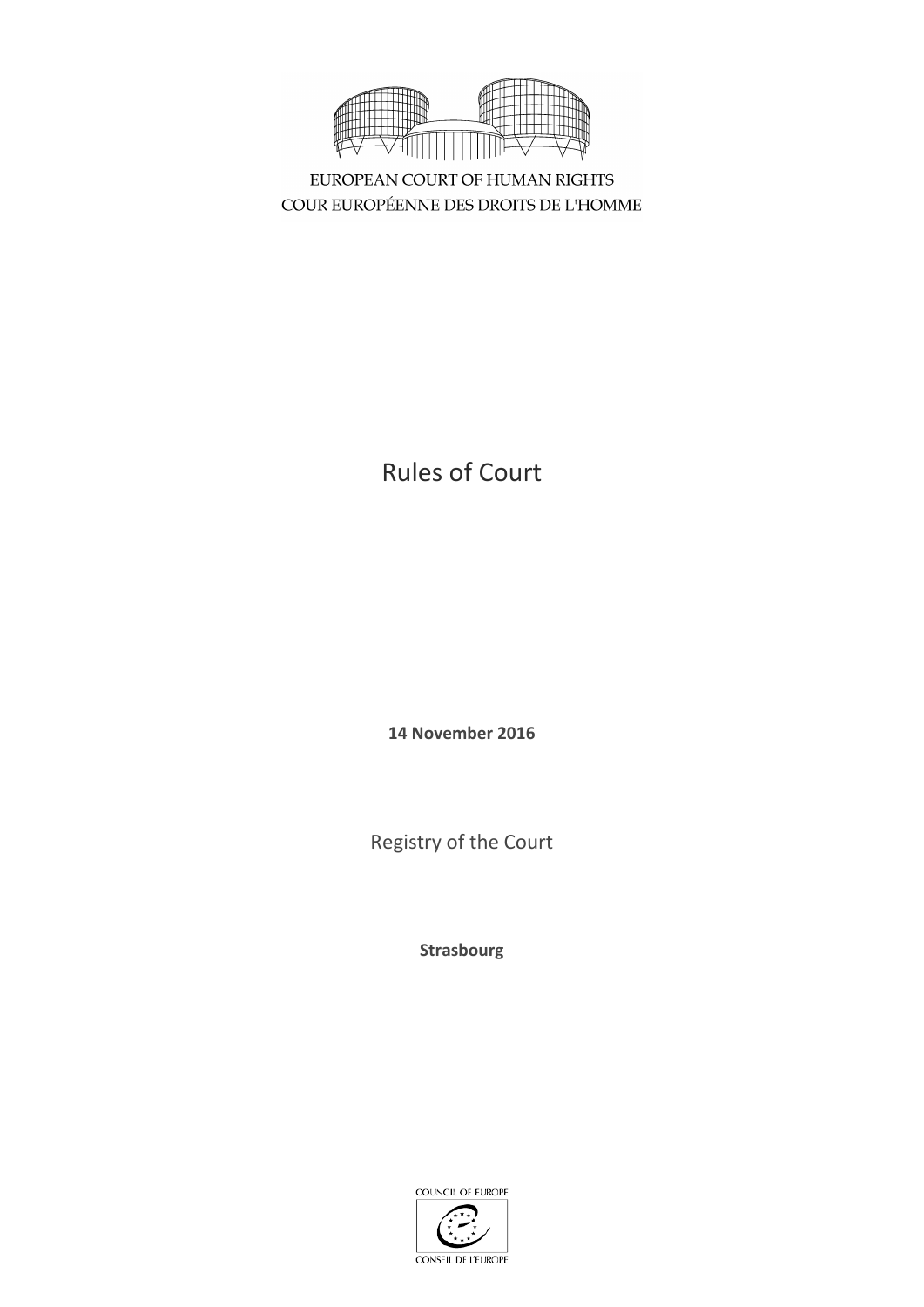EUROPEAN COURT OF HUMAN RIGHTS
COUR EUROPÉENNE DES DROITS DE L'HOMME

# Rules of Court

**14 November 2016**

Registry of the Court

**Strasbourg**

COUNCIL OF EUROPE
CONSEIL DE L'EUROPE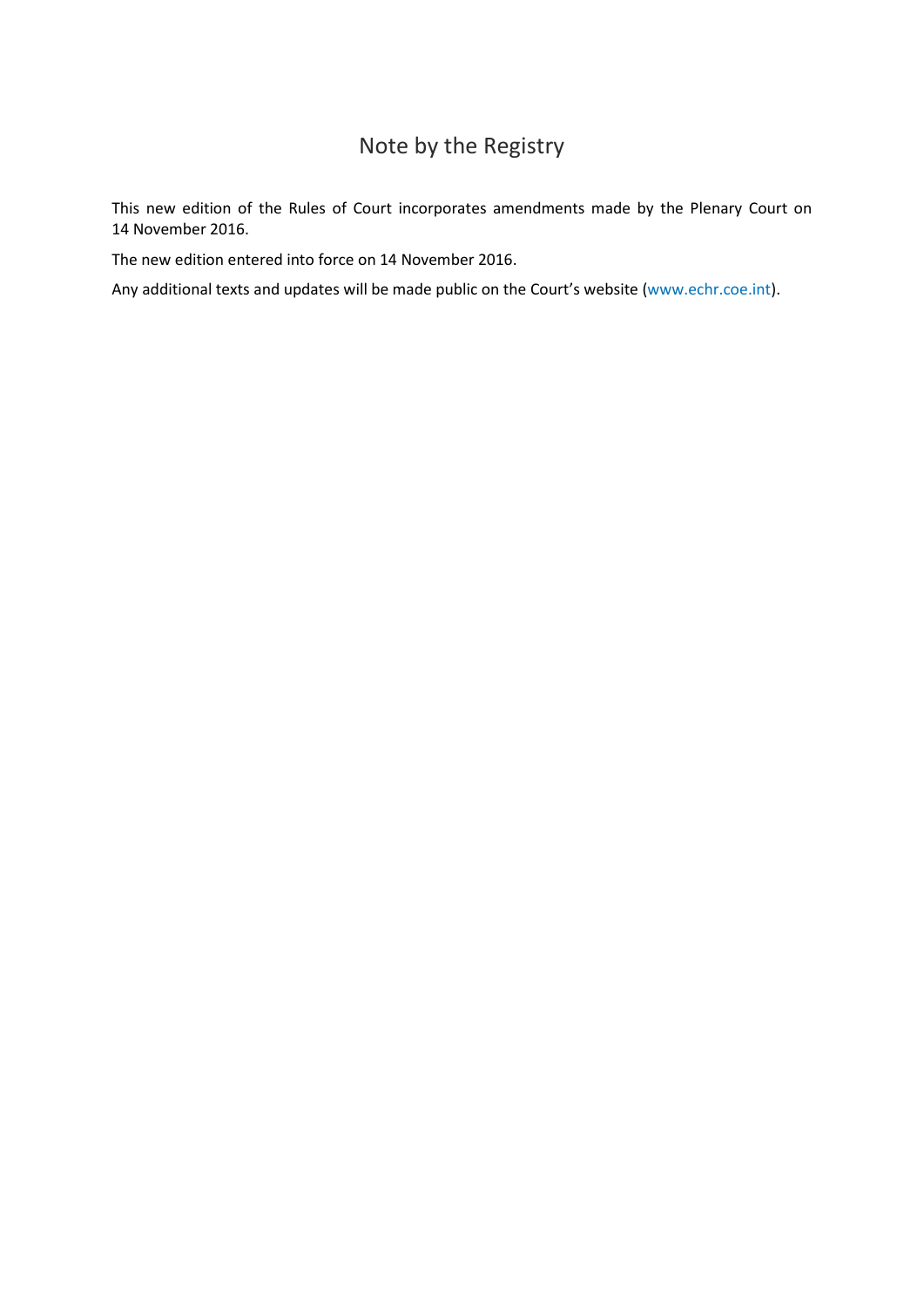# Note by the Registry

This new edition of the Rules of Court incorporates amendments made by the Plenary Court on 14 November 2016.

The new edition entered into force on 14 November 2016.

Any additional texts and updates will be made public on the Court's website (www.echr.coe.int).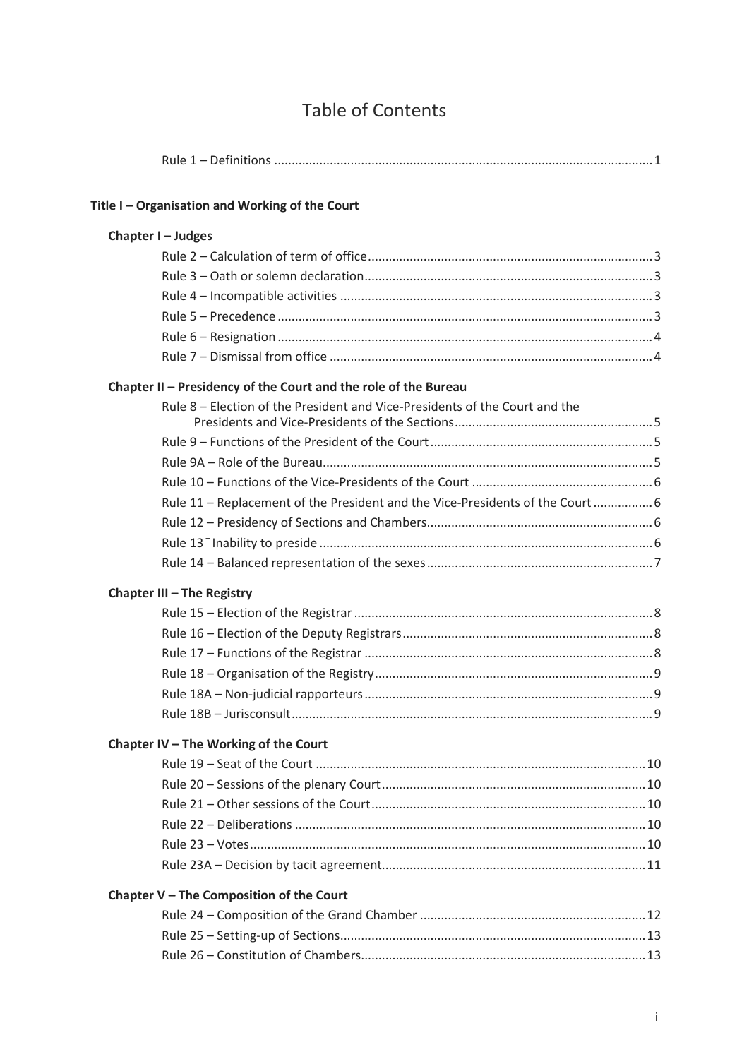# Table of Contents

Rule 1 – Definitions ........ 1

## Title I – Organisation and Working of the Court

### Chapter I – Judges

- Rule 2 – Calculation of term of office ........ 3
- Rule 3 – Oath or solemn declaration ........ 3
- Rule 4 – Incompatible activities ........ 3
- Rule 5 – Precedence ........ 3
- Rule 6 – Resignation ........ 4
- Rule 7 – Dismissal from office ........ 4

### Chapter II – Presidency of the Court and the role of the Bureau

- Rule 8 – Election of the President and Vice-Presidents of the Court and the Presidents and Vice-Presidents of the Sections ........ 5
- Rule 9 – Functions of the President of the Court ........ 5
- Rule 9A – Role of the Bureau ........ 5
- Rule 10 – Functions of the Vice-Presidents of the Court ........ 6
- Rule 11 – Replacement of the President and the Vice-Presidents of the Court ........ 6
- Rule 12 – Presidency of Sections and Chambers ........ 6
- Rule 13 – Inability to preside ........ 6
- Rule 14 – Balanced representation of the sexes ........ 7

### Chapter III – The Registry

- Rule 15 – Election of the Registrar ........ 8
- Rule 16 – Election of the Deputy Registrars ........ 8
- Rule 17 – Functions of the Registrar ........ 8
- Rule 18 – Organisation of the Registry ........ 9
- Rule 18A – Non-judicial rapporteurs ........ 9
- Rule 18B – Jurisconsult ........ 9

### Chapter IV – The Working of the Court

- Rule 19 – Seat of the Court ........ 10
- Rule 20 – Sessions of the plenary Court ........ 10
- Rule 21 – Other sessions of the Court ........ 10
- Rule 22 – Deliberations ........ 10
- Rule 23 – Votes ........ 10
- Rule 23A – Decision by tacit agreement ........ 11

### Chapter V – The Composition of the Court

- Rule 24 – Composition of the Grand Chamber ........ 12
- Rule 25 – Setting-up of Sections ........ 13
- Rule 26 – Constitution of Chambers ........ 13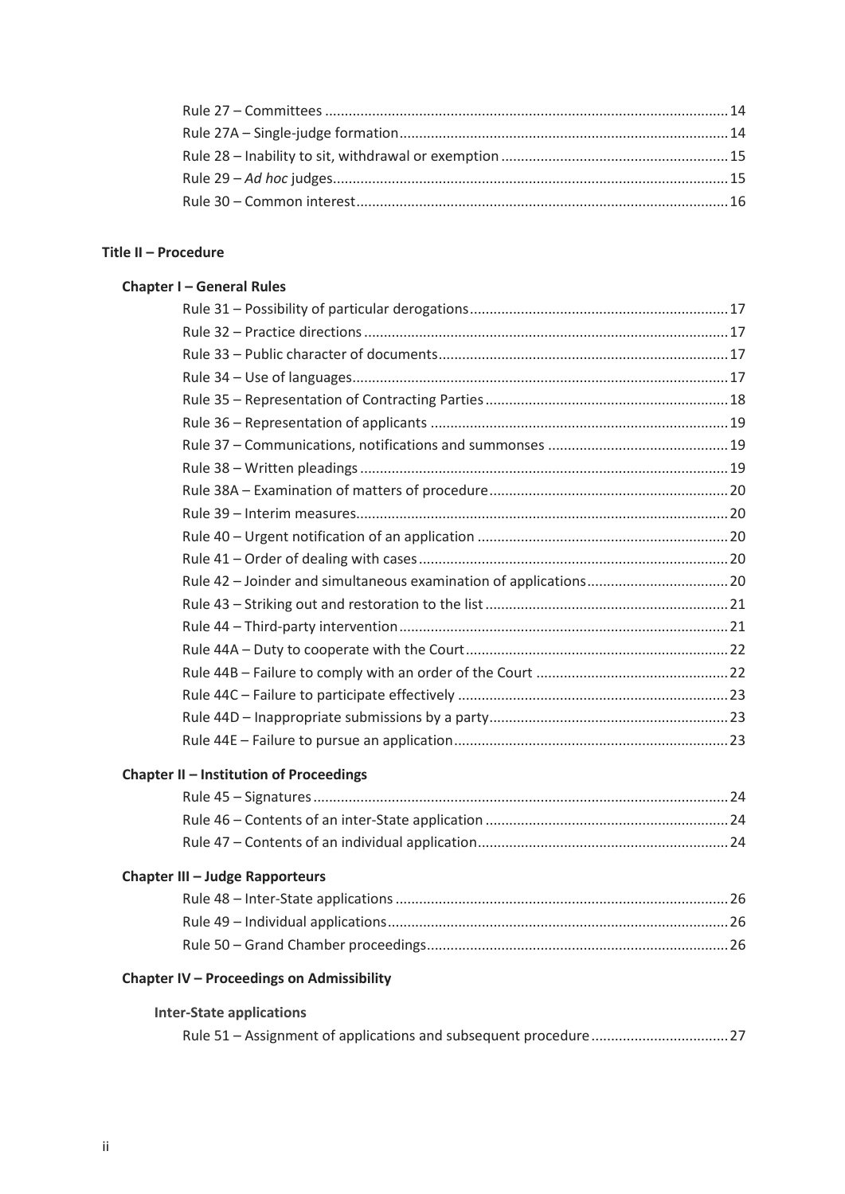Rule 27 – Committees ........................................................................................................ 14
Rule 27A – Single-judge formation...................................................................................... 14
Rule 28 – Inability to sit, withdrawal or exemption ............................................................ 15
Rule 29 – *Ad hoc* judges....................................................................................................... 15
Rule 30 – Common interest................................................................................................. 16

**Title II – Procedure**

**Chapter I – General Rules**

Rule 31 – Possibility of particular derogations.................................................................... 17
Rule 32 – Practice directions ............................................................................................... 17
Rule 33 – Public character of documents............................................................................ 17
Rule 34 – Use of languages.................................................................................................. 17
Rule 35 – Representation of Contracting Parties ................................................................ 18
Rule 36 – Representation of applicants .............................................................................. 19
Rule 37 – Communications, notifications and summonses ................................................ 19
Rule 38 – Written pleadings ................................................................................................ 19
Rule 38A – Examination of matters of procedure............................................................... 20
Rule 39 – Interim measures................................................................................................. 20
Rule 40 – Urgent notification of an application .................................................................. 20
Rule 41 – Order of dealing with cases ................................................................................. 20
Rule 42 – Joinder and simultaneous examination of applications...................................... 20
Rule 43 – Striking out and restoration to the list ................................................................ 21
Rule 44 – Third-party intervention...................................................................................... 21
Rule 44A – Duty to cooperate with the Court ..................................................................... 22
Rule 44B – Failure to comply with an order of the Court ................................................... 22
Rule 44C – Failure to participate effectively ....................................................................... 23
Rule 44D – Inappropriate submissions by a party............................................................... 23
Rule 44E – Failure to pursue an application........................................................................ 23

**Chapter II – Institution of Proceedings**

Rule 45 – Signatures............................................................................................................ 24
Rule 46 – Contents of an inter-State application ................................................................ 24
Rule 47 – Contents of an individual application.................................................................. 24

**Chapter III – Judge Rapporteurs**

Rule 48 – Inter-State applications ....................................................................................... 26
Rule 49 – Individual applications......................................................................................... 26
Rule 50 – Grand Chamber proceedings............................................................................... 26

**Chapter IV – Proceedings on Admissibility**

**Inter-State applications**

Rule 51 – Assignment of applications and subsequent procedure ..................................... 27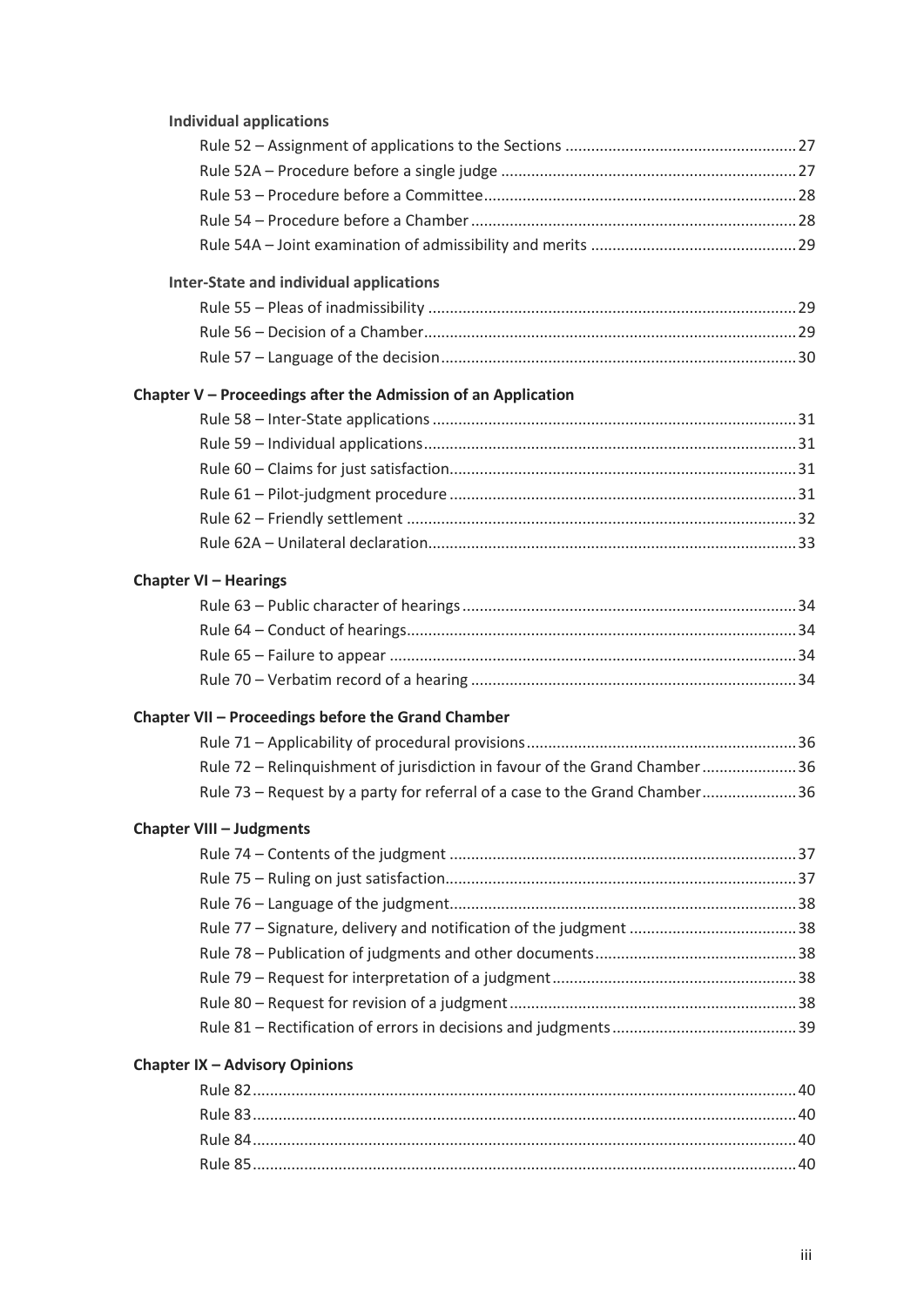**Individual applications**

Rule 52 – Assignment of applications to the Sections ..... 27
Rule 52A – Procedure before a single judge ..... 27
Rule 53 – Procedure before a Committee ..... 28
Rule 54 – Procedure before a Chamber ..... 28
Rule 54A – Joint examination of admissibility and merits ..... 29

**Inter-State and individual applications**

Rule 55 – Pleas of inadmissibility ..... 29
Rule 56 – Decision of a Chamber ..... 29
Rule 57 – Language of the decision ..... 30

**Chapter V – Proceedings after the Admission of an Application**

Rule 58 – Inter-State applications ..... 31
Rule 59 – Individual applications ..... 31
Rule 60 – Claims for just satisfaction ..... 31
Rule 61 – Pilot-judgment procedure ..... 31
Rule 62 – Friendly settlement ..... 32
Rule 62A – Unilateral declaration ..... 33

**Chapter VI – Hearings**

Rule 63 – Public character of hearings ..... 34
Rule 64 – Conduct of hearings ..... 34
Rule 65 – Failure to appear ..... 34
Rule 70 – Verbatim record of a hearing ..... 34

**Chapter VII – Proceedings before the Grand Chamber**

Rule 71 – Applicability of procedural provisions ..... 36
Rule 72 – Relinquishment of jurisdiction in favour of the Grand Chamber ..... 36
Rule 73 – Request by a party for referral of a case to the Grand Chamber ..... 36

**Chapter VIII – Judgments**

Rule 74 – Contents of the judgment ..... 37
Rule 75 – Ruling on just satisfaction ..... 37
Rule 76 – Language of the judgment ..... 38
Rule 77 – Signature, delivery and notification of the judgment ..... 38
Rule 78 – Publication of judgments and other documents ..... 38
Rule 79 – Request for interpretation of a judgment ..... 38
Rule 80 – Request for revision of a judgment ..... 38
Rule 81 – Rectification of errors in decisions and judgments ..... 39

**Chapter IX – Advisory Opinions**

Rule 82 ..... 40
Rule 83 ..... 40
Rule 84 ..... 40
Rule 85 ..... 40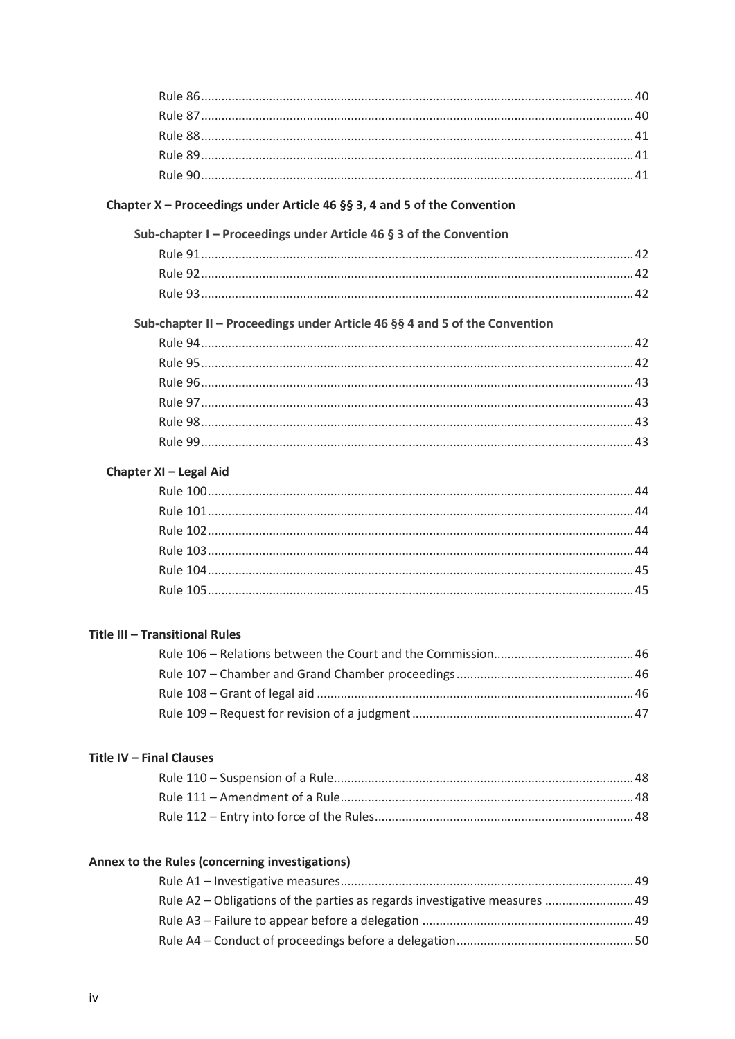Rule 86 ... 40
Rule 87 ... 40
Rule 88 ... 41
Rule 89 ... 41
Rule 90 ... 41

**Chapter X – Proceedings under Article 46 §§ 3, 4 and 5 of the Convention**

**Sub-chapter I – Proceedings under Article 46 § 3 of the Convention**

Rule 91 ... 42
Rule 92 ... 42
Rule 93 ... 42

**Sub-chapter II – Proceedings under Article 46 §§ 4 and 5 of the Convention**

Rule 94 ... 42
Rule 95 ... 42
Rule 96 ... 43
Rule 97 ... 43
Rule 98 ... 43
Rule 99 ... 43

**Chapter XI – Legal Aid**

Rule 100 ... 44
Rule 101 ... 44
Rule 102 ... 44
Rule 103 ... 44
Rule 104 ... 45
Rule 105 ... 45

**Title III – Transitional Rules**

Rule 106 – Relations between the Court and the Commission ... 46
Rule 107 – Chamber and Grand Chamber proceedings ... 46
Rule 108 – Grant of legal aid ... 46
Rule 109 – Request for revision of a judgment ... 47

**Title IV – Final Clauses**

Rule 110 – Suspension of a Rule ... 48
Rule 111 – Amendment of a Rule ... 48
Rule 112 – Entry into force of the Rules ... 48

**Annex to the Rules (concerning investigations)**

Rule A1 – Investigative measures ... 49
Rule A2 – Obligations of the parties as regards investigative measures ... 49
Rule A3 – Failure to appear before a delegation ... 49
Rule A4 – Conduct of proceedings before a delegation ... 50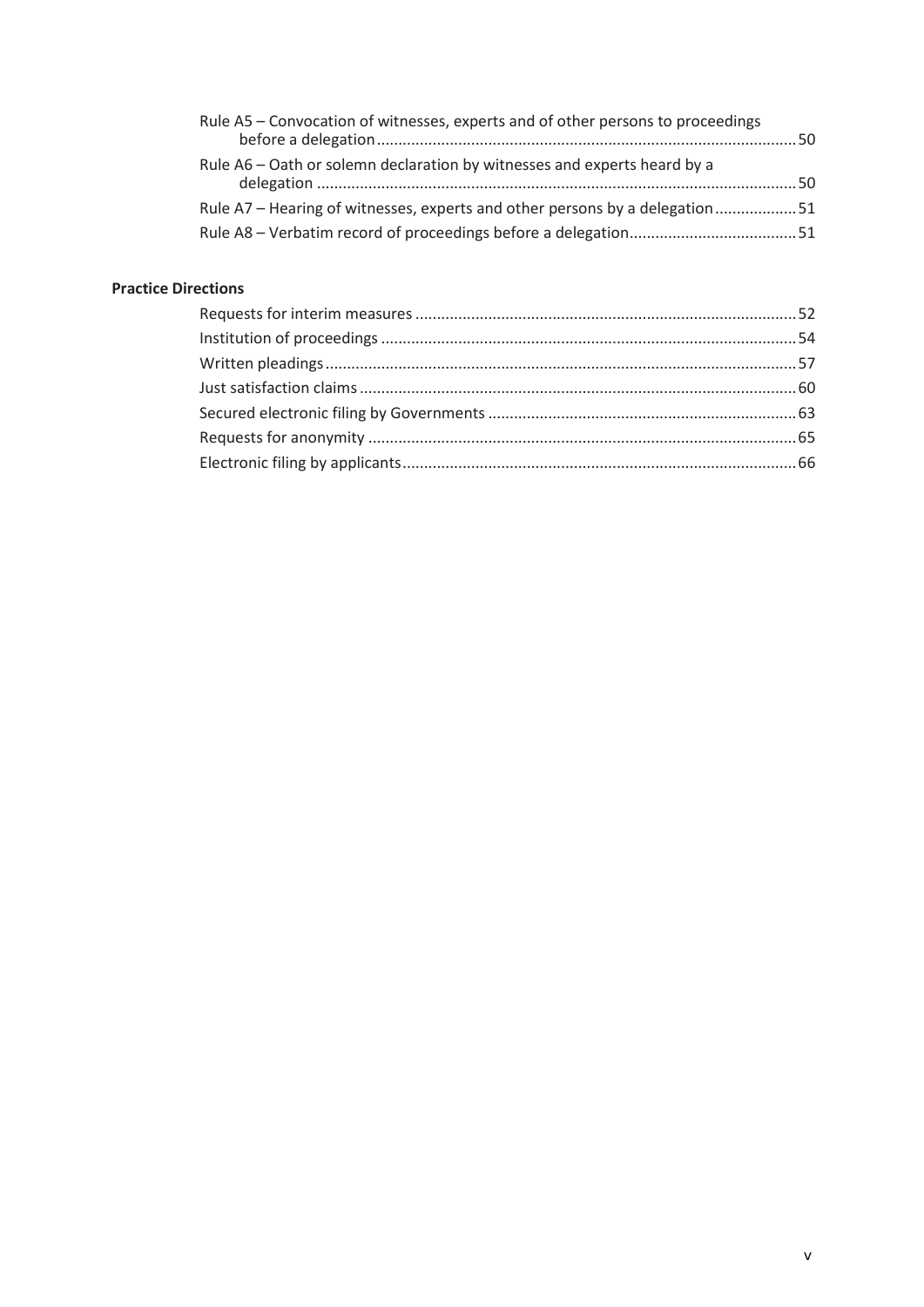Rule A5 – Convocation of witnesses, experts and of other persons to proceedings before a delegation ..... 50

Rule A6 – Oath or solemn declaration by witnesses and experts heard by a delegation ..... 50

Rule A7 – Hearing of witnesses, experts and other persons by a delegation ..... 51

Rule A8 – Verbatim record of proceedings before a delegation ..... 51

**Practice Directions**

Requests for interim measures ..... 52

Institution of proceedings ..... 54

Written pleadings ..... 57

Just satisfaction claims ..... 60

Secured electronic filing by Governments ..... 63

Requests for anonymity ..... 65

Electronic filing by applicants ..... 66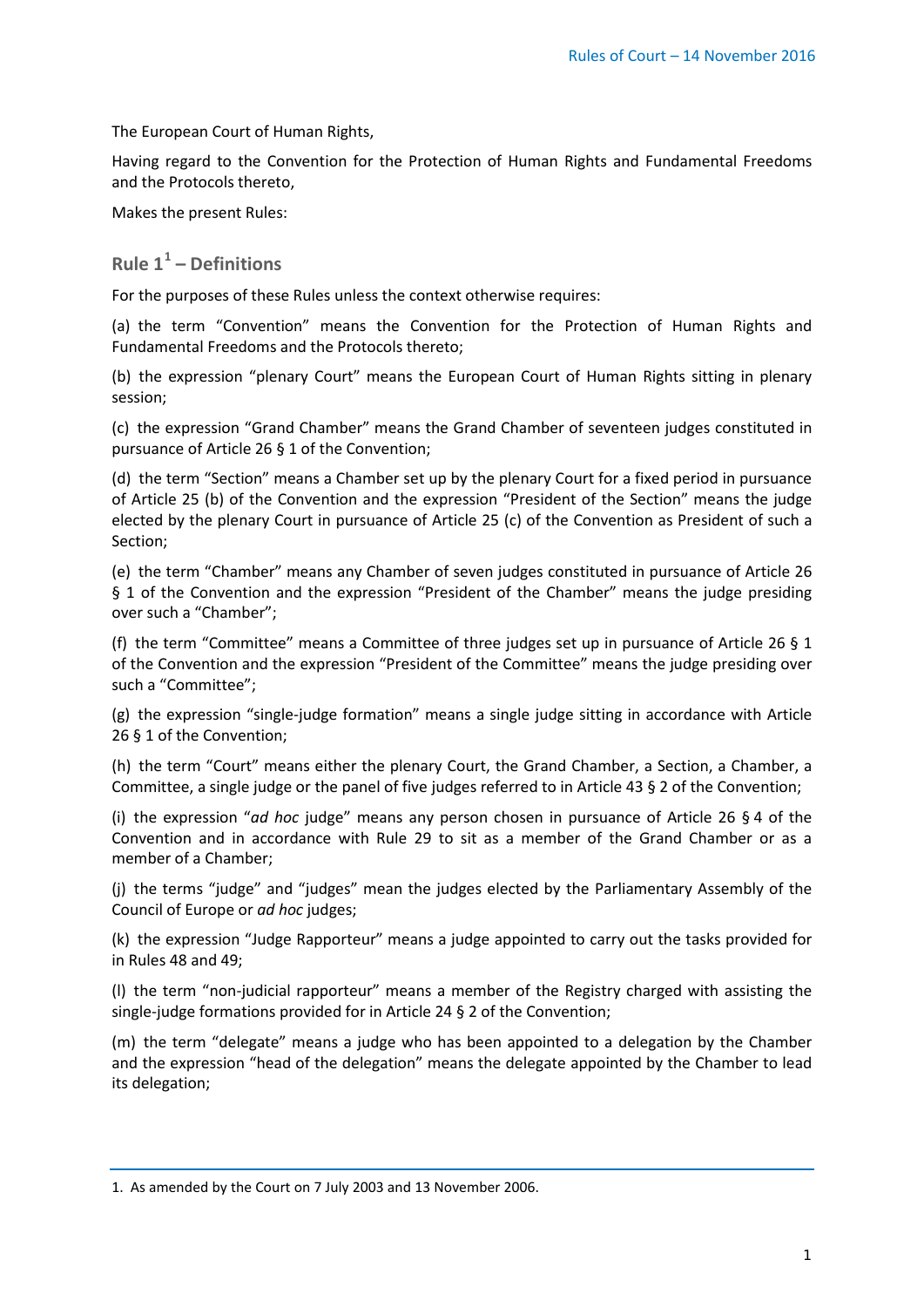The European Court of Human Rights,

Having regard to the Convention for the Protection of Human Rights and Fundamental Freedoms and the Protocols thereto,

Makes the present Rules:

## Rule 1[1] – Definitions

For the purposes of these Rules unless the context otherwise requires:

(a) the term "Convention" means the Convention for the Protection of Human Rights and Fundamental Freedoms and the Protocols thereto;

(b) the expression "plenary Court" means the European Court of Human Rights sitting in plenary session;

(c) the expression "Grand Chamber" means the Grand Chamber of seventeen judges constituted in pursuance of Article 26 § 1 of the Convention;

(d) the term "Section" means a Chamber set up by the plenary Court for a fixed period in pursuance of Article 25 (b) of the Convention and the expression "President of the Section" means the judge elected by the plenary Court in pursuance of Article 25 (c) of the Convention as President of such a Section;

(e) the term "Chamber" means any Chamber of seven judges constituted in pursuance of Article 26 § 1 of the Convention and the expression "President of the Chamber" means the judge presiding over such a "Chamber";

(f) the term "Committee" means a Committee of three judges set up in pursuance of Article 26 § 1 of the Convention and the expression "President of the Committee" means the judge presiding over such a "Committee";

(g) the expression "single-judge formation" means a single judge sitting in accordance with Article 26 § 1 of the Convention;

(h) the term "Court" means either the plenary Court, the Grand Chamber, a Section, a Chamber, a Committee, a single judge or the panel of five judges referred to in Article 43 § 2 of the Convention;

(i) the expression "*ad hoc* judge" means any person chosen in pursuance of Article 26 § 4 of the Convention and in accordance with Rule 29 to sit as a member of the Grand Chamber or as a member of a Chamber;

(j) the terms "judge" and "judges" mean the judges elected by the Parliamentary Assembly of the Council of Europe or *ad hoc* judges;

(k) the expression "Judge Rapporteur" means a judge appointed to carry out the tasks provided for in Rules 48 and 49;

(l) the term "non-judicial rapporteur" means a member of the Registry charged with assisting the single-judge formations provided for in Article 24 § 2 of the Convention;

(m) the term "delegate" means a judge who has been appointed to a delegation by the Chamber and the expression "head of the delegation" means the delegate appointed by the Chamber to lead its delegation;

---

1. As amended by the Court on 7 July 2003 and 13 November 2006.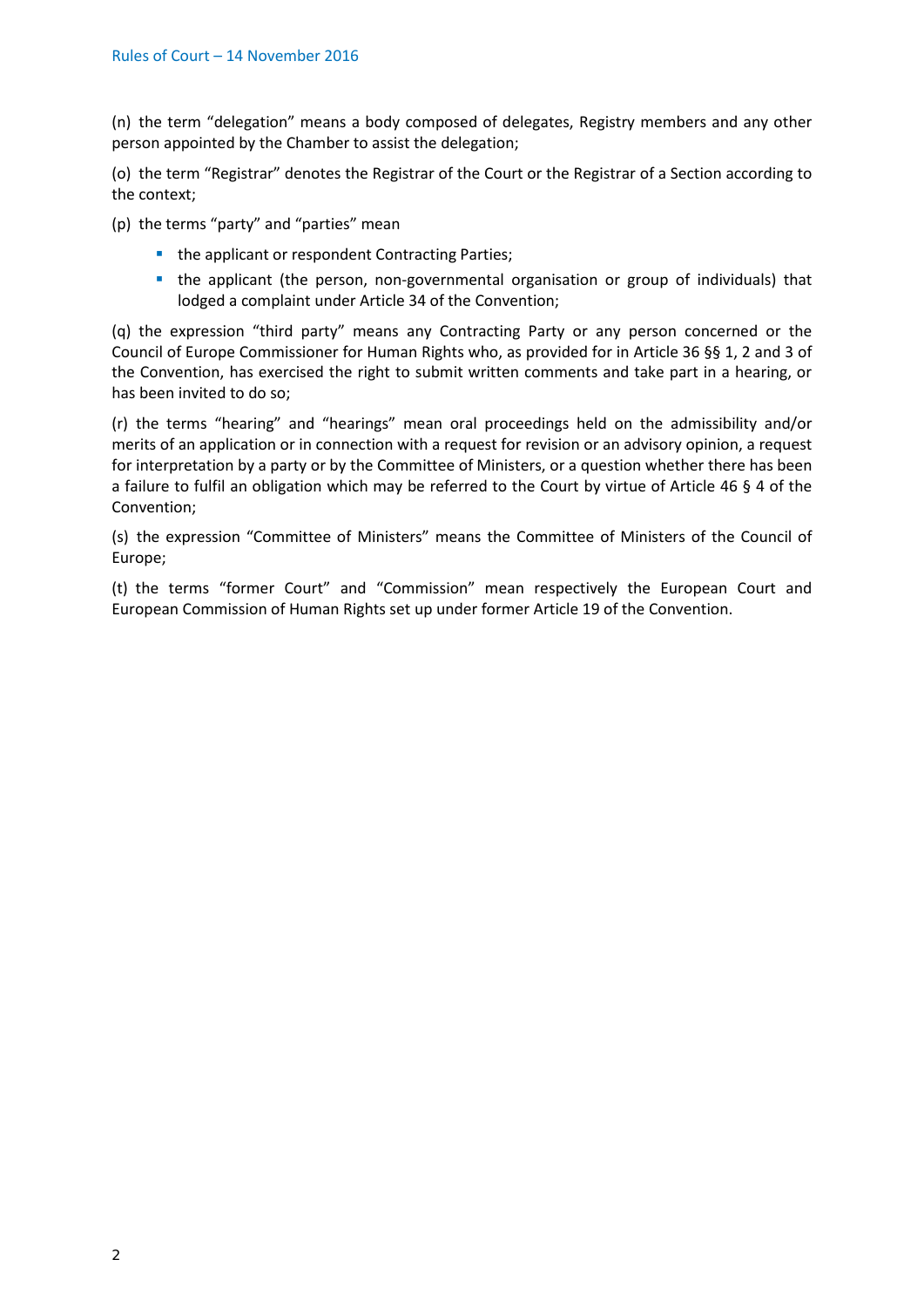(n) the term "delegation" means a body composed of delegates, Registry members and any other person appointed by the Chamber to assist the delegation;

(o) the term "Registrar" denotes the Registrar of the Court or the Registrar of a Section according to the context;

(p) the terms "party" and "parties" mean

- the applicant or respondent Contracting Parties;
- the applicant (the person, non-governmental organisation or group of individuals) that lodged a complaint under Article 34 of the Convention;

(q) the expression "third party" means any Contracting Party or any person concerned or the Council of Europe Commissioner for Human Rights who, as provided for in Article 36 §§ 1, 2 and 3 of the Convention, has exercised the right to submit written comments and take part in a hearing, or has been invited to do so;

(r) the terms "hearing" and "hearings" mean oral proceedings held on the admissibility and/or merits of an application or in connection with a request for revision or an advisory opinion, a request for interpretation by a party or by the Committee of Ministers, or a question whether there has been a failure to fulfil an obligation which may be referred to the Court by virtue of Article 46 § 4 of the Convention;

(s) the expression "Committee of Ministers" means the Committee of Ministers of the Council of Europe;

(t) the terms "former Court" and "Commission" mean respectively the European Court and European Commission of Human Rights set up under former Article 19 of the Convention.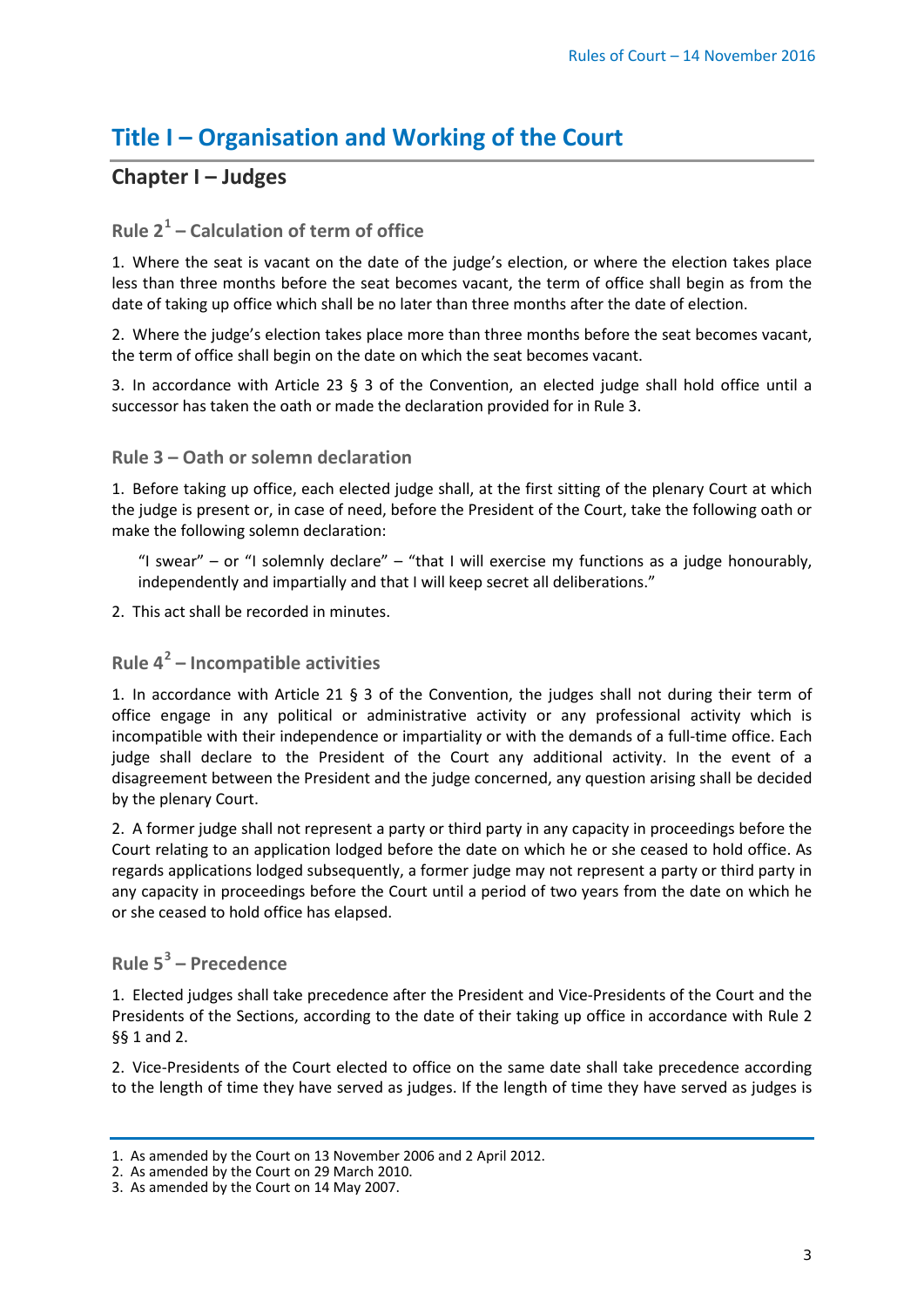# Title I – Organisation and Working of the Court

## Chapter I – Judges

### Rule 2[1] – Calculation of term of office

1. Where the seat is vacant on the date of the judge's election, or where the election takes place less than three months before the seat becomes vacant, the term of office shall begin as from the date of taking up office which shall be no later than three months after the date of election.

2. Where the judge's election takes place more than three months before the seat becomes vacant, the term of office shall begin on the date on which the seat becomes vacant.

3. In accordance with Article 23 § 3 of the Convention, an elected judge shall hold office until a successor has taken the oath or made the declaration provided for in Rule 3.

### Rule 3 – Oath or solemn declaration

1. Before taking up office, each elected judge shall, at the first sitting of the plenary Court at which the judge is present or, in case of need, before the President of the Court, take the following oath or make the following solemn declaration:

> "I swear" – or "I solemnly declare" – "that I will exercise my functions as a judge honourably, independently and impartially and that I will keep secret all deliberations."

2. This act shall be recorded in minutes.

### Rule 4[2] – Incompatible activities

1. In accordance with Article 21 § 3 of the Convention, the judges shall not during their term of office engage in any political or administrative activity or any professional activity which is incompatible with their independence or impartiality or with the demands of a full-time office. Each judge shall declare to the President of the Court any additional activity. In the event of a disagreement between the President and the judge concerned, any question arising shall be decided by the plenary Court.

2. A former judge shall not represent a party or third party in any capacity in proceedings before the Court relating to an application lodged before the date on which he or she ceased to hold office. As regards applications lodged subsequently, a former judge may not represent a party or third party in any capacity in proceedings before the Court until a period of two years from the date on which he or she ceased to hold office has elapsed.

### Rule 5[3] – Precedence

1. Elected judges shall take precedence after the President and Vice-Presidents of the Court and the Presidents of the Sections, according to the date of their taking up office in accordance with Rule 2 §§ 1 and 2.

2. Vice-Presidents of the Court elected to office on the same date shall take precedence according to the length of time they have served as judges. If the length of time they have served as judges is

---

1. As amended by the Court on 13 November 2006 and 2 April 2012.
2. As amended by the Court on 29 March 2010.
3. As amended by the Court on 14 May 2007.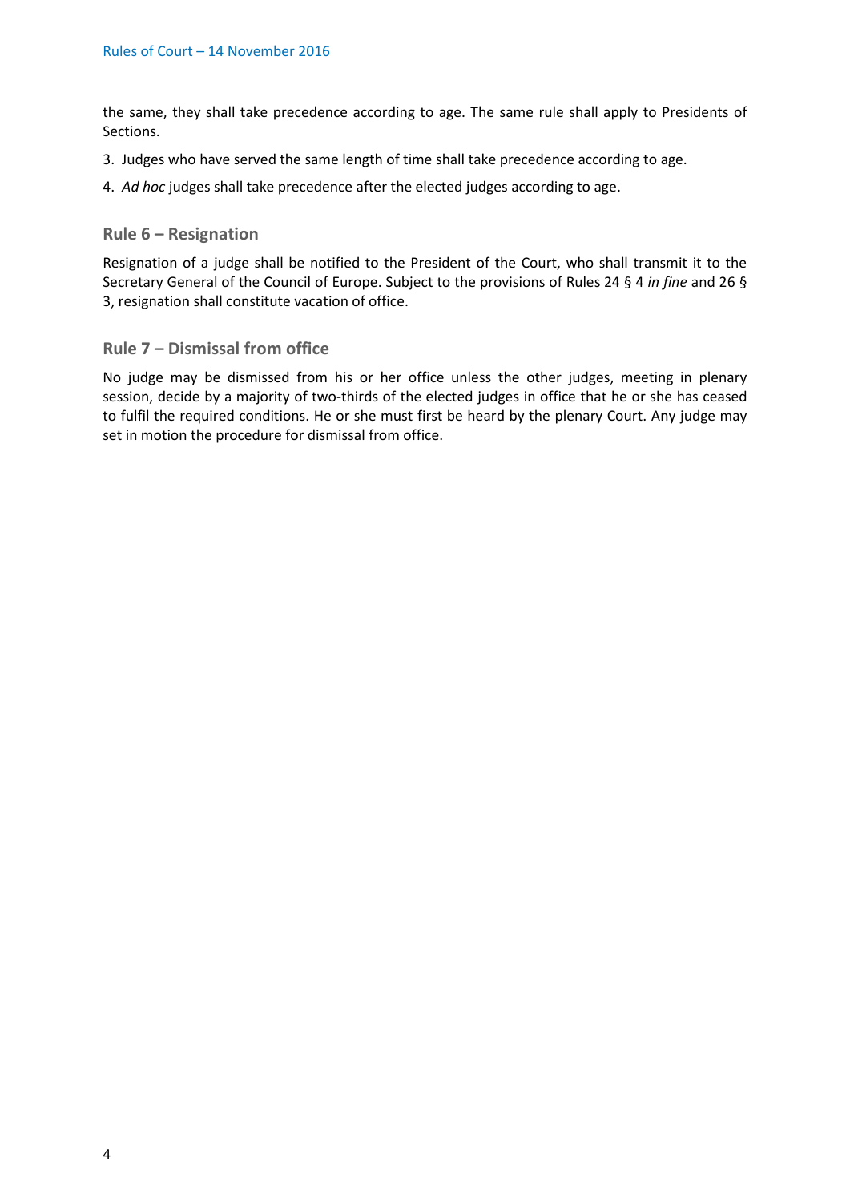the same, they shall take precedence according to age. The same rule shall apply to Presidents of Sections.

3. Judges who have served the same length of time shall take precedence according to age.

4. *Ad hoc* judges shall take precedence after the elected judges according to age.

### Rule 6 – Resignation

Resignation of a judge shall be notified to the President of the Court, who shall transmit it to the Secretary General of the Council of Europe. Subject to the provisions of Rules 24 § 4 *in fine* and 26 § 3, resignation shall constitute vacation of office.

### Rule 7 – Dismissal from office

No judge may be dismissed from his or her office unless the other judges, meeting in plenary session, decide by a majority of two-thirds of the elected judges in office that he or she has ceased to fulfil the required conditions. He or she must first be heard by the plenary Court. Any judge may set in motion the procedure for dismissal from office.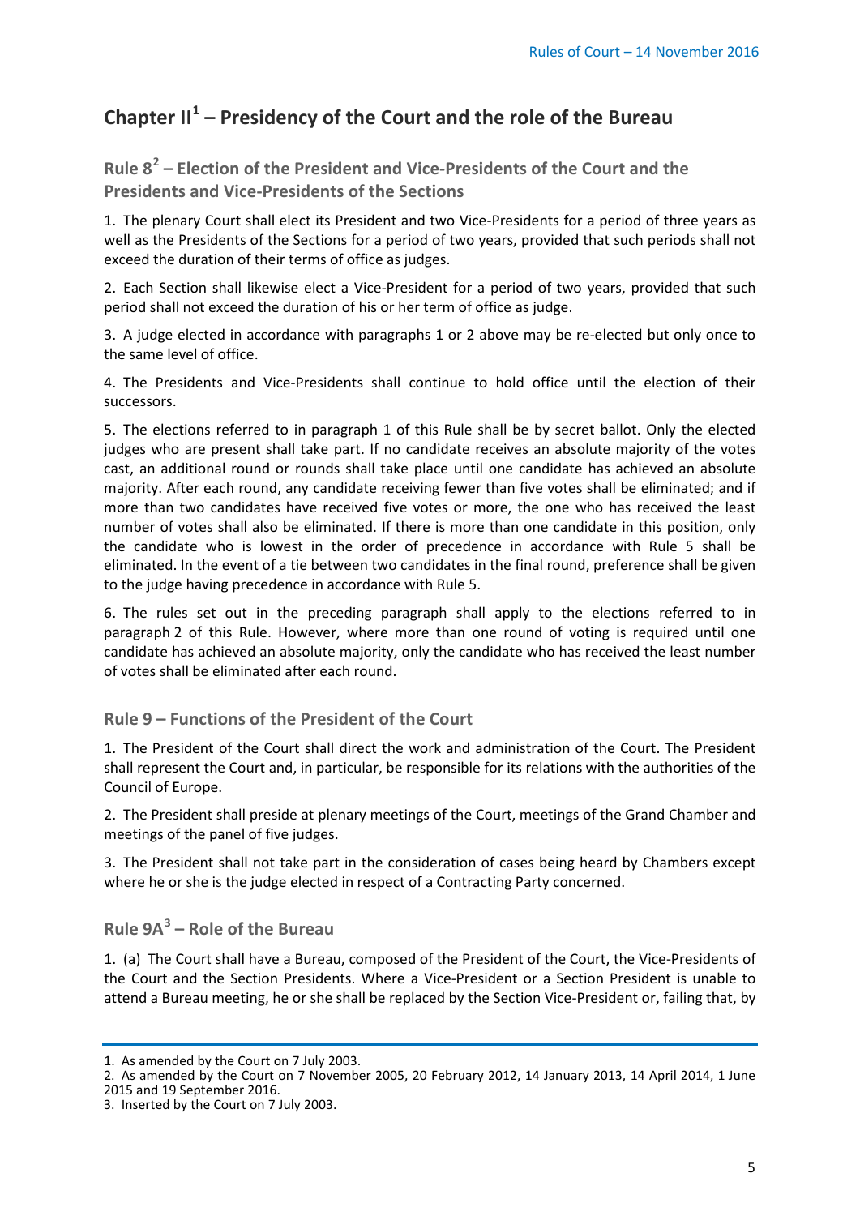## Chapter II[1] – Presidency of the Court and the role of the Bureau

### Rule 8[2] – Election of the President and Vice-Presidents of the Court and the Presidents and Vice-Presidents of the Sections

1. The plenary Court shall elect its President and two Vice-Presidents for a period of three years as well as the Presidents of the Sections for a period of two years, provided that such periods shall not exceed the duration of their terms of office as judges.

2. Each Section shall likewise elect a Vice-President for a period of two years, provided that such period shall not exceed the duration of his or her term of office as judge.

3. A judge elected in accordance with paragraphs 1 or 2 above may be re-elected but only once to the same level of office.

4. The Presidents and Vice-Presidents shall continue to hold office until the election of their successors.

5. The elections referred to in paragraph 1 of this Rule shall be by secret ballot. Only the elected judges who are present shall take part. If no candidate receives an absolute majority of the votes cast, an additional round or rounds shall take place until one candidate has achieved an absolute majority. After each round, any candidate receiving fewer than five votes shall be eliminated; and if more than two candidates have received five votes or more, the one who has received the least number of votes shall also be eliminated. If there is more than one candidate in this position, only the candidate who is lowest in the order of precedence in accordance with Rule 5 shall be eliminated. In the event of a tie between two candidates in the final round, preference shall be given to the judge having precedence in accordance with Rule 5.

6. The rules set out in the preceding paragraph shall apply to the elections referred to in paragraph 2 of this Rule. However, where more than one round of voting is required until one candidate has achieved an absolute majority, only the candidate who has received the least number of votes shall be eliminated after each round.

### Rule 9 – Functions of the President of the Court

1. The President of the Court shall direct the work and administration of the Court. The President shall represent the Court and, in particular, be responsible for its relations with the authorities of the Council of Europe.

2. The President shall preside at plenary meetings of the Court, meetings of the Grand Chamber and meetings of the panel of five judges.

3. The President shall not take part in the consideration of cases being heard by Chambers except where he or she is the judge elected in respect of a Contracting Party concerned.

### Rule 9A[3] – Role of the Bureau

1. (a) The Court shall have a Bureau, composed of the President of the Court, the Vice-Presidents of the Court and the Section Presidents. Where a Vice-President or a Section President is unable to attend a Bureau meeting, he or she shall be replaced by the Section Vice-President or, failing that, by

---

1. As amended by the Court on 7 July 2003.
2. As amended by the Court on 7 November 2005, 20 February 2012, 14 January 2013, 14 April 2014, 1 June 2015 and 19 September 2016.
3. Inserted by the Court on 7 July 2003.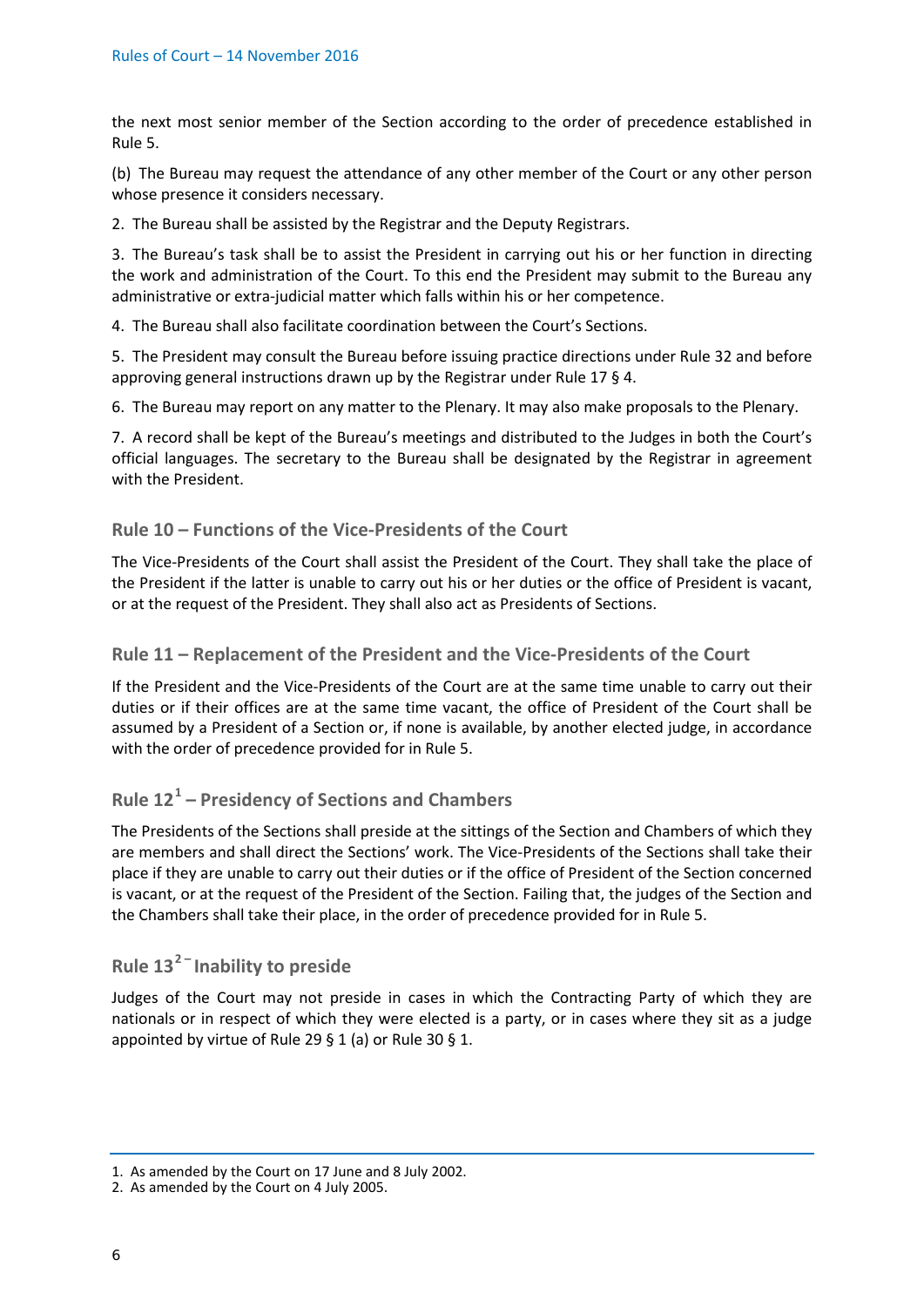the next most senior member of the Section according to the order of precedence established in Rule 5.

(b) The Bureau may request the attendance of any other member of the Court or any other person whose presence it considers necessary.

2. The Bureau shall be assisted by the Registrar and the Deputy Registrars.

3. The Bureau's task shall be to assist the President in carrying out his or her function in directing the work and administration of the Court. To this end the President may submit to the Bureau any administrative or extra-judicial matter which falls within his or her competence.

4. The Bureau shall also facilitate coordination between the Court's Sections.

5. The President may consult the Bureau before issuing practice directions under Rule 32 and before approving general instructions drawn up by the Registrar under Rule 17 § 4.

6. The Bureau may report on any matter to the Plenary. It may also make proposals to the Plenary.

7. A record shall be kept of the Bureau's meetings and distributed to the Judges in both the Court's official languages. The secretary to the Bureau shall be designated by the Registrar in agreement with the President.

### Rule 10 – Functions of the Vice-Presidents of the Court

The Vice-Presidents of the Court shall assist the President of the Court. They shall take the place of the President if the latter is unable to carry out his or her duties or the office of President is vacant, or at the request of the President. They shall also act as Presidents of Sections.

### Rule 11 – Replacement of the President and the Vice-Presidents of the Court

If the President and the Vice-Presidents of the Court are at the same time unable to carry out their duties or if their offices are at the same time vacant, the office of President of the Court shall be assumed by a President of a Section or, if none is available, by another elected judge, in accordance with the order of precedence provided for in Rule 5.

### Rule 12[1] – Presidency of Sections and Chambers

The Presidents of the Sections shall preside at the sittings of the Section and Chambers of which they are members and shall direct the Sections' work. The Vice-Presidents of the Sections shall take their place if they are unable to carry out their duties or if the office of President of the Section concerned is vacant, or at the request of the President of the Section. Failing that, the judges of the Section and the Chambers shall take their place, in the order of precedence provided for in Rule 5.

### Rule 13[2] – Inability to preside

Judges of the Court may not preside in cases in which the Contracting Party of which they are nationals or in respect of which they were elected is a party, or in cases where they sit as a judge appointed by virtue of Rule 29 § 1 (a) or Rule 30 § 1.

1. As amended by the Court on 17 June and 8 July 2002.
2. As amended by the Court on 4 July 2005.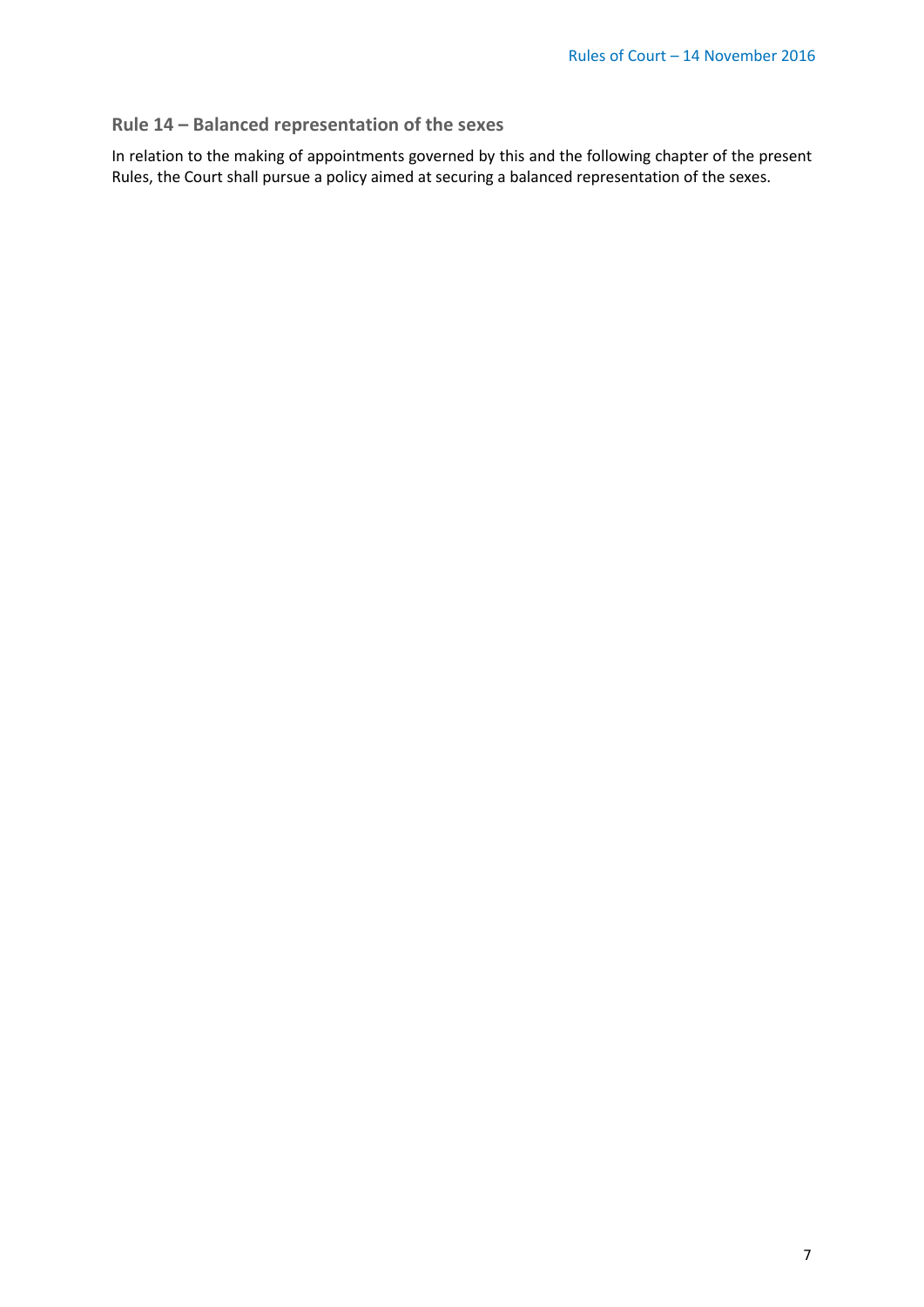### Rule 14 – Balanced representation of the sexes

In relation to the making of appointments governed by this and the following chapter of the present Rules, the Court shall pursue a policy aimed at securing a balanced representation of the sexes.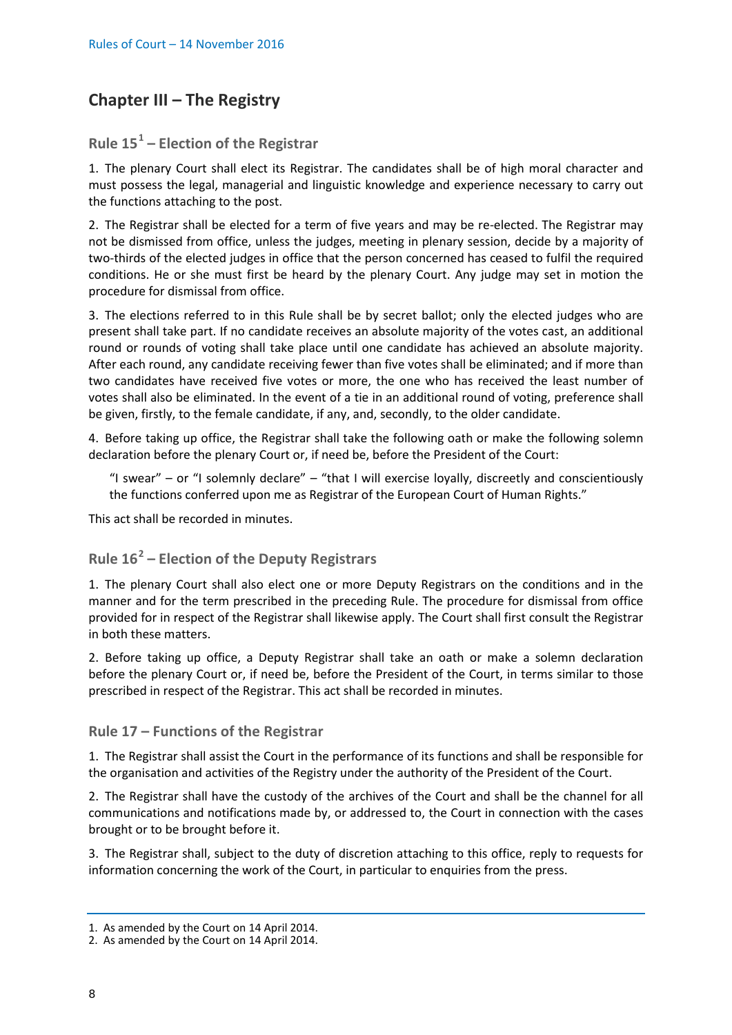## Chapter III – The Registry

### Rule 15[1] – Election of the Registrar

1. The plenary Court shall elect its Registrar. The candidates shall be of high moral character and must possess the legal, managerial and linguistic knowledge and experience necessary to carry out the functions attaching to the post.

2. The Registrar shall be elected for a term of five years and may be re-elected. The Registrar may not be dismissed from office, unless the judges, meeting in plenary session, decide by a majority of two-thirds of the elected judges in office that the person concerned has ceased to fulfil the required conditions. He or she must first be heard by the plenary Court. Any judge may set in motion the procedure for dismissal from office.

3. The elections referred to in this Rule shall be by secret ballot; only the elected judges who are present shall take part. If no candidate receives an absolute majority of the votes cast, an additional round or rounds of voting shall take place until one candidate has achieved an absolute majority. After each round, any candidate receiving fewer than five votes shall be eliminated; and if more than two candidates have received five votes or more, the one who has received the least number of votes shall also be eliminated. In the event of a tie in an additional round of voting, preference shall be given, firstly, to the female candidate, if any, and, secondly, to the older candidate.

4. Before taking up office, the Registrar shall take the following oath or make the following solemn declaration before the plenary Court or, if need be, before the President of the Court:

> "I swear" – or "I solemnly declare" – "that I will exercise loyally, discreetly and conscientiously the functions conferred upon me as Registrar of the European Court of Human Rights."

This act shall be recorded in minutes.

### Rule 16[2] – Election of the Deputy Registrars

1. The plenary Court shall also elect one or more Deputy Registrars on the conditions and in the manner and for the term prescribed in the preceding Rule. The procedure for dismissal from office provided for in respect of the Registrar shall likewise apply. The Court shall first consult the Registrar in both these matters.

2. Before taking up office, a Deputy Registrar shall take an oath or make a solemn declaration before the plenary Court or, if need be, before the President of the Court, in terms similar to those prescribed in respect of the Registrar. This act shall be recorded in minutes.

### Rule 17 – Functions of the Registrar

1. The Registrar shall assist the Court in the performance of its functions and shall be responsible for the organisation and activities of the Registry under the authority of the President of the Court.

2. The Registrar shall have the custody of the archives of the Court and shall be the channel for all communications and notifications made by, or addressed to, the Court in connection with the cases brought or to be brought before it.

3. The Registrar shall, subject to the duty of discretion attaching to this office, reply to requests for information concerning the work of the Court, in particular to enquiries from the press.

---

1. As amended by the Court on 14 April 2014.
2. As amended by the Court on 14 April 2014.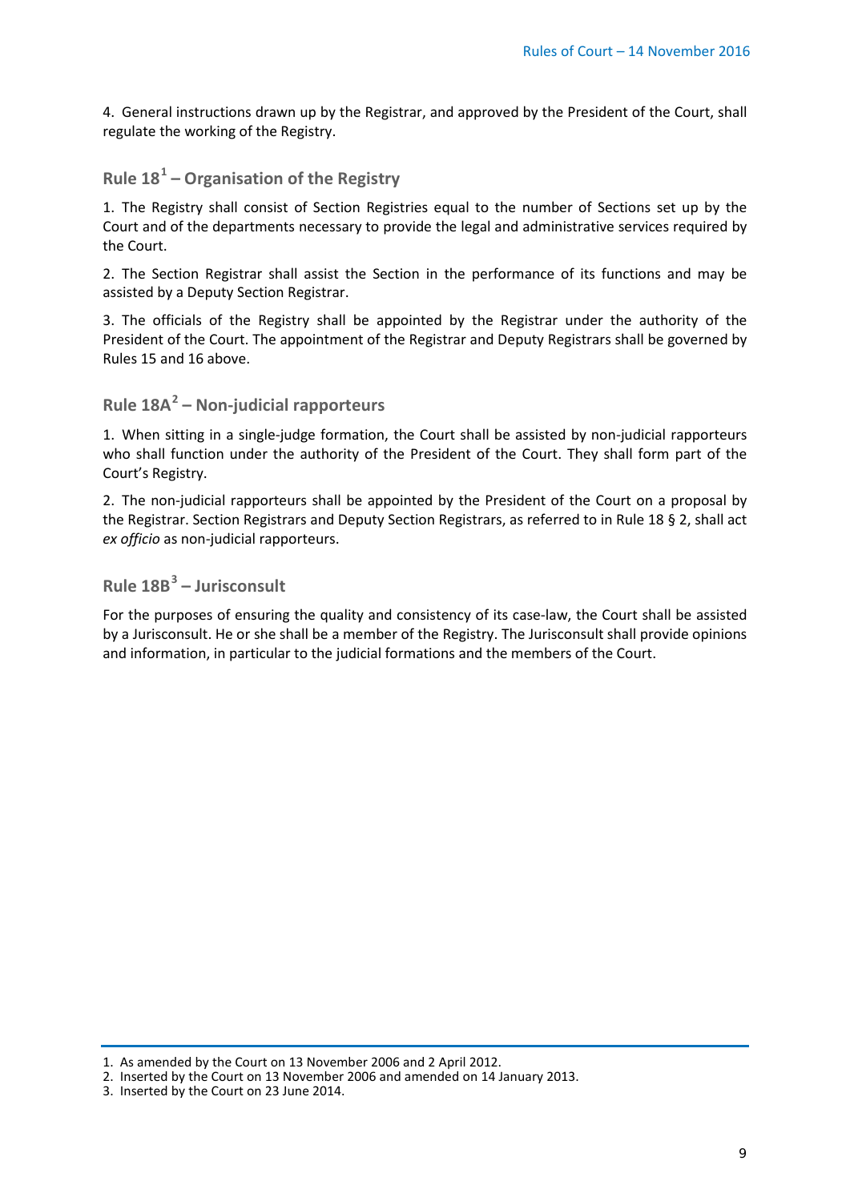4. General instructions drawn up by the Registrar, and approved by the President of the Court, shall regulate the working of the Registry.

## Rule 18[1] – Organisation of the Registry

1. The Registry shall consist of Section Registries equal to the number of Sections set up by the Court and of the departments necessary to provide the legal and administrative services required by the Court.

2. The Section Registrar shall assist the Section in the performance of its functions and may be assisted by a Deputy Section Registrar.

3. The officials of the Registry shall be appointed by the Registrar under the authority of the President of the Court. The appointment of the Registrar and Deputy Registrars shall be governed by Rules 15 and 16 above.

## Rule 18A[2] – Non-judicial rapporteurs

1. When sitting in a single-judge formation, the Court shall be assisted by non-judicial rapporteurs who shall function under the authority of the President of the Court. They shall form part of the Court's Registry.

2. The non-judicial rapporteurs shall be appointed by the President of the Court on a proposal by the Registrar. Section Registrars and Deputy Section Registrars, as referred to in Rule 18 § 2, shall act *ex officio* as non-judicial rapporteurs.

## Rule 18B[3] – Jurisconsult

For the purposes of ensuring the quality and consistency of its case-law, the Court shall be assisted by a Jurisconsult. He or she shall be a member of the Registry. The Jurisconsult shall provide opinions and information, in particular to the judicial formations and the members of the Court.

---

1. As amended by the Court on 13 November 2006 and 2 April 2012.
2. Inserted by the Court on 13 November 2006 and amended on 14 January 2013.
3. Inserted by the Court on 23 June 2014.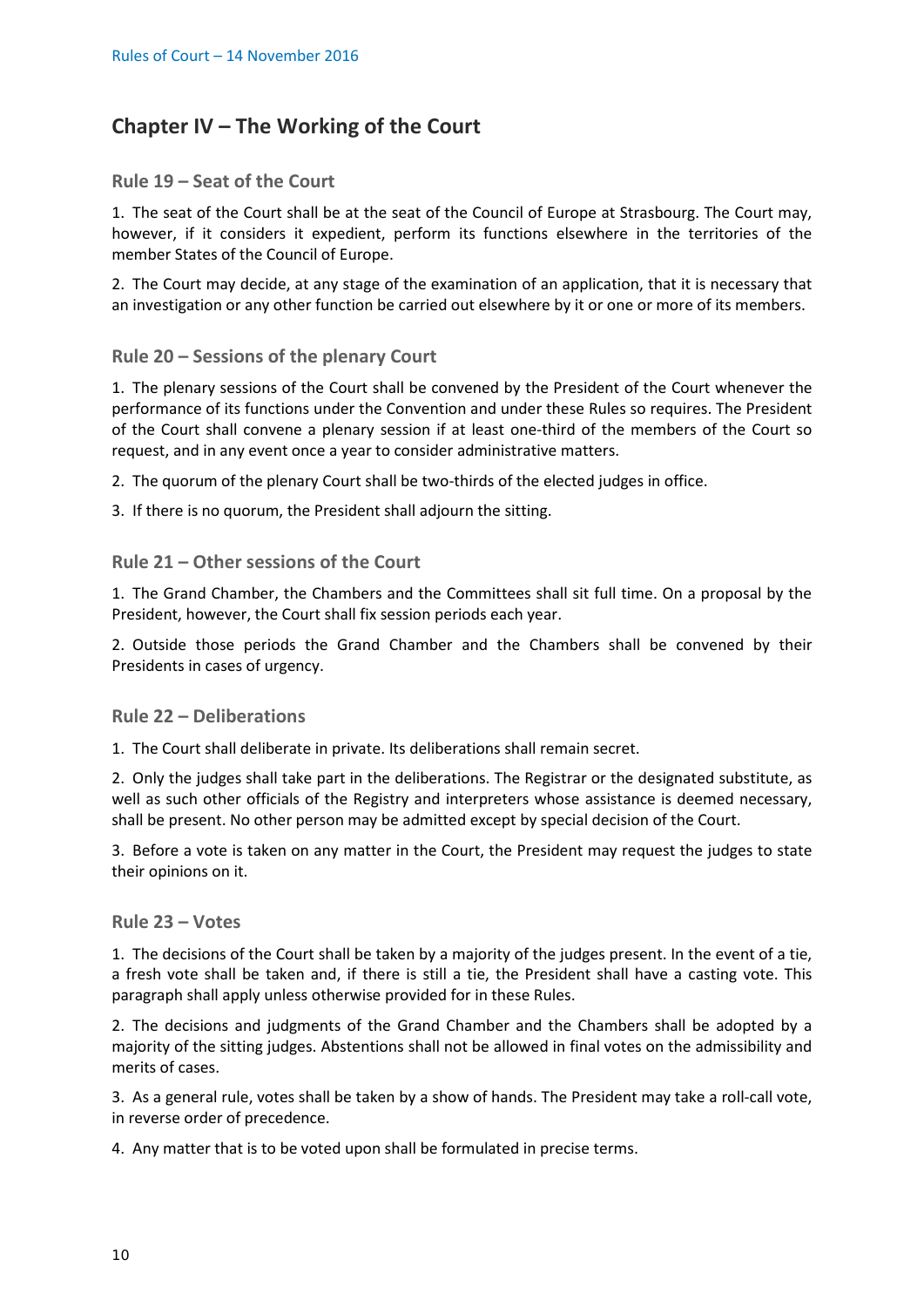## Chapter IV – The Working of the Court

### Rule 19 – Seat of the Court

1. The seat of the Court shall be at the seat of the Council of Europe at Strasbourg. The Court may, however, if it considers it expedient, perform its functions elsewhere in the territories of the member States of the Council of Europe.

2. The Court may decide, at any stage of the examination of an application, that it is necessary that an investigation or any other function be carried out elsewhere by it or one or more of its members.

### Rule 20 – Sessions of the plenary Court

1. The plenary sessions of the Court shall be convened by the President of the Court whenever the performance of its functions under the Convention and under these Rules so requires. The President of the Court shall convene a plenary session if at least one-third of the members of the Court so request, and in any event once a year to consider administrative matters.

2. The quorum of the plenary Court shall be two-thirds of the elected judges in office.

3. If there is no quorum, the President shall adjourn the sitting.

### Rule 21 – Other sessions of the Court

1. The Grand Chamber, the Chambers and the Committees shall sit full time. On a proposal by the President, however, the Court shall fix session periods each year.

2. Outside those periods the Grand Chamber and the Chambers shall be convened by their Presidents in cases of urgency.

### Rule 22 – Deliberations

1. The Court shall deliberate in private. Its deliberations shall remain secret.

2. Only the judges shall take part in the deliberations. The Registrar or the designated substitute, as well as such other officials of the Registry and interpreters whose assistance is deemed necessary, shall be present. No other person may be admitted except by special decision of the Court.

3. Before a vote is taken on any matter in the Court, the President may request the judges to state their opinions on it.

### Rule 23 – Votes

1. The decisions of the Court shall be taken by a majority of the judges present. In the event of a tie, a fresh vote shall be taken and, if there is still a tie, the President shall have a casting vote. This paragraph shall apply unless otherwise provided for in these Rules.

2. The decisions and judgments of the Grand Chamber and the Chambers shall be adopted by a majority of the sitting judges. Abstentions shall not be allowed in final votes on the admissibility and merits of cases.

3. As a general rule, votes shall be taken by a show of hands. The President may take a roll-call vote, in reverse order of precedence.

4. Any matter that is to be voted upon shall be formulated in precise terms.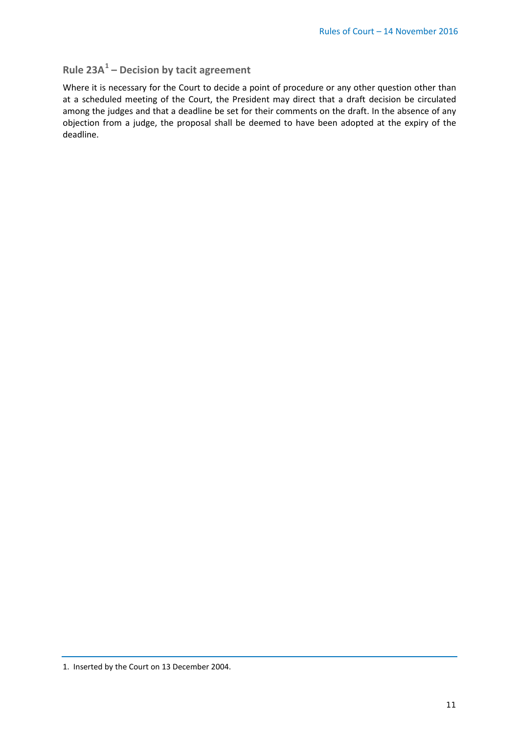## Rule 23A[1] – Decision by tacit agreement

Where it is necessary for the Court to decide a point of procedure or any other question other than at a scheduled meeting of the Court, the President may direct that a draft decision be circulated among the judges and that a deadline be set for their comments on the draft. In the absence of any objection from a judge, the proposal shall be deemed to have been adopted at the expiry of the deadline.

1. Inserted by the Court on 13 December 2004.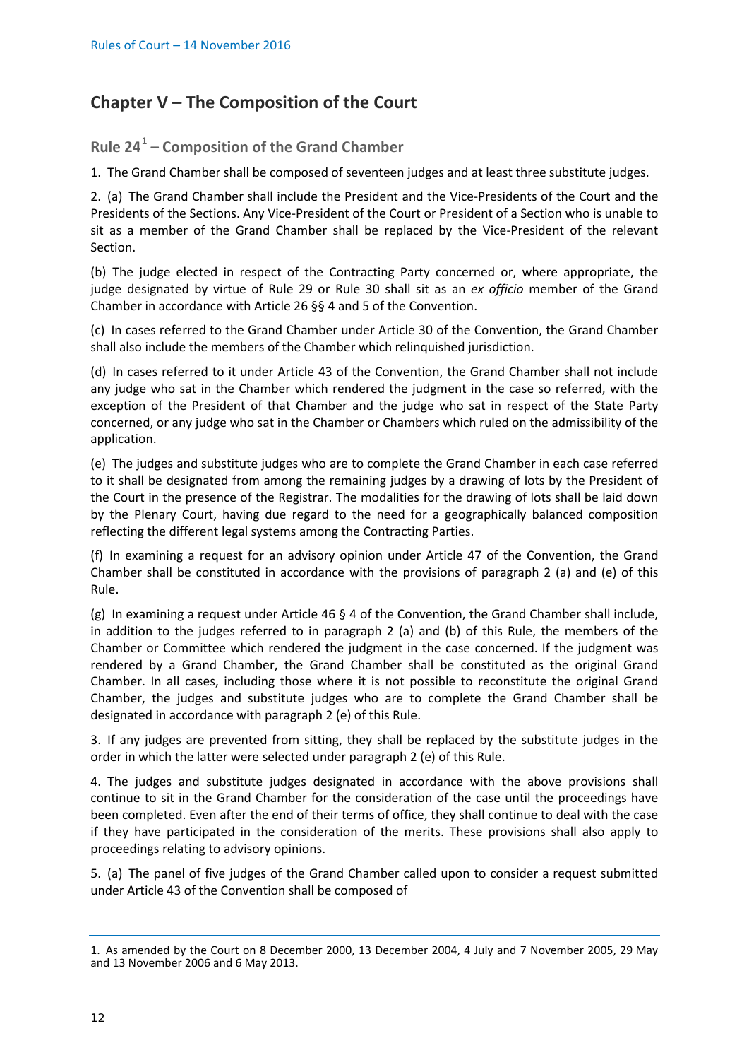## Chapter V – The Composition of the Court

### Rule 24[1] – Composition of the Grand Chamber

1. The Grand Chamber shall be composed of seventeen judges and at least three substitute judges.

2. (a) The Grand Chamber shall include the President and the Vice-Presidents of the Court and the Presidents of the Sections. Any Vice-President of the Court or President of a Section who is unable to sit as a member of the Grand Chamber shall be replaced by the Vice-President of the relevant Section.

(b) The judge elected in respect of the Contracting Party concerned or, where appropriate, the judge designated by virtue of Rule 29 or Rule 30 shall sit as an *ex officio* member of the Grand Chamber in accordance with Article 26 §§ 4 and 5 of the Convention.

(c) In cases referred to the Grand Chamber under Article 30 of the Convention, the Grand Chamber shall also include the members of the Chamber which relinquished jurisdiction.

(d) In cases referred to it under Article 43 of the Convention, the Grand Chamber shall not include any judge who sat in the Chamber which rendered the judgment in the case so referred, with the exception of the President of that Chamber and the judge who sat in respect of the State Party concerned, or any judge who sat in the Chamber or Chambers which ruled on the admissibility of the application.

(e) The judges and substitute judges who are to complete the Grand Chamber in each case referred to it shall be designated from among the remaining judges by a drawing of lots by the President of the Court in the presence of the Registrar. The modalities for the drawing of lots shall be laid down by the Plenary Court, having due regard to the need for a geographically balanced composition reflecting the different legal systems among the Contracting Parties.

(f) In examining a request for an advisory opinion under Article 47 of the Convention, the Grand Chamber shall be constituted in accordance with the provisions of paragraph 2 (a) and (e) of this Rule.

(g) In examining a request under Article 46 § 4 of the Convention, the Grand Chamber shall include, in addition to the judges referred to in paragraph 2 (a) and (b) of this Rule, the members of the Chamber or Committee which rendered the judgment in the case concerned. If the judgment was rendered by a Grand Chamber, the Grand Chamber shall be constituted as the original Grand Chamber. In all cases, including those where it is not possible to reconstitute the original Grand Chamber, the judges and substitute judges who are to complete the Grand Chamber shall be designated in accordance with paragraph 2 (e) of this Rule.

3. If any judges are prevented from sitting, they shall be replaced by the substitute judges in the order in which the latter were selected under paragraph 2 (e) of this Rule.

4. The judges and substitute judges designated in accordance with the above provisions shall continue to sit in the Grand Chamber for the consideration of the case until the proceedings have been completed. Even after the end of their terms of office, they shall continue to deal with the case if they have participated in the consideration of the merits. These provisions shall also apply to proceedings relating to advisory opinions.

5. (a) The panel of five judges of the Grand Chamber called upon to consider a request submitted under Article 43 of the Convention shall be composed of

---

1. As amended by the Court on 8 December 2000, 13 December 2004, 4 July and 7 November 2005, 29 May and 13 November 2006 and 6 May 2013.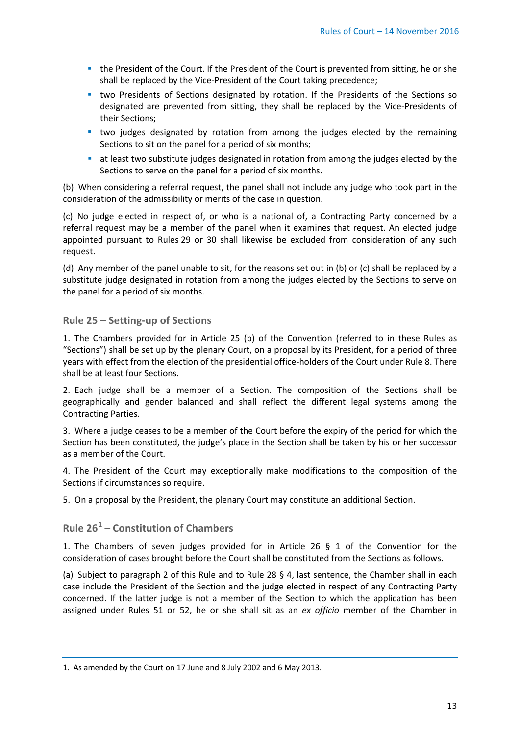- the President of the Court. If the President of the Court is prevented from sitting, he or she shall be replaced by the Vice-President of the Court taking precedence;
- two Presidents of Sections designated by rotation. If the Presidents of the Sections so designated are prevented from sitting, they shall be replaced by the Vice-Presidents of their Sections;
- two judges designated by rotation from among the judges elected by the remaining Sections to sit on the panel for a period of six months;
- at least two substitute judges designated in rotation from among the judges elected by the Sections to serve on the panel for a period of six months.

(b) When considering a referral request, the panel shall not include any judge who took part in the consideration of the admissibility or merits of the case in question.

(c) No judge elected in respect of, or who is a national of, a Contracting Party concerned by a referral request may be a member of the panel when it examines that request. An elected judge appointed pursuant to Rules 29 or 30 shall likewise be excluded from consideration of any such request.

(d) Any member of the panel unable to sit, for the reasons set out in (b) or (c) shall be replaced by a substitute judge designated in rotation from among the judges elected by the Sections to serve on the panel for a period of six months.

### Rule 25 – Setting-up of Sections

1. The Chambers provided for in Article 25 (b) of the Convention (referred to in these Rules as "Sections") shall be set up by the plenary Court, on a proposal by its President, for a period of three years with effect from the election of the presidential office-holders of the Court under Rule 8. There shall be at least four Sections.

2. Each judge shall be a member of a Section. The composition of the Sections shall be geographically and gender balanced and shall reflect the different legal systems among the Contracting Parties.

3. Where a judge ceases to be a member of the Court before the expiry of the period for which the Section has been constituted, the judge's place in the Section shall be taken by his or her successor as a member of the Court.

4. The President of the Court may exceptionally make modifications to the composition of the Sections if circumstances so require.

5. On a proposal by the President, the plenary Court may constitute an additional Section.

### Rule 26[1] – Constitution of Chambers

1. The Chambers of seven judges provided for in Article 26 § 1 of the Convention for the consideration of cases brought before the Court shall be constituted from the Sections as follows.

(a) Subject to paragraph 2 of this Rule and to Rule 28 § 4, last sentence, the Chamber shall in each case include the President of the Section and the judge elected in respect of any Contracting Party concerned. If the latter judge is not a member of the Section to which the application has been assigned under Rules 51 or 52, he or she shall sit as an *ex officio* member of the Chamber in

---

1. As amended by the Court on 17 June and 8 July 2002 and 6 May 2013.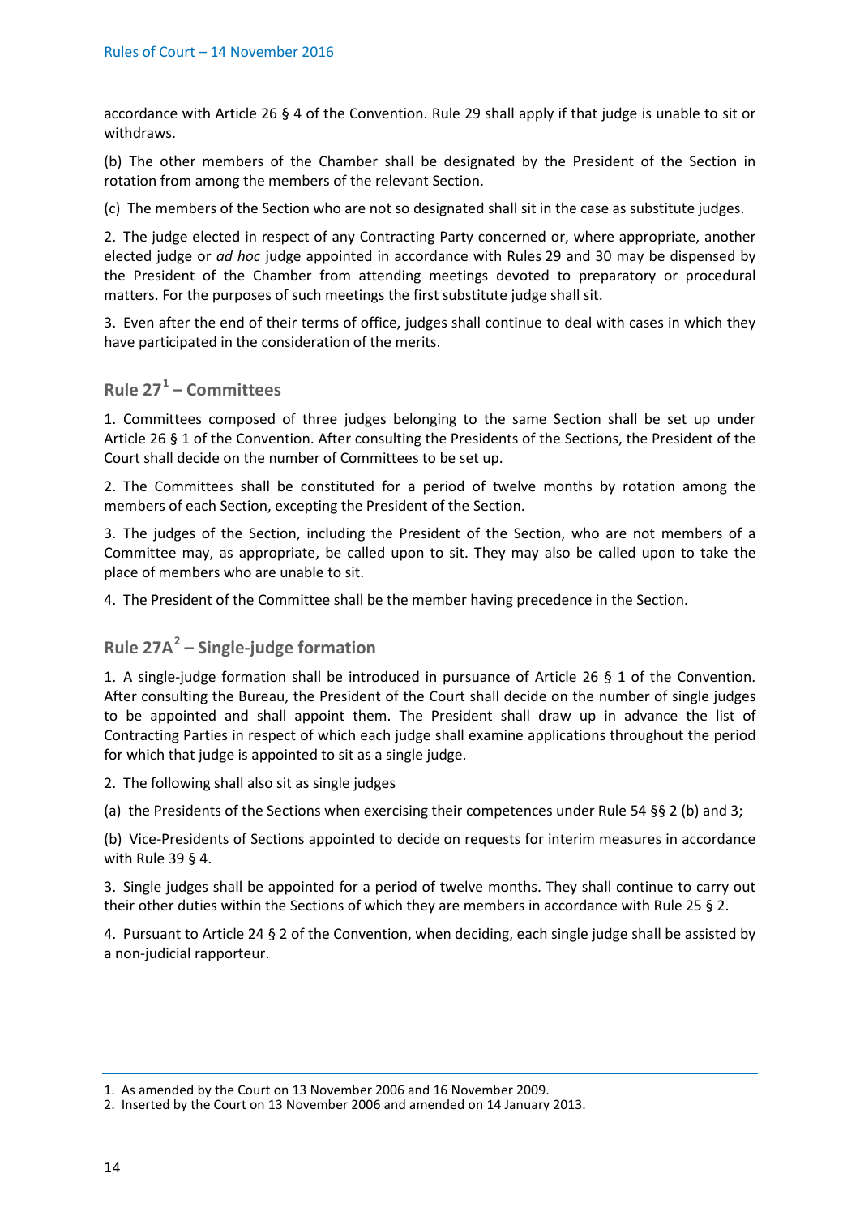accordance with Article 26 § 4 of the Convention. Rule 29 shall apply if that judge is unable to sit or withdraws.

(b) The other members of the Chamber shall be designated by the President of the Section in rotation from among the members of the relevant Section.

(c) The members of the Section who are not so designated shall sit in the case as substitute judges.

2. The judge elected in respect of any Contracting Party concerned or, where appropriate, another elected judge or *ad hoc* judge appointed in accordance with Rules 29 and 30 may be dispensed by the President of the Chamber from attending meetings devoted to preparatory or procedural matters. For the purposes of such meetings the first substitute judge shall sit.

3. Even after the end of their terms of office, judges shall continue to deal with cases in which they have participated in the consideration of the merits.

## Rule 27[1] – Committees

1. Committees composed of three judges belonging to the same Section shall be set up under Article 26 § 1 of the Convention. After consulting the Presidents of the Sections, the President of the Court shall decide on the number of Committees to be set up.

2. The Committees shall be constituted for a period of twelve months by rotation among the members of each Section, excepting the President of the Section.

3. The judges of the Section, including the President of the Section, who are not members of a Committee may, as appropriate, be called upon to sit. They may also be called upon to take the place of members who are unable to sit.

4. The President of the Committee shall be the member having precedence in the Section.

## Rule 27A[2] – Single-judge formation

1. A single-judge formation shall be introduced in pursuance of Article 26 § 1 of the Convention. After consulting the Bureau, the President of the Court shall decide on the number of single judges to be appointed and shall appoint them. The President shall draw up in advance the list of Contracting Parties in respect of which each judge shall examine applications throughout the period for which that judge is appointed to sit as a single judge.

2. The following shall also sit as single judges

(a) the Presidents of the Sections when exercising their competences under Rule 54 §§ 2 (b) and 3;

(b) Vice-Presidents of Sections appointed to decide on requests for interim measures in accordance with Rule 39 § 4.

3. Single judges shall be appointed for a period of twelve months. They shall continue to carry out their other duties within the Sections of which they are members in accordance with Rule 25 § 2.

4. Pursuant to Article 24 § 2 of the Convention, when deciding, each single judge shall be assisted by a non-judicial rapporteur.

---

1. As amended by the Court on 13 November 2006 and 16 November 2009.
2. Inserted by the Court on 13 November 2006 and amended on 14 January 2013.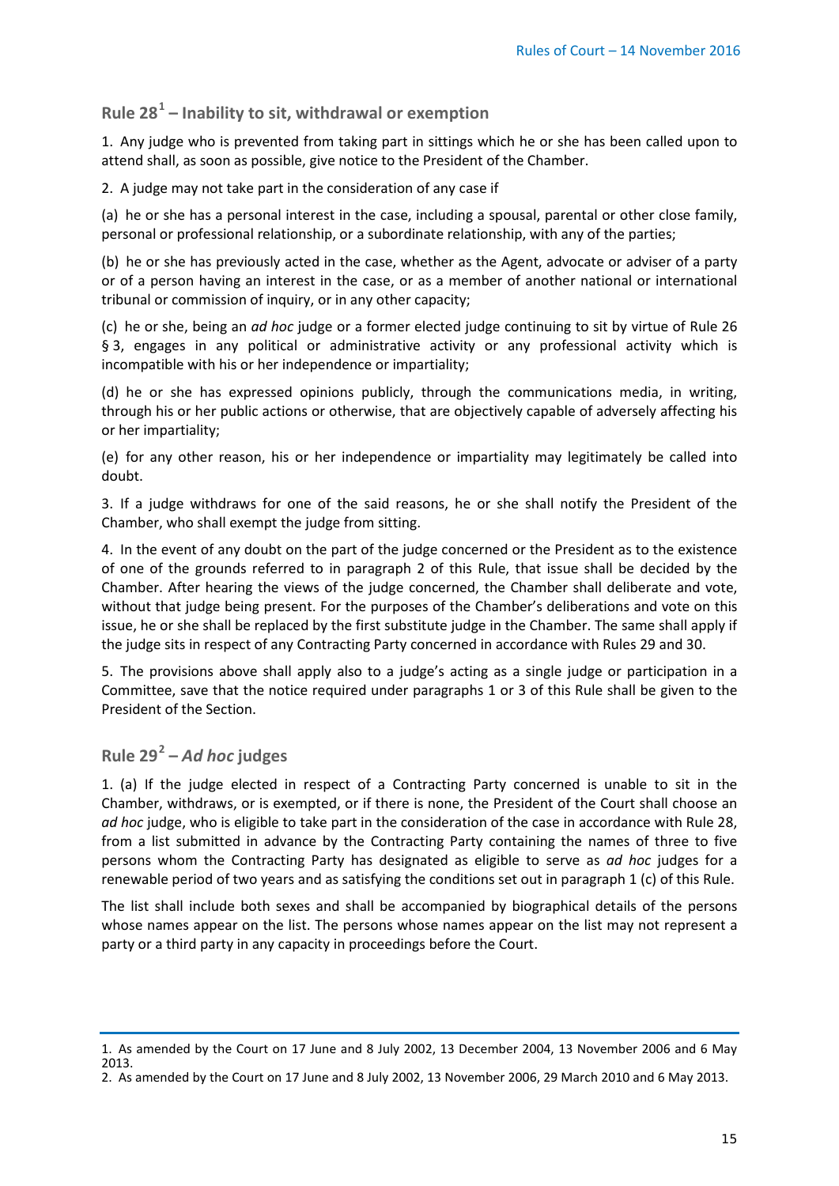## Rule 28[1] – Inability to sit, withdrawal or exemption

1. Any judge who is prevented from taking part in sittings which he or she has been called upon to attend shall, as soon as possible, give notice to the President of the Chamber.

2. A judge may not take part in the consideration of any case if

(a) he or she has a personal interest in the case, including a spousal, parental or other close family, personal or professional relationship, or a subordinate relationship, with any of the parties;

(b) he or she has previously acted in the case, whether as the Agent, advocate or adviser of a party or of a person having an interest in the case, or as a member of another national or international tribunal or commission of inquiry, or in any other capacity;

(c) he or she, being an *ad hoc* judge or a former elected judge continuing to sit by virtue of Rule 26 § 3, engages in any political or administrative activity or any professional activity which is incompatible with his or her independence or impartiality;

(d) he or she has expressed opinions publicly, through the communications media, in writing, through his or her public actions or otherwise, that are objectively capable of adversely affecting his or her impartiality;

(e) for any other reason, his or her independence or impartiality may legitimately be called into doubt.

3. If a judge withdraws for one of the said reasons, he or she shall notify the President of the Chamber, who shall exempt the judge from sitting.

4. In the event of any doubt on the part of the judge concerned or the President as to the existence of one of the grounds referred to in paragraph 2 of this Rule, that issue shall be decided by the Chamber. After hearing the views of the judge concerned, the Chamber shall deliberate and vote, without that judge being present. For the purposes of the Chamber's deliberations and vote on this issue, he or she shall be replaced by the first substitute judge in the Chamber. The same shall apply if the judge sits in respect of any Contracting Party concerned in accordance with Rules 29 and 30.

5. The provisions above shall apply also to a judge's acting as a single judge or participation in a Committee, save that the notice required under paragraphs 1 or 3 of this Rule shall be given to the President of the Section.

## Rule 29[2] – *Ad hoc* judges

1. (a) If the judge elected in respect of a Contracting Party concerned is unable to sit in the Chamber, withdraws, or is exempted, or if there is none, the President of the Court shall choose an *ad hoc* judge, who is eligible to take part in the consideration of the case in accordance with Rule 28, from a list submitted in advance by the Contracting Party containing the names of three to five persons whom the Contracting Party has designated as eligible to serve as *ad hoc* judges for a renewable period of two years and as satisfying the conditions set out in paragraph 1 (c) of this Rule.

The list shall include both sexes and shall be accompanied by biographical details of the persons whose names appear on the list. The persons whose names appear on the list may not represent a party or a third party in any capacity in proceedings before the Court.

---

1. As amended by the Court on 17 June and 8 July 2002, 13 December 2004, 13 November 2006 and 6 May 2013.

2. As amended by the Court on 17 June and 8 July 2002, 13 November 2006, 29 March 2010 and 6 May 2013.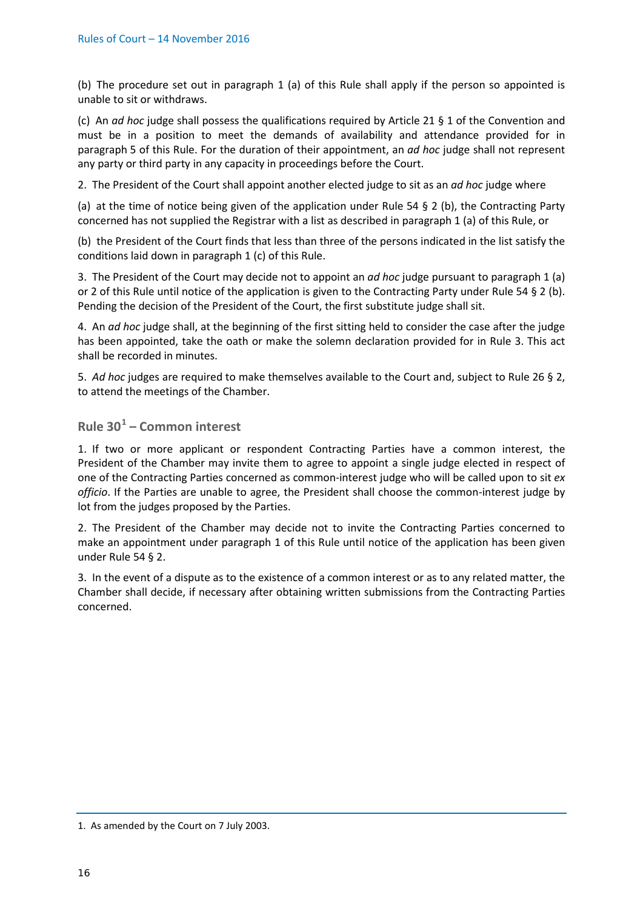(b) The procedure set out in paragraph 1 (a) of this Rule shall apply if the person so appointed is unable to sit or withdraws.

(c) An *ad hoc* judge shall possess the qualifications required by Article 21 § 1 of the Convention and must be in a position to meet the demands of availability and attendance provided for in paragraph 5 of this Rule. For the duration of their appointment, an *ad hoc* judge shall not represent any party or third party in any capacity in proceedings before the Court.

2. The President of the Court shall appoint another elected judge to sit as an *ad hoc* judge where

(a) at the time of notice being given of the application under Rule 54 § 2 (b), the Contracting Party concerned has not supplied the Registrar with a list as described in paragraph 1 (a) of this Rule, or

(b) the President of the Court finds that less than three of the persons indicated in the list satisfy the conditions laid down in paragraph 1 (c) of this Rule.

3. The President of the Court may decide not to appoint an *ad hoc* judge pursuant to paragraph 1 (a) or 2 of this Rule until notice of the application is given to the Contracting Party under Rule 54 § 2 (b). Pending the decision of the President of the Court, the first substitute judge shall sit.

4. An *ad hoc* judge shall, at the beginning of the first sitting held to consider the case after the judge has been appointed, take the oath or make the solemn declaration provided for in Rule 3. This act shall be recorded in minutes.

5. *Ad hoc* judges are required to make themselves available to the Court and, subject to Rule 26 § 2, to attend the meetings of the Chamber.

## Rule 30[1] – Common interest

1. If two or more applicant or respondent Contracting Parties have a common interest, the President of the Chamber may invite them to agree to appoint a single judge elected in respect of one of the Contracting Parties concerned as common-interest judge who will be called upon to sit *ex officio*. If the Parties are unable to agree, the President shall choose the common-interest judge by lot from the judges proposed by the Parties.

2. The President of the Chamber may decide not to invite the Contracting Parties concerned to make an appointment under paragraph 1 of this Rule until notice of the application has been given under Rule 54 § 2.

3. In the event of a dispute as to the existence of a common interest or as to any related matter, the Chamber shall decide, if necessary after obtaining written submissions from the Contracting Parties concerned.

1. As amended by the Court on 7 July 2003.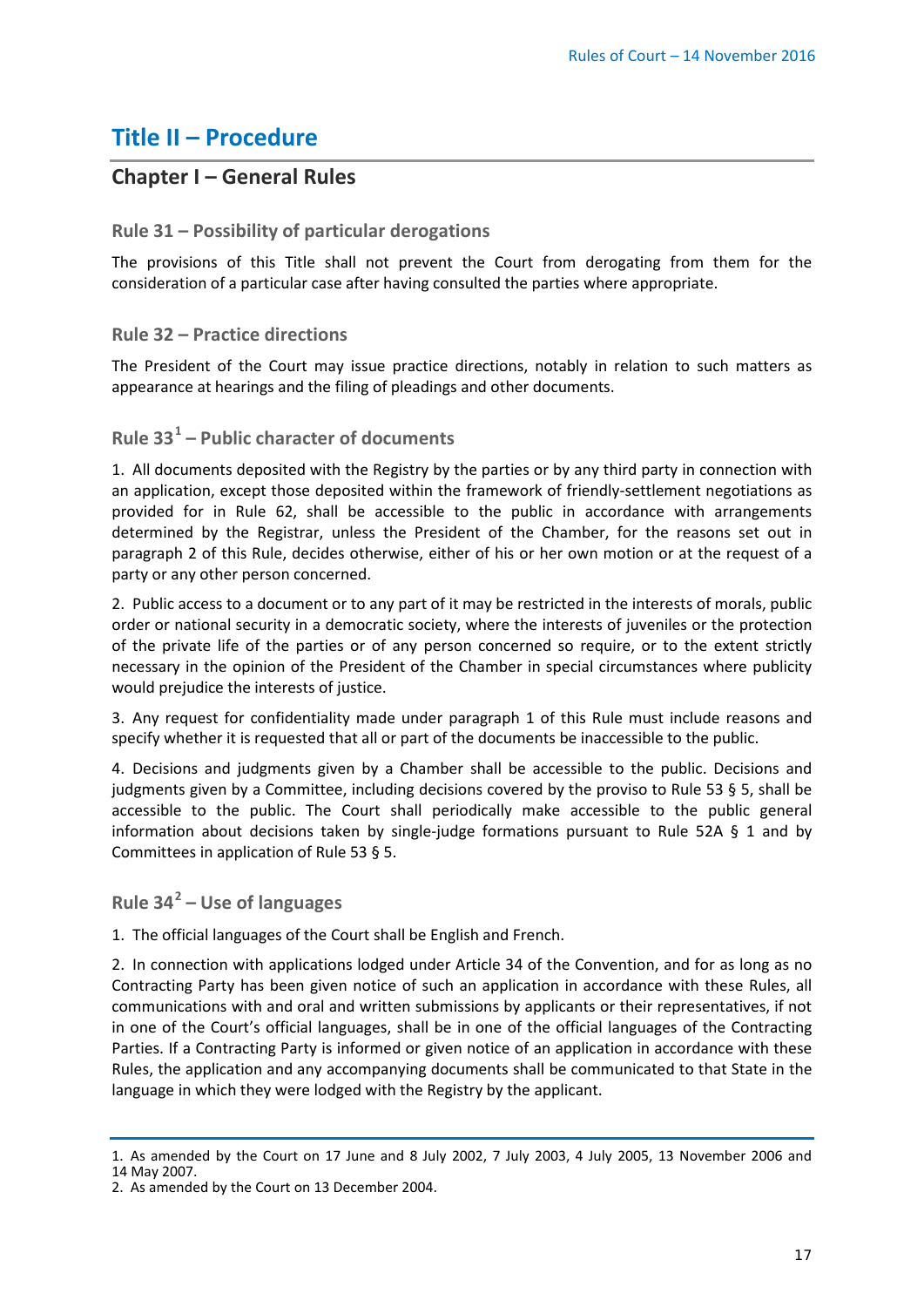# Title II – Procedure

## Chapter I – General Rules

### Rule 31 – Possibility of particular derogations

The provisions of this Title shall not prevent the Court from derogating from them for the consideration of a particular case after having consulted the parties where appropriate.

### Rule 32 – Practice directions

The President of the Court may issue practice directions, notably in relation to such matters as appearance at hearings and the filing of pleadings and other documents.

### Rule 33[1] – Public character of documents

1. All documents deposited with the Registry by the parties or by any third party in connection with an application, except those deposited within the framework of friendly-settlement negotiations as provided for in Rule 62, shall be accessible to the public in accordance with arrangements determined by the Registrar, unless the President of the Chamber, for the reasons set out in paragraph 2 of this Rule, decides otherwise, either of his or her own motion or at the request of a party or any other person concerned.

2. Public access to a document or to any part of it may be restricted in the interests of morals, public order or national security in a democratic society, where the interests of juveniles or the protection of the private life of the parties or of any person concerned so require, or to the extent strictly necessary in the opinion of the President of the Chamber in special circumstances where publicity would prejudice the interests of justice.

3. Any request for confidentiality made under paragraph 1 of this Rule must include reasons and specify whether it is requested that all or part of the documents be inaccessible to the public.

4. Decisions and judgments given by a Chamber shall be accessible to the public. Decisions and judgments given by a Committee, including decisions covered by the proviso to Rule 53 § 5, shall be accessible to the public. The Court shall periodically make accessible to the public general information about decisions taken by single-judge formations pursuant to Rule 52A § 1 and by Committees in application of Rule 53 § 5.

### Rule 34[2] – Use of languages

1. The official languages of the Court shall be English and French.

2. In connection with applications lodged under Article 34 of the Convention, and for as long as no Contracting Party has been given notice of such an application in accordance with these Rules, all communications with and oral and written submissions by applicants or their representatives, if not in one of the Court's official languages, shall be in one of the official languages of the Contracting Parties. If a Contracting Party is informed or given notice of an application in accordance with these Rules, the application and any accompanying documents shall be communicated to that State in the language in which they were lodged with the Registry by the applicant.

---

1. As amended by the Court on 17 June and 8 July 2002, 7 July 2003, 4 July 2005, 13 November 2006 and 14 May 2007.
2. As amended by the Court on 13 December 2004.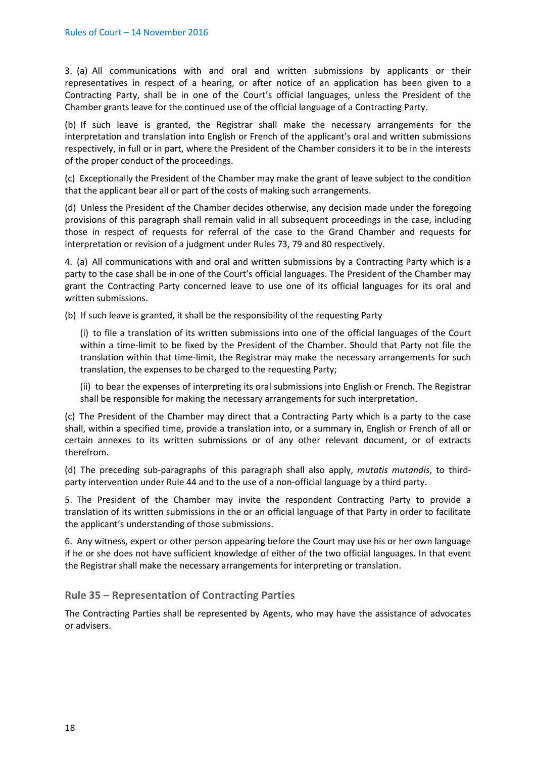3. (a) All communications with and oral and written submissions by applicants or their representatives in respect of a hearing, or after notice of an application has been given to a Contracting Party, shall be in one of the Court's official languages, unless the President of the Chamber grants leave for the continued use of the official language of a Contracting Party.

(b) If such leave is granted, the Registrar shall make the necessary arrangements for the interpretation and translation into English or French of the applicant's oral and written submissions respectively, in full or in part, where the President of the Chamber considers it to be in the interests of the proper conduct of the proceedings.

(c) Exceptionally the President of the Chamber may make the grant of leave subject to the condition that the applicant bear all or part of the costs of making such arrangements.

(d) Unless the President of the Chamber decides otherwise, any decision made under the foregoing provisions of this paragraph shall remain valid in all subsequent proceedings in the case, including those in respect of requests for referral of the case to the Grand Chamber and requests for interpretation or revision of a judgment under Rules 73, 79 and 80 respectively.

4. (a) All communications with and oral and written submissions by a Contracting Party which is a party to the case shall be in one of the Court's official languages. The President of the Chamber may grant the Contracting Party concerned leave to use one of its official languages for its oral and written submissions.

(b) If such leave is granted, it shall be the responsibility of the requesting Party

(i) to file a translation of its written submissions into one of the official languages of the Court within a time-limit to be fixed by the President of the Chamber. Should that Party not file the translation within that time-limit, the Registrar may make the necessary arrangements for such translation, the expenses to be charged to the requesting Party;

(ii) to bear the expenses of interpreting its oral submissions into English or French. The Registrar shall be responsible for making the necessary arrangements for such interpretation.

(c) The President of the Chamber may direct that a Contracting Party which is a party to the case shall, within a specified time, provide a translation into, or a summary in, English or French of all or certain annexes to its written submissions or of any other relevant document, or of extracts therefrom.

(d) The preceding sub-paragraphs of this paragraph shall also apply, *mutatis mutandis*, to third-party intervention under Rule 44 and to the use of a non-official language by a third party.

5. The President of the Chamber may invite the respondent Contracting Party to provide a translation of its written submissions in the or an official language of that Party in order to facilitate the applicant's understanding of those submissions.

6. Any witness, expert or other person appearing before the Court may use his or her own language if he or she does not have sufficient knowledge of either of the two official languages. In that event the Registrar shall make the necessary arrangements for interpreting or translation.

### Rule 35 – Representation of Contracting Parties

The Contracting Parties shall be represented by Agents, who may have the assistance of advocates or advisers.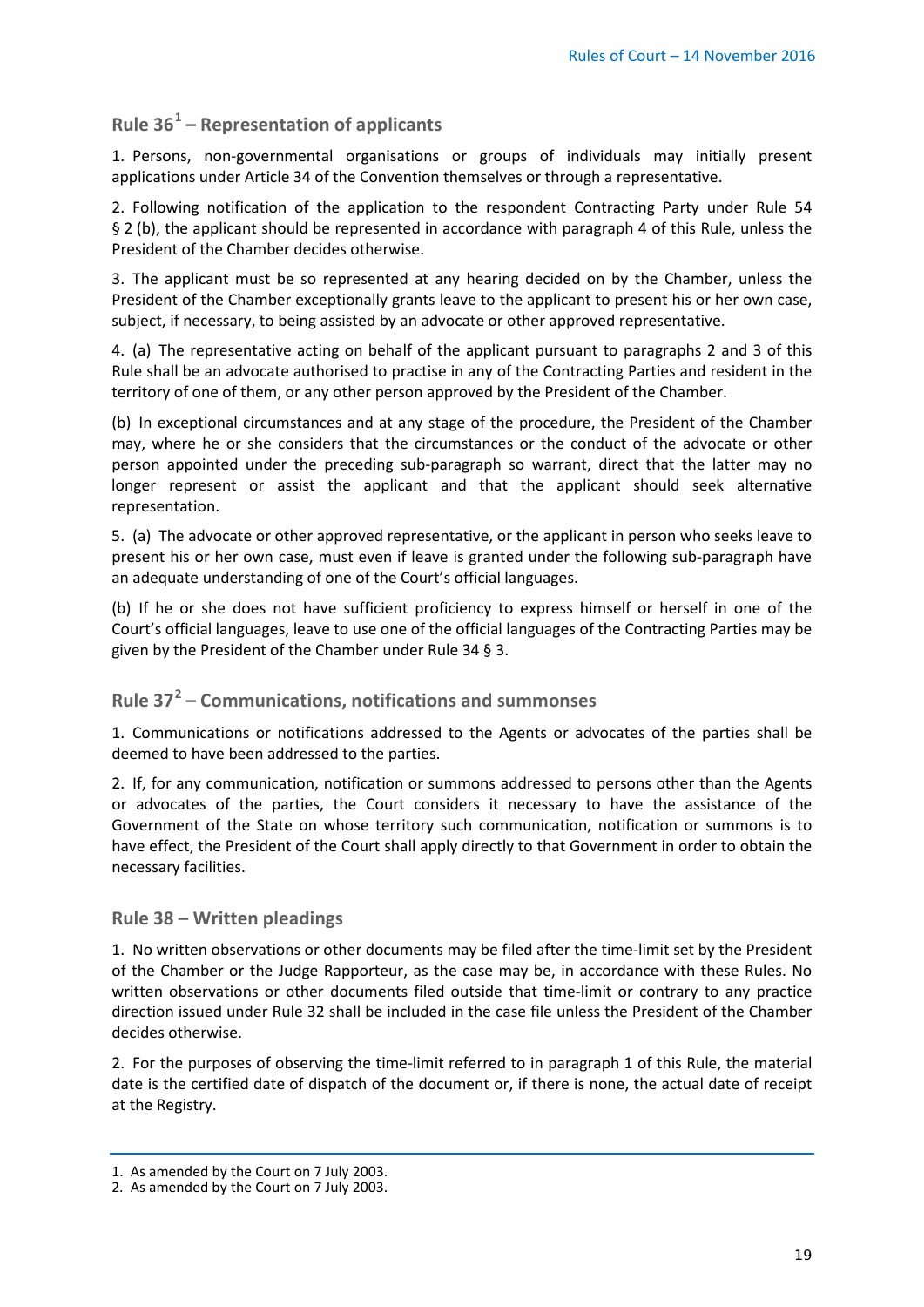## Rule 36[1] – Representation of applicants

1. Persons, non-governmental organisations or groups of individuals may initially present applications under Article 34 of the Convention themselves or through a representative.

2. Following notification of the application to the respondent Contracting Party under Rule 54 § 2 (b), the applicant should be represented in accordance with paragraph 4 of this Rule, unless the President of the Chamber decides otherwise.

3. The applicant must be so represented at any hearing decided on by the Chamber, unless the President of the Chamber exceptionally grants leave to the applicant to present his or her own case, subject, if necessary, to being assisted by an advocate or other approved representative.

4. (a) The representative acting on behalf of the applicant pursuant to paragraphs 2 and 3 of this Rule shall be an advocate authorised to practise in any of the Contracting Parties and resident in the territory of one of them, or any other person approved by the President of the Chamber.

(b) In exceptional circumstances and at any stage of the procedure, the President of the Chamber may, where he or she considers that the circumstances or the conduct of the advocate or other person appointed under the preceding sub-paragraph so warrant, direct that the latter may no longer represent or assist the applicant and that the applicant should seek alternative representation.

5. (a) The advocate or other approved representative, or the applicant in person who seeks leave to present his or her own case, must even if leave is granted under the following sub-paragraph have an adequate understanding of one of the Court's official languages.

(b) If he or she does not have sufficient proficiency to express himself or herself in one of the Court's official languages, leave to use one of the official languages of the Contracting Parties may be given by the President of the Chamber under Rule 34 § 3.

## Rule 37[2] – Communications, notifications and summonses

1. Communications or notifications addressed to the Agents or advocates of the parties shall be deemed to have been addressed to the parties.

2. If, for any communication, notification or summons addressed to persons other than the Agents or advocates of the parties, the Court considers it necessary to have the assistance of the Government of the State on whose territory such communication, notification or summons is to have effect, the President of the Court shall apply directly to that Government in order to obtain the necessary facilities.

## Rule 38 – Written pleadings

1. No written observations or other documents may be filed after the time-limit set by the President of the Chamber or the Judge Rapporteur, as the case may be, in accordance with these Rules. No written observations or other documents filed outside that time-limit or contrary to any practice direction issued under Rule 32 shall be included in the case file unless the President of the Chamber decides otherwise.

2. For the purposes of observing the time-limit referred to in paragraph 1 of this Rule, the material date is the certified date of dispatch of the document or, if there is none, the actual date of receipt at the Registry.

---

1. As amended by the Court on 7 July 2003.
2. As amended by the Court on 7 July 2003.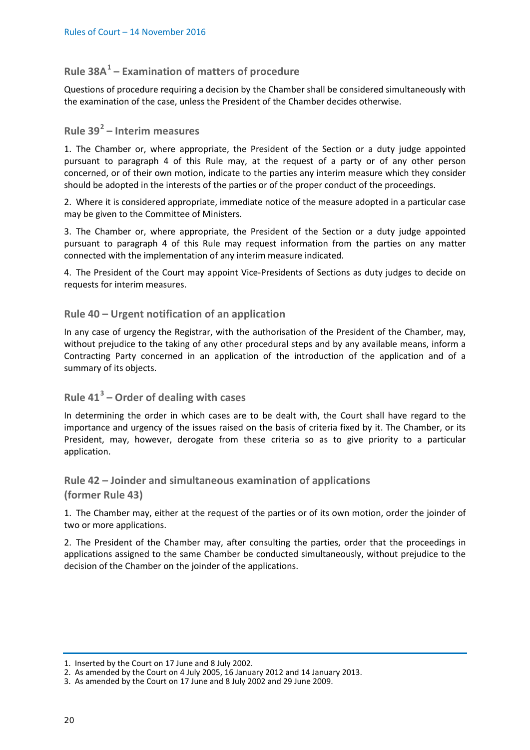### Rule 38A[1] – Examination of matters of procedure

Questions of procedure requiring a decision by the Chamber shall be considered simultaneously with the examination of the case, unless the President of the Chamber decides otherwise.

### Rule 39[2] – Interim measures

1. The Chamber or, where appropriate, the President of the Section or a duty judge appointed pursuant to paragraph 4 of this Rule may, at the request of a party or of any other person concerned, or of their own motion, indicate to the parties any interim measure which they consider should be adopted in the interests of the parties or of the proper conduct of the proceedings.

2. Where it is considered appropriate, immediate notice of the measure adopted in a particular case may be given to the Committee of Ministers.

3. The Chamber or, where appropriate, the President of the Section or a duty judge appointed pursuant to paragraph 4 of this Rule may request information from the parties on any matter connected with the implementation of any interim measure indicated.

4. The President of the Court may appoint Vice-Presidents of Sections as duty judges to decide on requests for interim measures.

### Rule 40 – Urgent notification of an application

In any case of urgency the Registrar, with the authorisation of the President of the Chamber, may, without prejudice to the taking of any other procedural steps and by any available means, inform a Contracting Party concerned in an application of the introduction of the application and of a summary of its objects.

### Rule 41[3] – Order of dealing with cases

In determining the order in which cases are to be dealt with, the Court shall have regard to the importance and urgency of the issues raised on the basis of criteria fixed by it. The Chamber, or its President, may, however, derogate from these criteria so as to give priority to a particular application.

### Rule 42 – Joinder and simultaneous examination of applications (former Rule 43)

1. The Chamber may, either at the request of the parties or of its own motion, order the joinder of two or more applications.

2. The President of the Chamber may, after consulting the parties, order that the proceedings in applications assigned to the same Chamber be conducted simultaneously, without prejudice to the decision of the Chamber on the joinder of the applications.

---

1. Inserted by the Court on 17 June and 8 July 2002.
2. As amended by the Court on 4 July 2005, 16 January 2012 and 14 January 2013.
3. As amended by the Court on 17 June and 8 July 2002 and 29 June 2009.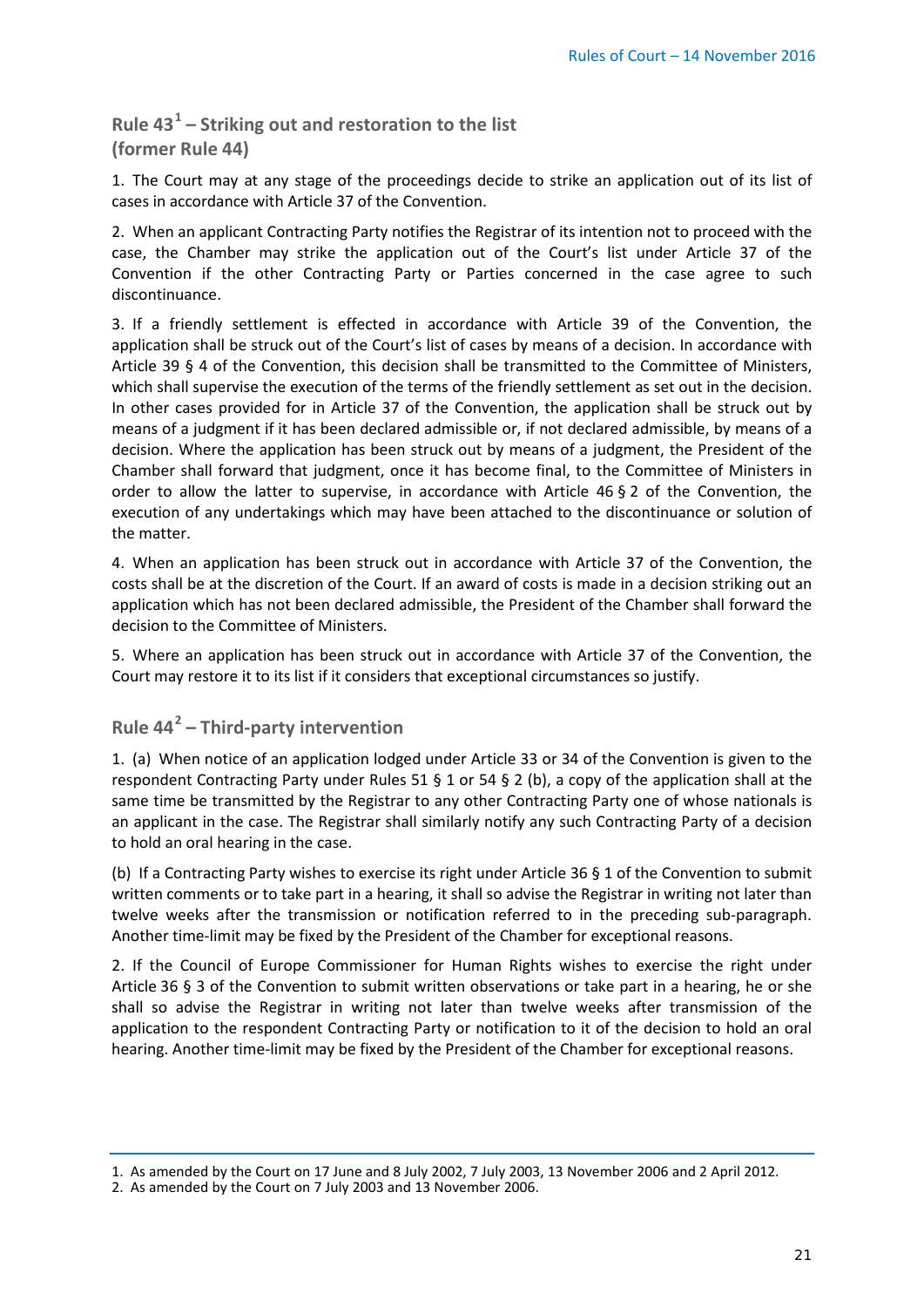## Rule 43[1] – Striking out and restoration to the list (former Rule 44)

1. The Court may at any stage of the proceedings decide to strike an application out of its list of cases in accordance with Article 37 of the Convention.

2. When an applicant Contracting Party notifies the Registrar of its intention not to proceed with the case, the Chamber may strike the application out of the Court's list under Article 37 of the Convention if the other Contracting Party or Parties concerned in the case agree to such discontinuance.

3. If a friendly settlement is effected in accordance with Article 39 of the Convention, the application shall be struck out of the Court's list of cases by means of a decision. In accordance with Article 39 § 4 of the Convention, this decision shall be transmitted to the Committee of Ministers, which shall supervise the execution of the terms of the friendly settlement as set out in the decision. In other cases provided for in Article 37 of the Convention, the application shall be struck out by means of a judgment if it has been declared admissible or, if not declared admissible, by means of a decision. Where the application has been struck out by means of a judgment, the President of the Chamber shall forward that judgment, once it has become final, to the Committee of Ministers in order to allow the latter to supervise, in accordance with Article 46 § 2 of the Convention, the execution of any undertakings which may have been attached to the discontinuance or solution of the matter.

4. When an application has been struck out in accordance with Article 37 of the Convention, the costs shall be at the discretion of the Court. If an award of costs is made in a decision striking out an application which has not been declared admissible, the President of the Chamber shall forward the decision to the Committee of Ministers.

5. Where an application has been struck out in accordance with Article 37 of the Convention, the Court may restore it to its list if it considers that exceptional circumstances so justify.

## Rule 44[2] – Third-party intervention

1. (a) When notice of an application lodged under Article 33 or 34 of the Convention is given to the respondent Contracting Party under Rules 51 § 1 or 54 § 2 (b), a copy of the application shall at the same time be transmitted by the Registrar to any other Contracting Party one of whose nationals is an applicant in the case. The Registrar shall similarly notify any such Contracting Party of a decision to hold an oral hearing in the case.

(b) If a Contracting Party wishes to exercise its right under Article 36 § 1 of the Convention to submit written comments or to take part in a hearing, it shall so advise the Registrar in writing not later than twelve weeks after the transmission or notification referred to in the preceding sub-paragraph. Another time-limit may be fixed by the President of the Chamber for exceptional reasons.

2. If the Council of Europe Commissioner for Human Rights wishes to exercise the right under Article 36 § 3 of the Convention to submit written observations or take part in a hearing, he or she shall so advise the Registrar in writing not later than twelve weeks after transmission of the application to the respondent Contracting Party or notification to it of the decision to hold an oral hearing. Another time-limit may be fixed by the President of the Chamber for exceptional reasons.

---

1. As amended by the Court on 17 June and 8 July 2002, 7 July 2003, 13 November 2006 and 2 April 2012.
2. As amended by the Court on 7 July 2003 and 13 November 2006.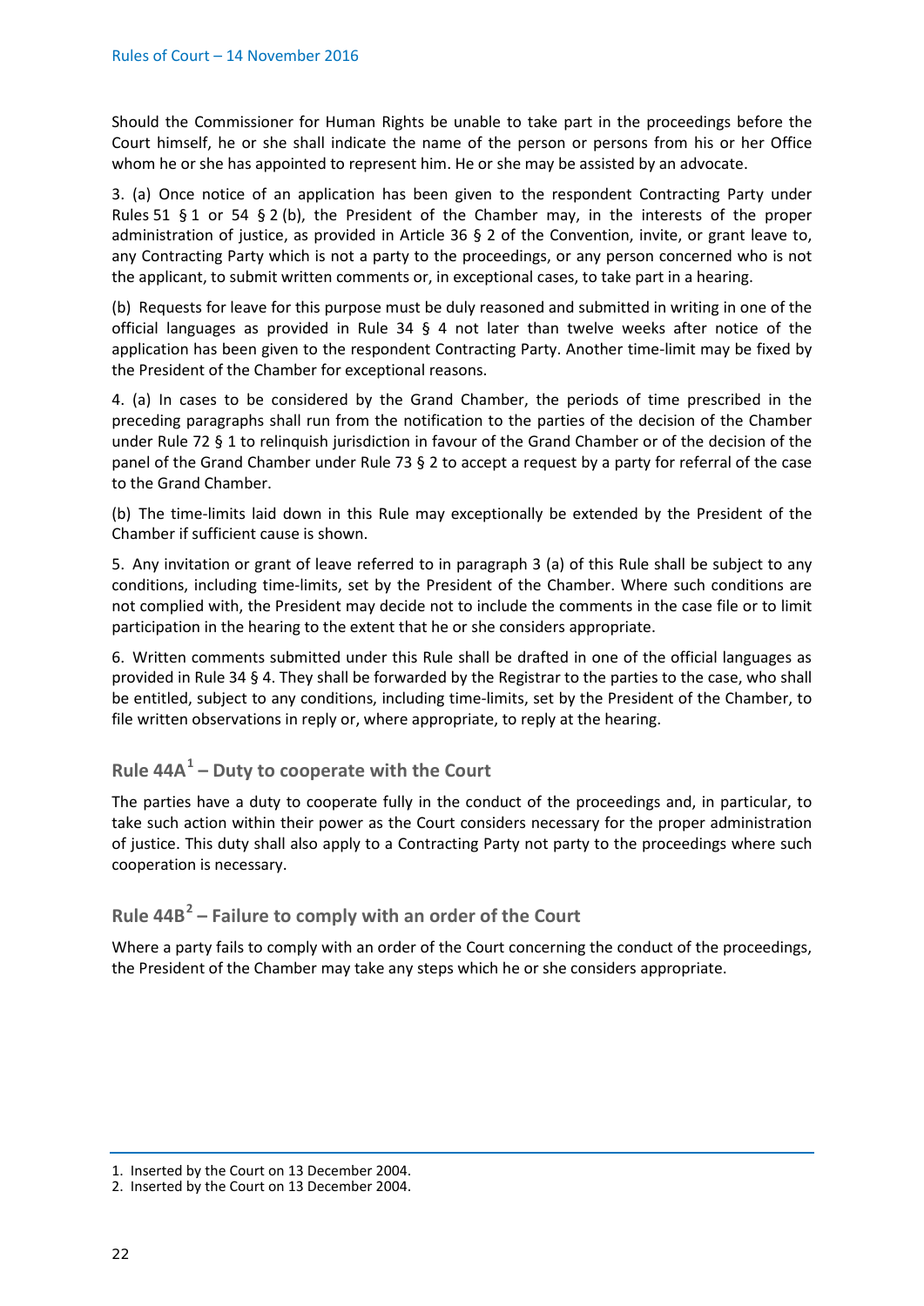Should the Commissioner for Human Rights be unable to take part in the proceedings before the Court himself, he or she shall indicate the name of the person or persons from his or her Office whom he or she has appointed to represent him. He or she may be assisted by an advocate.

3. (a) Once notice of an application has been given to the respondent Contracting Party under Rules 51 § 1 or 54 § 2 (b), the President of the Chamber may, in the interests of the proper administration of justice, as provided in Article 36 § 2 of the Convention, invite, or grant leave to, any Contracting Party which is not a party to the proceedings, or any person concerned who is not the applicant, to submit written comments or, in exceptional cases, to take part in a hearing.

(b) Requests for leave for this purpose must be duly reasoned and submitted in writing in one of the official languages as provided in Rule 34 § 4 not later than twelve weeks after notice of the application has been given to the respondent Contracting Party. Another time-limit may be fixed by the President of the Chamber for exceptional reasons.

4. (a) In cases to be considered by the Grand Chamber, the periods of time prescribed in the preceding paragraphs shall run from the notification to the parties of the decision of the Chamber under Rule 72 § 1 to relinquish jurisdiction in favour of the Grand Chamber or of the decision of the panel of the Grand Chamber under Rule 73 § 2 to accept a request by a party for referral of the case to the Grand Chamber.

(b) The time-limits laid down in this Rule may exceptionally be extended by the President of the Chamber if sufficient cause is shown.

5. Any invitation or grant of leave referred to in paragraph 3 (a) of this Rule shall be subject to any conditions, including time-limits, set by the President of the Chamber. Where such conditions are not complied with, the President may decide not to include the comments in the case file or to limit participation in the hearing to the extent that he or she considers appropriate.

6. Written comments submitted under this Rule shall be drafted in one of the official languages as provided in Rule 34 § 4. They shall be forwarded by the Registrar to the parties to the case, who shall be entitled, subject to any conditions, including time-limits, set by the President of the Chamber, to file written observations in reply or, where appropriate, to reply at the hearing.

## Rule 44A[1] – Duty to cooperate with the Court

The parties have a duty to cooperate fully in the conduct of the proceedings and, in particular, to take such action within their power as the Court considers necessary for the proper administration of justice. This duty shall also apply to a Contracting Party not party to the proceedings where such cooperation is necessary.

## Rule 44B[2] – Failure to comply with an order of the Court

Where a party fails to comply with an order of the Court concerning the conduct of the proceedings, the President of the Chamber may take any steps which he or she considers appropriate.

1. Inserted by the Court on 13 December 2004.
2. Inserted by the Court on 13 December 2004.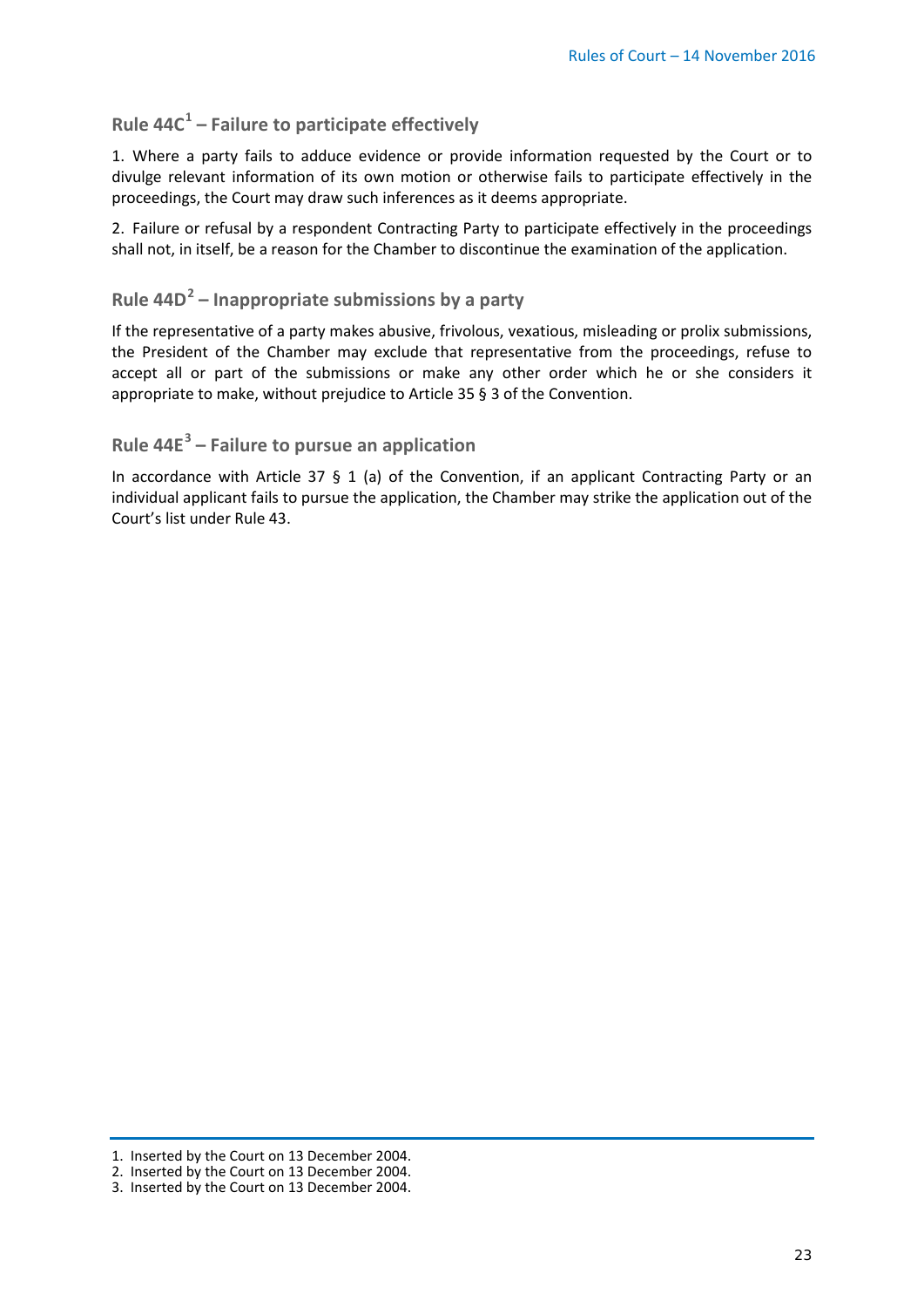### Rule 44C[1] – Failure to participate effectively

1. Where a party fails to adduce evidence or provide information requested by the Court or to divulge relevant information of its own motion or otherwise fails to participate effectively in the proceedings, the Court may draw such inferences as it deems appropriate.

2. Failure or refusal by a respondent Contracting Party to participate effectively in the proceedings shall not, in itself, be a reason for the Chamber to discontinue the examination of the application.

### Rule 44D[2] – Inappropriate submissions by a party

If the representative of a party makes abusive, frivolous, vexatious, misleading or prolix submissions, the President of the Chamber may exclude that representative from the proceedings, refuse to accept all or part of the submissions or make any other order which he or she considers it appropriate to make, without prejudice to Article 35 § 3 of the Convention.

### Rule 44E[3] – Failure to pursue an application

In accordance with Article 37 § 1 (a) of the Convention, if an applicant Contracting Party or an individual applicant fails to pursue the application, the Chamber may strike the application out of the Court's list under Rule 43.

---

1. Inserted by the Court on 13 December 2004.
2. Inserted by the Court on 13 December 2004.
3. Inserted by the Court on 13 December 2004.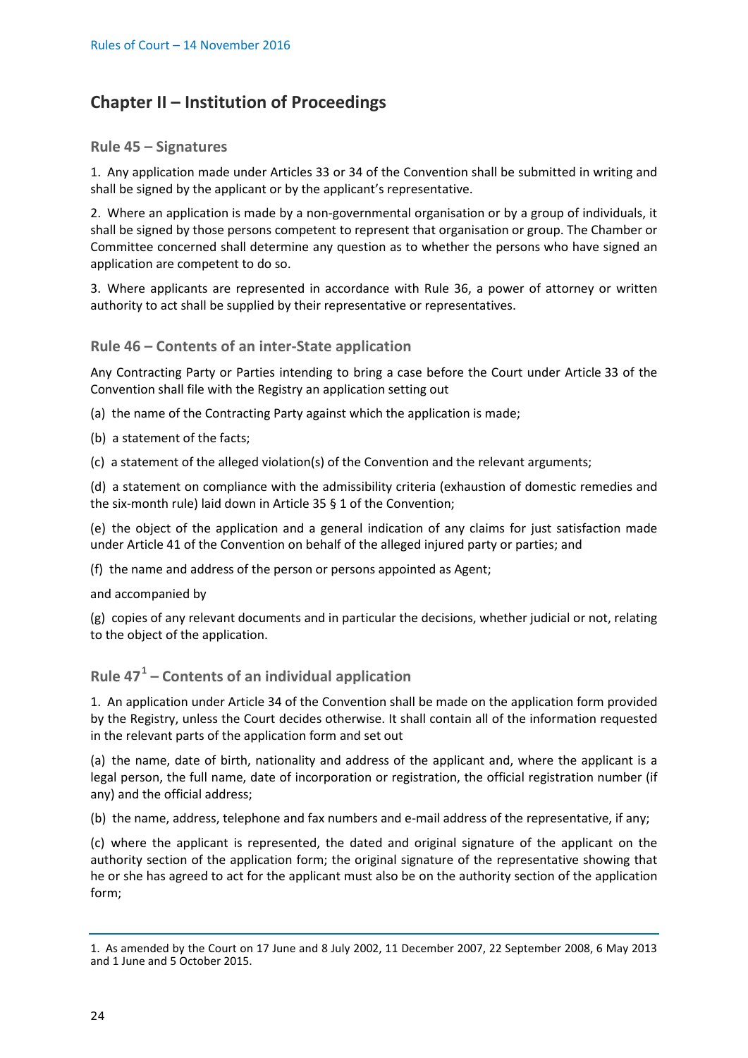## Chapter II – Institution of Proceedings

### Rule 45 – Signatures

1. Any application made under Articles 33 or 34 of the Convention shall be submitted in writing and shall be signed by the applicant or by the applicant's representative.

2. Where an application is made by a non-governmental organisation or by a group of individuals, it shall be signed by those persons competent to represent that organisation or group. The Chamber or Committee concerned shall determine any question as to whether the persons who have signed an application are competent to do so.

3. Where applicants are represented in accordance with Rule 36, a power of attorney or written authority to act shall be supplied by their representative or representatives.

### Rule 46 – Contents of an inter-State application

Any Contracting Party or Parties intending to bring a case before the Court under Article 33 of the Convention shall file with the Registry an application setting out

(a) the name of the Contracting Party against which the application is made;

(b) a statement of the facts;

(c) a statement of the alleged violation(s) of the Convention and the relevant arguments;

(d) a statement on compliance with the admissibility criteria (exhaustion of domestic remedies and the six-month rule) laid down in Article 35 § 1 of the Convention;

(e) the object of the application and a general indication of any claims for just satisfaction made under Article 41 of the Convention on behalf of the alleged injured party or parties; and

(f) the name and address of the person or persons appointed as Agent;

and accompanied by

(g) copies of any relevant documents and in particular the decisions, whether judicial or not, relating to the object of the application.

### Rule 47[1] – Contents of an individual application

1. An application under Article 34 of the Convention shall be made on the application form provided by the Registry, unless the Court decides otherwise. It shall contain all of the information requested in the relevant parts of the application form and set out

(a) the name, date of birth, nationality and address of the applicant and, where the applicant is a legal person, the full name, date of incorporation or registration, the official registration number (if any) and the official address;

(b) the name, address, telephone and fax numbers and e-mail address of the representative, if any;

(c) where the applicant is represented, the dated and original signature of the applicant on the authority section of the application form; the original signature of the representative showing that he or she has agreed to act for the applicant must also be on the authority section of the application form;

---

1. As amended by the Court on 17 June and 8 July 2002, 11 December 2007, 22 September 2008, 6 May 2013 and 1 June and 5 October 2015.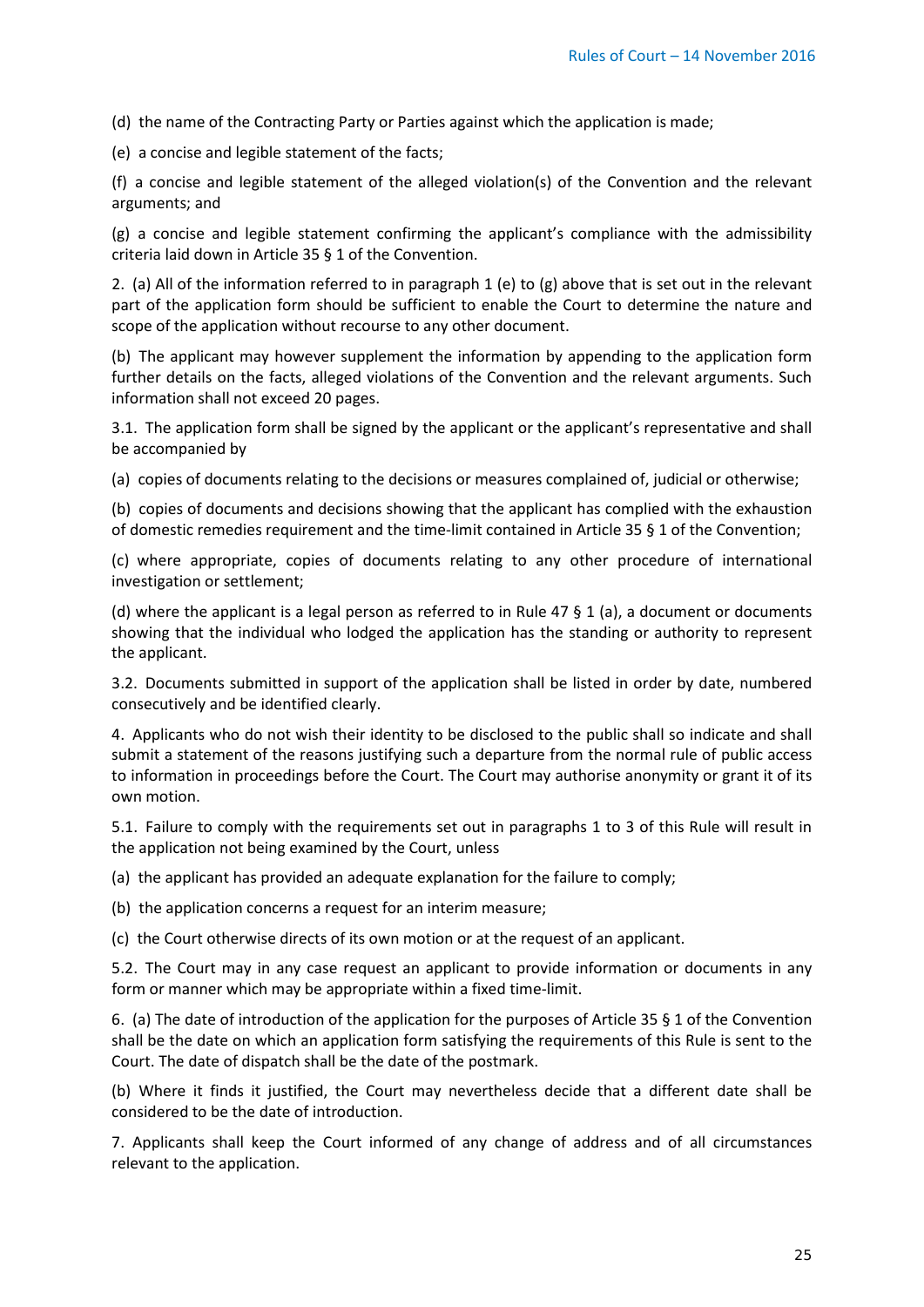(d) the name of the Contracting Party or Parties against which the application is made;

(e) a concise and legible statement of the facts;

(f) a concise and legible statement of the alleged violation(s) of the Convention and the relevant arguments; and

(g) a concise and legible statement confirming the applicant's compliance with the admissibility criteria laid down in Article 35 § 1 of the Convention.

2. (a) All of the information referred to in paragraph 1 (e) to (g) above that is set out in the relevant part of the application form should be sufficient to enable the Court to determine the nature and scope of the application without recourse to any other document.

(b) The applicant may however supplement the information by appending to the application form further details on the facts, alleged violations of the Convention and the relevant arguments. Such information shall not exceed 20 pages.

3.1. The application form shall be signed by the applicant or the applicant's representative and shall be accompanied by

(a) copies of documents relating to the decisions or measures complained of, judicial or otherwise;

(b) copies of documents and decisions showing that the applicant has complied with the exhaustion of domestic remedies requirement and the time-limit contained in Article 35 § 1 of the Convention;

(c) where appropriate, copies of documents relating to any other procedure of international investigation or settlement;

(d) where the applicant is a legal person as referred to in Rule 47 § 1 (a), a document or documents showing that the individual who lodged the application has the standing or authority to represent the applicant.

3.2. Documents submitted in support of the application shall be listed in order by date, numbered consecutively and be identified clearly.

4. Applicants who do not wish their identity to be disclosed to the public shall so indicate and shall submit a statement of the reasons justifying such a departure from the normal rule of public access to information in proceedings before the Court. The Court may authorise anonymity or grant it of its own motion.

5.1. Failure to comply with the requirements set out in paragraphs 1 to 3 of this Rule will result in the application not being examined by the Court, unless

(a) the applicant has provided an adequate explanation for the failure to comply;

(b) the application concerns a request for an interim measure;

(c) the Court otherwise directs of its own motion or at the request of an applicant.

5.2. The Court may in any case request an applicant to provide information or documents in any form or manner which may be appropriate within a fixed time-limit.

6. (a) The date of introduction of the application for the purposes of Article 35 § 1 of the Convention shall be the date on which an application form satisfying the requirements of this Rule is sent to the Court. The date of dispatch shall be the date of the postmark.

(b) Where it finds it justified, the Court may nevertheless decide that a different date shall be considered to be the date of introduction.

7. Applicants shall keep the Court informed of any change of address and of all circumstances relevant to the application.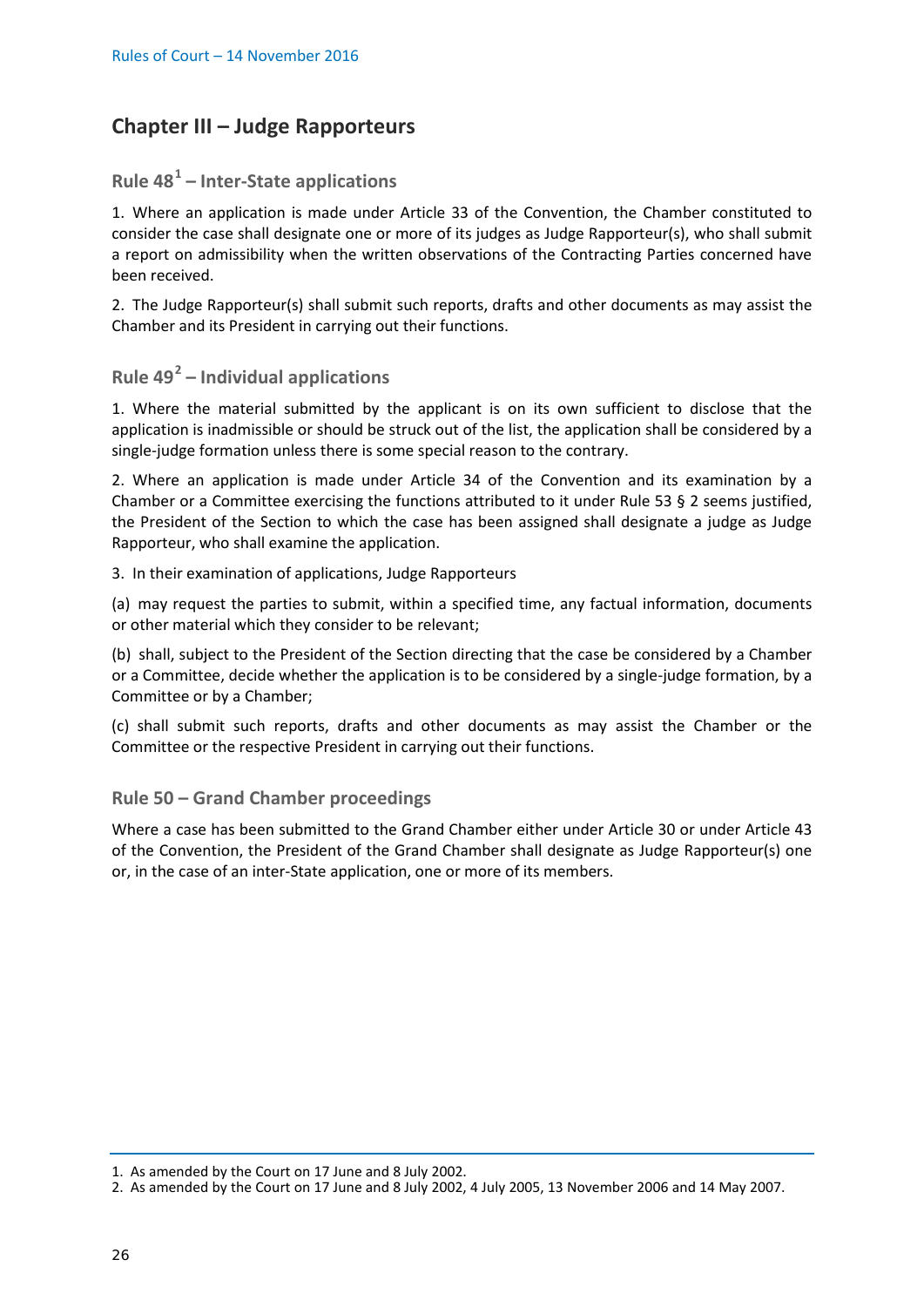## Chapter III – Judge Rapporteurs

### Rule 48[1] – Inter-State applications

1. Where an application is made under Article 33 of the Convention, the Chamber constituted to consider the case shall designate one or more of its judges as Judge Rapporteur(s), who shall submit a report on admissibility when the written observations of the Contracting Parties concerned have been received.

2. The Judge Rapporteur(s) shall submit such reports, drafts and other documents as may assist the Chamber and its President in carrying out their functions.

### Rule 49[2] – Individual applications

1. Where the material submitted by the applicant is on its own sufficient to disclose that the application is inadmissible or should be struck out of the list, the application shall be considered by a single-judge formation unless there is some special reason to the contrary.

2. Where an application is made under Article 34 of the Convention and its examination by a Chamber or a Committee exercising the functions attributed to it under Rule 53 § 2 seems justified, the President of the Section to which the case has been assigned shall designate a judge as Judge Rapporteur, who shall examine the application.

3. In their examination of applications, Judge Rapporteurs

(a) may request the parties to submit, within a specified time, any factual information, documents or other material which they consider to be relevant;

(b) shall, subject to the President of the Section directing that the case be considered by a Chamber or a Committee, decide whether the application is to be considered by a single-judge formation, by a Committee or by a Chamber;

(c) shall submit such reports, drafts and other documents as may assist the Chamber or the Committee or the respective President in carrying out their functions.

### Rule 50 – Grand Chamber proceedings

Where a case has been submitted to the Grand Chamber either under Article 30 or under Article 43 of the Convention, the President of the Grand Chamber shall designate as Judge Rapporteur(s) one or, in the case of an inter-State application, one or more of its members.

---

1. As amended by the Court on 17 June and 8 July 2002.
2. As amended by the Court on 17 June and 8 July 2002, 4 July 2005, 13 November 2006 and 14 May 2007.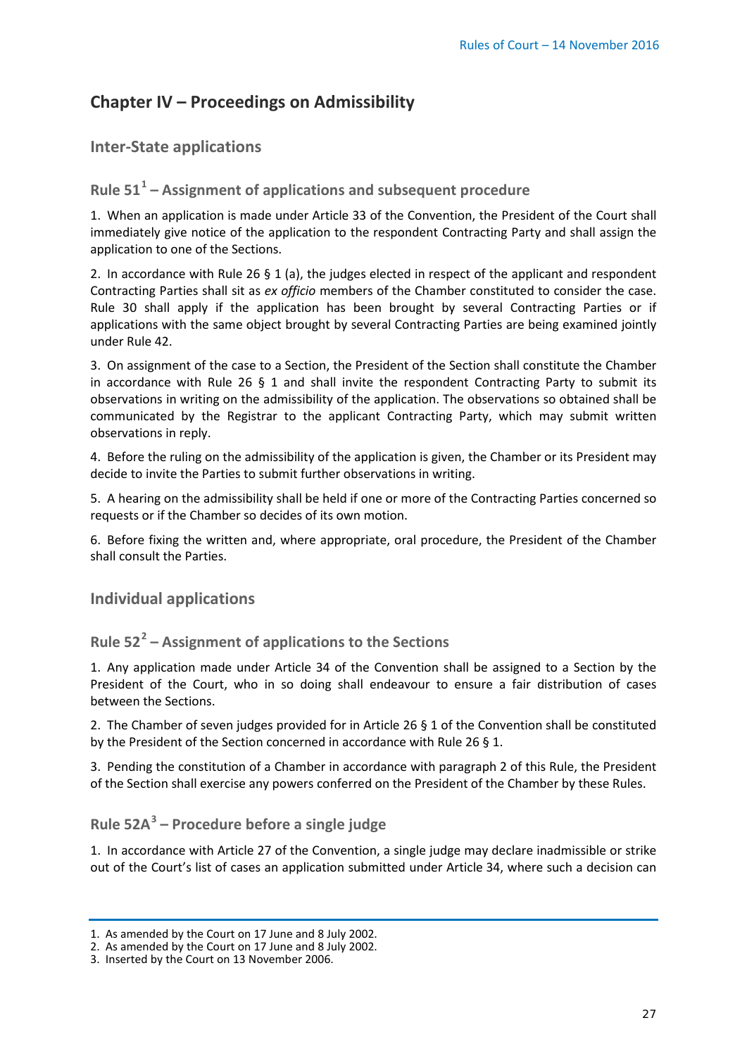## Chapter IV – Proceedings on Admissibility

### Inter-State applications

### Rule 51[1] – Assignment of applications and subsequent procedure

1. When an application is made under Article 33 of the Convention, the President of the Court shall immediately give notice of the application to the respondent Contracting Party and shall assign the application to one of the Sections.

2. In accordance with Rule 26 § 1 (a), the judges elected in respect of the applicant and respondent Contracting Parties shall sit as *ex officio* members of the Chamber constituted to consider the case. Rule 30 shall apply if the application has been brought by several Contracting Parties or if applications with the same object brought by several Contracting Parties are being examined jointly under Rule 42.

3. On assignment of the case to a Section, the President of the Section shall constitute the Chamber in accordance with Rule 26 § 1 and shall invite the respondent Contracting Party to submit its observations in writing on the admissibility of the application. The observations so obtained shall be communicated by the Registrar to the applicant Contracting Party, which may submit written observations in reply.

4. Before the ruling on the admissibility of the application is given, the Chamber or its President may decide to invite the Parties to submit further observations in writing.

5. A hearing on the admissibility shall be held if one or more of the Contracting Parties concerned so requests or if the Chamber so decides of its own motion.

6. Before fixing the written and, where appropriate, oral procedure, the President of the Chamber shall consult the Parties.

### Individual applications

### Rule 52[2] – Assignment of applications to the Sections

1. Any application made under Article 34 of the Convention shall be assigned to a Section by the President of the Court, who in so doing shall endeavour to ensure a fair distribution of cases between the Sections.

2. The Chamber of seven judges provided for in Article 26 § 1 of the Convention shall be constituted by the President of the Section concerned in accordance with Rule 26 § 1.

3. Pending the constitution of a Chamber in accordance with paragraph 2 of this Rule, the President of the Section shall exercise any powers conferred on the President of the Chamber by these Rules.

### Rule 52A[3] – Procedure before a single judge

1. In accordance with Article 27 of the Convention, a single judge may declare inadmissible or strike out of the Court's list of cases an application submitted under Article 34, where such a decision can

---

1. As amended by the Court on 17 June and 8 July 2002.
2. As amended by the Court on 17 June and 8 July 2002.
3. Inserted by the Court on 13 November 2006.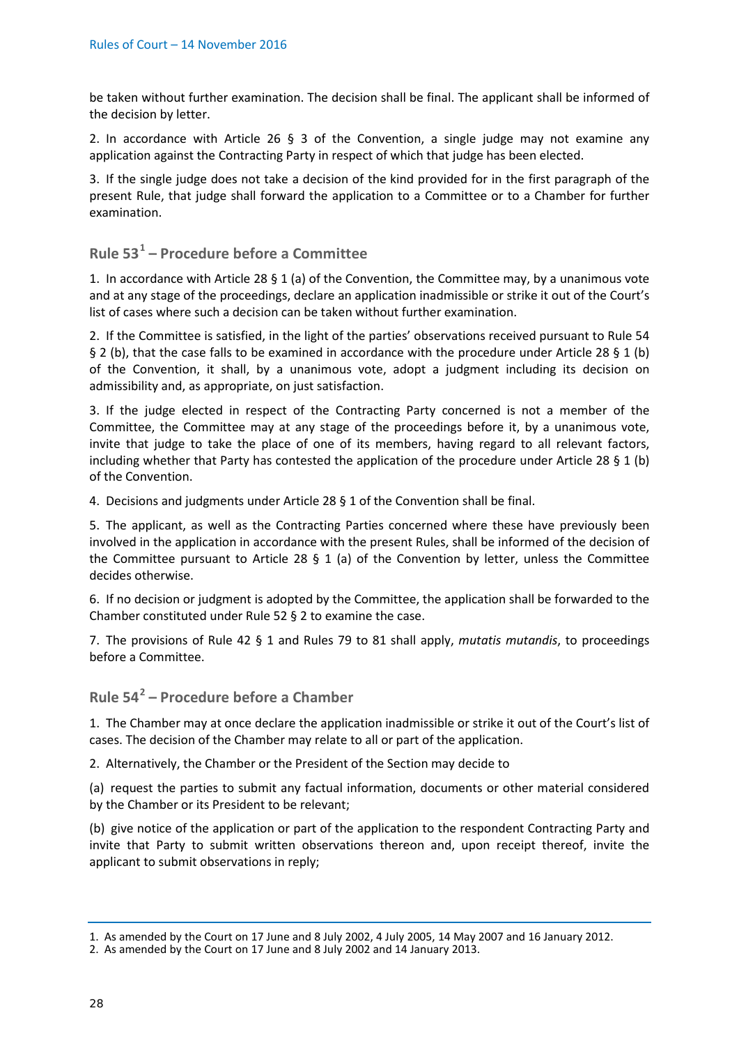be taken without further examination. The decision shall be final. The applicant shall be informed of the decision by letter.

2. In accordance with Article 26 § 3 of the Convention, a single judge may not examine any application against the Contracting Party in respect of which that judge has been elected.

3. If the single judge does not take a decision of the kind provided for in the first paragraph of the present Rule, that judge shall forward the application to a Committee or to a Chamber for further examination.

## Rule 53[1] – Procedure before a Committee

1. In accordance with Article 28 § 1 (a) of the Convention, the Committee may, by a unanimous vote and at any stage of the proceedings, declare an application inadmissible or strike it out of the Court's list of cases where such a decision can be taken without further examination.

2. If the Committee is satisfied, in the light of the parties' observations received pursuant to Rule 54 § 2 (b), that the case falls to be examined in accordance with the procedure under Article 28 § 1 (b) of the Convention, it shall, by a unanimous vote, adopt a judgment including its decision on admissibility and, as appropriate, on just satisfaction.

3. If the judge elected in respect of the Contracting Party concerned is not a member of the Committee, the Committee may at any stage of the proceedings before it, by a unanimous vote, invite that judge to take the place of one of its members, having regard to all relevant factors, including whether that Party has contested the application of the procedure under Article 28 § 1 (b) of the Convention.

4. Decisions and judgments under Article 28 § 1 of the Convention shall be final.

5. The applicant, as well as the Contracting Parties concerned where these have previously been involved in the application in accordance with the present Rules, shall be informed of the decision of the Committee pursuant to Article 28 § 1 (a) of the Convention by letter, unless the Committee decides otherwise.

6. If no decision or judgment is adopted by the Committee, the application shall be forwarded to the Chamber constituted under Rule 52 § 2 to examine the case.

7. The provisions of Rule 42 § 1 and Rules 79 to 81 shall apply, *mutatis mutandis*, to proceedings before a Committee.

## Rule 54[2] – Procedure before a Chamber

1. The Chamber may at once declare the application inadmissible or strike it out of the Court's list of cases. The decision of the Chamber may relate to all or part of the application.

2. Alternatively, the Chamber or the President of the Section may decide to

(a) request the parties to submit any factual information, documents or other material considered by the Chamber or its President to be relevant;

(b) give notice of the application or part of the application to the respondent Contracting Party and invite that Party to submit written observations thereon and, upon receipt thereof, invite the applicant to submit observations in reply;

---

1. As amended by the Court on 17 June and 8 July 2002, 4 July 2005, 14 May 2007 and 16 January 2012.
2. As amended by the Court on 17 June and 8 July 2002 and 14 January 2013.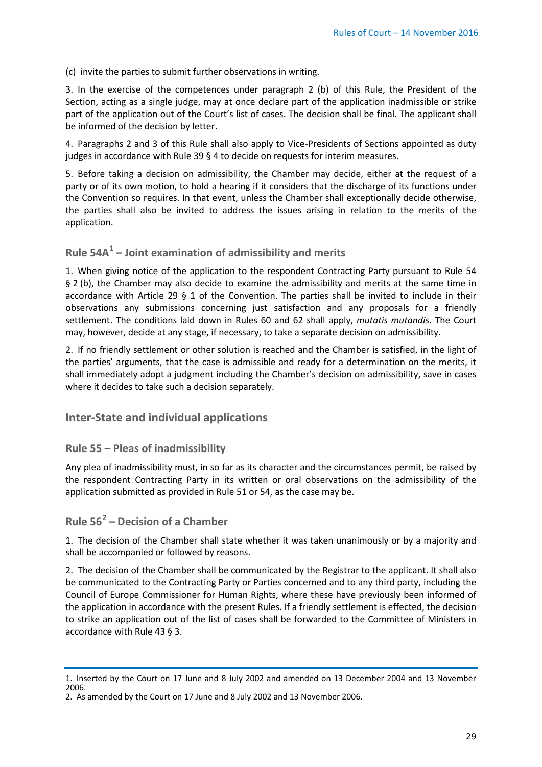(c) invite the parties to submit further observations in writing.

3. In the exercise of the competences under paragraph 2 (b) of this Rule, the President of the Section, acting as a single judge, may at once declare part of the application inadmissible or strike part of the application out of the Court's list of cases. The decision shall be final. The applicant shall be informed of the decision by letter.

4. Paragraphs 2 and 3 of this Rule shall also apply to Vice-Presidents of Sections appointed as duty judges in accordance with Rule 39 § 4 to decide on requests for interim measures.

5. Before taking a decision on admissibility, the Chamber may decide, either at the request of a party or of its own motion, to hold a hearing if it considers that the discharge of its functions under the Convention so requires. In that event, unless the Chamber shall exceptionally decide otherwise, the parties shall also be invited to address the issues arising in relation to the merits of the application.

### Rule 54A[1] – Joint examination of admissibility and merits

1. When giving notice of the application to the respondent Contracting Party pursuant to Rule 54 § 2 (b), the Chamber may also decide to examine the admissibility and merits at the same time in accordance with Article 29 § 1 of the Convention. The parties shall be invited to include in their observations any submissions concerning just satisfaction and any proposals for a friendly settlement. The conditions laid down in Rules 60 and 62 shall apply, *mutatis mutandis*. The Court may, however, decide at any stage, if necessary, to take a separate decision on admissibility.

2. If no friendly settlement or other solution is reached and the Chamber is satisfied, in the light of the parties' arguments, that the case is admissible and ready for a determination on the merits, it shall immediately adopt a judgment including the Chamber's decision on admissibility, save in cases where it decides to take such a decision separately.

## Inter-State and individual applications

### Rule 55 – Pleas of inadmissibility

Any plea of inadmissibility must, in so far as its character and the circumstances permit, be raised by the respondent Contracting Party in its written or oral observations on the admissibility of the application submitted as provided in Rule 51 or 54, as the case may be.

### Rule 56[2] – Decision of a Chamber

1. The decision of the Chamber shall state whether it was taken unanimously or by a majority and shall be accompanied or followed by reasons.

2. The decision of the Chamber shall be communicated by the Registrar to the applicant. It shall also be communicated to the Contracting Party or Parties concerned and to any third party, including the Council of Europe Commissioner for Human Rights, where these have previously been informed of the application in accordance with the present Rules. If a friendly settlement is effected, the decision to strike an application out of the list of cases shall be forwarded to the Committee of Ministers in accordance with Rule 43 § 3.

---

1. Inserted by the Court on 17 June and 8 July 2002 and amended on 13 December 2004 and 13 November 2006.
2. As amended by the Court on 17 June and 8 July 2002 and 13 November 2006.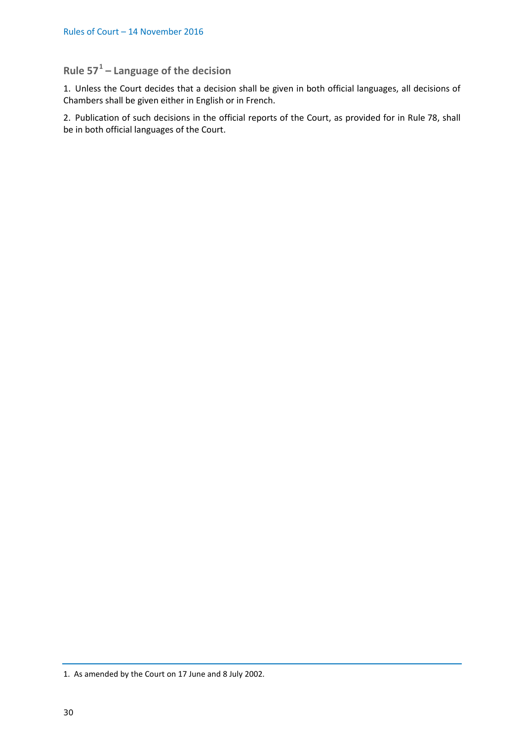## Rule 57[1] – Language of the decision

1. Unless the Court decides that a decision shall be given in both official languages, all decisions of Chambers shall be given either in English or in French.

2. Publication of such decisions in the official reports of the Court, as provided for in Rule 78, shall be in both official languages of the Court.

1. As amended by the Court on 17 June and 8 July 2002.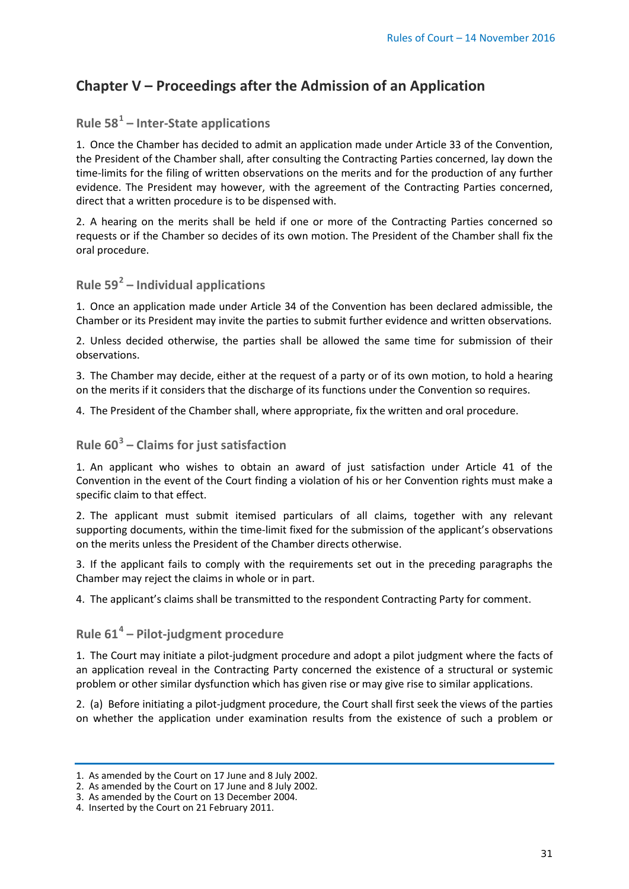## Chapter V – Proceedings after the Admission of an Application

### Rule 58[1] – Inter-State applications

1. Once the Chamber has decided to admit an application made under Article 33 of the Convention, the President of the Chamber shall, after consulting the Contracting Parties concerned, lay down the time-limits for the filing of written observations on the merits and for the production of any further evidence. The President may however, with the agreement of the Contracting Parties concerned, direct that a written procedure is to be dispensed with.

2. A hearing on the merits shall be held if one or more of the Contracting Parties concerned so requests or if the Chamber so decides of its own motion. The President of the Chamber shall fix the oral procedure.

### Rule 59[2] – Individual applications

1. Once an application made under Article 34 of the Convention has been declared admissible, the Chamber or its President may invite the parties to submit further evidence and written observations.

2. Unless decided otherwise, the parties shall be allowed the same time for submission of their observations.

3. The Chamber may decide, either at the request of a party or of its own motion, to hold a hearing on the merits if it considers that the discharge of its functions under the Convention so requires.

4. The President of the Chamber shall, where appropriate, fix the written and oral procedure.

### Rule 60[3] – Claims for just satisfaction

1. An applicant who wishes to obtain an award of just satisfaction under Article 41 of the Convention in the event of the Court finding a violation of his or her Convention rights must make a specific claim to that effect.

2. The applicant must submit itemised particulars of all claims, together with any relevant supporting documents, within the time-limit fixed for the submission of the applicant's observations on the merits unless the President of the Chamber directs otherwise.

3. If the applicant fails to comply with the requirements set out in the preceding paragraphs the Chamber may reject the claims in whole or in part.

4. The applicant's claims shall be transmitted to the respondent Contracting Party for comment.

### Rule 61[4] – Pilot-judgment procedure

1. The Court may initiate a pilot-judgment procedure and adopt a pilot judgment where the facts of an application reveal in the Contracting Party concerned the existence of a structural or systemic problem or other similar dysfunction which has given rise or may give rise to similar applications.

2. (a) Before initiating a pilot-judgment procedure, the Court shall first seek the views of the parties on whether the application under examination results from the existence of such a problem or

---

1. As amended by the Court on 17 June and 8 July 2002.
2. As amended by the Court on 17 June and 8 July 2002.
3. As amended by the Court on 13 December 2004.
4. Inserted by the Court on 21 February 2011.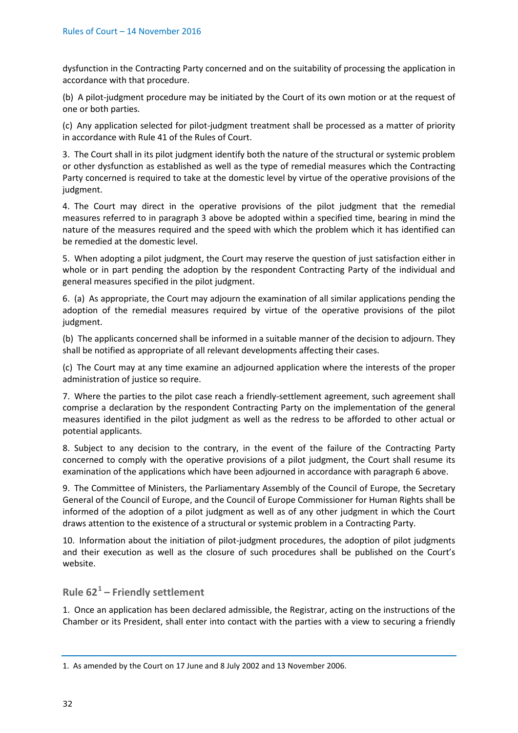dysfunction in the Contracting Party concerned and on the suitability of processing the application in accordance with that procedure.

(b) A pilot-judgment procedure may be initiated by the Court of its own motion or at the request of one or both parties.

(c) Any application selected for pilot-judgment treatment shall be processed as a matter of priority in accordance with Rule 41 of the Rules of Court.

3. The Court shall in its pilot judgment identify both the nature of the structural or systemic problem or other dysfunction as established as well as the type of remedial measures which the Contracting Party concerned is required to take at the domestic level by virtue of the operative provisions of the judgment.

4. The Court may direct in the operative provisions of the pilot judgment that the remedial measures referred to in paragraph 3 above be adopted within a specified time, bearing in mind the nature of the measures required and the speed with which the problem which it has identified can be remedied at the domestic level.

5. When adopting a pilot judgment, the Court may reserve the question of just satisfaction either in whole or in part pending the adoption by the respondent Contracting Party of the individual and general measures specified in the pilot judgment.

6. (a) As appropriate, the Court may adjourn the examination of all similar applications pending the adoption of the remedial measures required by virtue of the operative provisions of the pilot judgment.

(b) The applicants concerned shall be informed in a suitable manner of the decision to adjourn. They shall be notified as appropriate of all relevant developments affecting their cases.

(c) The Court may at any time examine an adjourned application where the interests of the proper administration of justice so require.

7. Where the parties to the pilot case reach a friendly-settlement agreement, such agreement shall comprise a declaration by the respondent Contracting Party on the implementation of the general measures identified in the pilot judgment as well as the redress to be afforded to other actual or potential applicants.

8. Subject to any decision to the contrary, in the event of the failure of the Contracting Party concerned to comply with the operative provisions of a pilot judgment, the Court shall resume its examination of the applications which have been adjourned in accordance with paragraph 6 above.

9. The Committee of Ministers, the Parliamentary Assembly of the Council of Europe, the Secretary General of the Council of Europe, and the Council of Europe Commissioner for Human Rights shall be informed of the adoption of a pilot judgment as well as of any other judgment in which the Court draws attention to the existence of a structural or systemic problem in a Contracting Party.

10. Information about the initiation of pilot-judgment procedures, the adoption of pilot judgments and their execution as well as the closure of such procedures shall be published on the Court's website.

## Rule 62[1] – Friendly settlement

1. Once an application has been declared admissible, the Registrar, acting on the instructions of the Chamber or its President, shall enter into contact with the parties with a view to securing a friendly

1. As amended by the Court on 17 June and 8 July 2002 and 13 November 2006.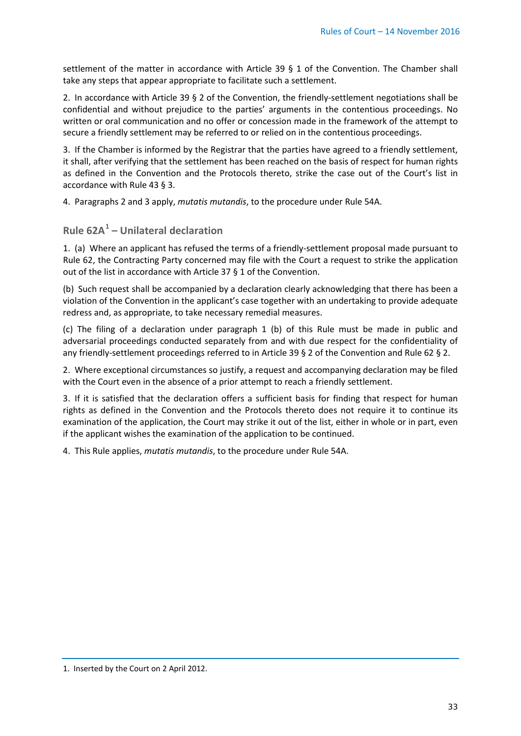settlement of the matter in accordance with Article 39 § 1 of the Convention. The Chamber shall take any steps that appear appropriate to facilitate such a settlement.

2. In accordance with Article 39 § 2 of the Convention, the friendly-settlement negotiations shall be confidential and without prejudice to the parties' arguments in the contentious proceedings. No written or oral communication and no offer or concession made in the framework of the attempt to secure a friendly settlement may be referred to or relied on in the contentious proceedings.

3. If the Chamber is informed by the Registrar that the parties have agreed to a friendly settlement, it shall, after verifying that the settlement has been reached on the basis of respect for human rights as defined in the Convention and the Protocols thereto, strike the case out of the Court's list in accordance with Rule 43 § 3.

4. Paragraphs 2 and 3 apply, *mutatis mutandis*, to the procedure under Rule 54A.

### Rule 62A[1] – Unilateral declaration

1. (a) Where an applicant has refused the terms of a friendly-settlement proposal made pursuant to Rule 62, the Contracting Party concerned may file with the Court a request to strike the application out of the list in accordance with Article 37 § 1 of the Convention.

(b) Such request shall be accompanied by a declaration clearly acknowledging that there has been a violation of the Convention in the applicant's case together with an undertaking to provide adequate redress and, as appropriate, to take necessary remedial measures.

(c) The filing of a declaration under paragraph 1 (b) of this Rule must be made in public and adversarial proceedings conducted separately from and with due respect for the confidentiality of any friendly-settlement proceedings referred to in Article 39 § 2 of the Convention and Rule 62 § 2.

2. Where exceptional circumstances so justify, a request and accompanying declaration may be filed with the Court even in the absence of a prior attempt to reach a friendly settlement.

3. If it is satisfied that the declaration offers a sufficient basis for finding that respect for human rights as defined in the Convention and the Protocols thereto does not require it to continue its examination of the application, the Court may strike it out of the list, either in whole or in part, even if the applicant wishes the examination of the application to be continued.

4. This Rule applies, *mutatis mutandis*, to the procedure under Rule 54A.

---

1. Inserted by the Court on 2 April 2012.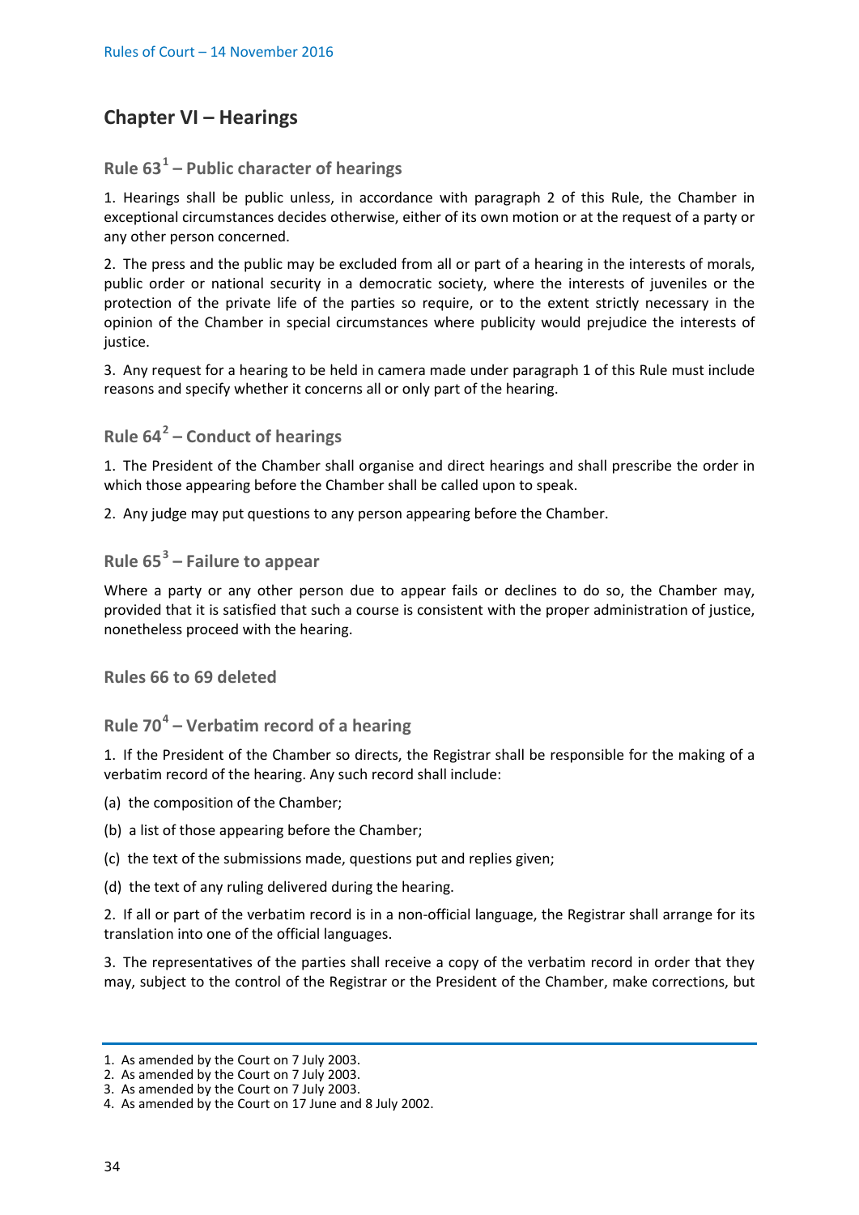## Chapter VI – Hearings

### Rule 63[1] – Public character of hearings

1. Hearings shall be public unless, in accordance with paragraph 2 of this Rule, the Chamber in exceptional circumstances decides otherwise, either of its own motion or at the request of a party or any other person concerned.

2. The press and the public may be excluded from all or part of a hearing in the interests of morals, public order or national security in a democratic society, where the interests of juveniles or the protection of the private life of the parties so require, or to the extent strictly necessary in the opinion of the Chamber in special circumstances where publicity would prejudice the interests of justice.

3. Any request for a hearing to be held in camera made under paragraph 1 of this Rule must include reasons and specify whether it concerns all or only part of the hearing.

### Rule 64[2] – Conduct of hearings

1. The President of the Chamber shall organise and direct hearings and shall prescribe the order in which those appearing before the Chamber shall be called upon to speak.

2. Any judge may put questions to any person appearing before the Chamber.

### Rule 65[3] – Failure to appear

Where a party or any other person due to appear fails or declines to do so, the Chamber may, provided that it is satisfied that such a course is consistent with the proper administration of justice, nonetheless proceed with the hearing.

### Rules 66 to 69 deleted

### Rule 70[4] – Verbatim record of a hearing

1. If the President of the Chamber so directs, the Registrar shall be responsible for the making of a verbatim record of the hearing. Any such record shall include:

(a) the composition of the Chamber;

(b) a list of those appearing before the Chamber;

(c) the text of the submissions made, questions put and replies given;

(d) the text of any ruling delivered during the hearing.

2. If all or part of the verbatim record is in a non-official language, the Registrar shall arrange for its translation into one of the official languages.

3. The representatives of the parties shall receive a copy of the verbatim record in order that they may, subject to the control of the Registrar or the President of the Chamber, make corrections, but

---

1. As amended by the Court on 7 July 2003.
2. As amended by the Court on 7 July 2003.
3. As amended by the Court on 7 July 2003.
4. As amended by the Court on 17 June and 8 July 2002.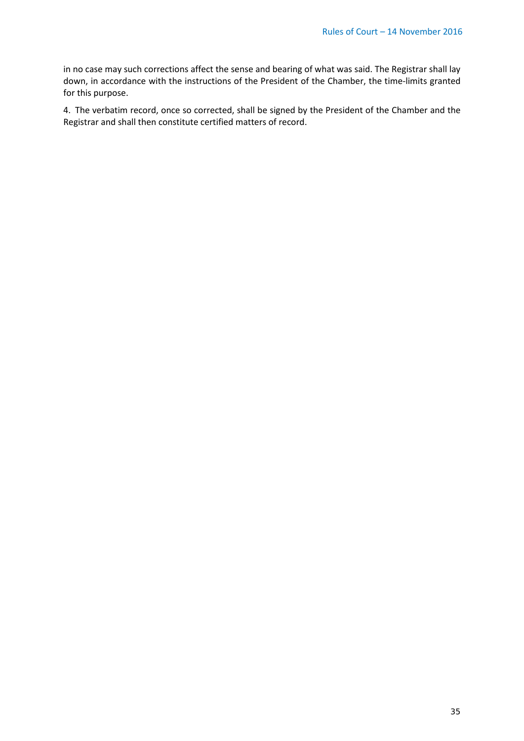in no case may such corrections affect the sense and bearing of what was said. The Registrar shall lay down, in accordance with the instructions of the President of the Chamber, the time-limits granted for this purpose.

4. The verbatim record, once so corrected, shall be signed by the President of the Chamber and the Registrar and shall then constitute certified matters of record.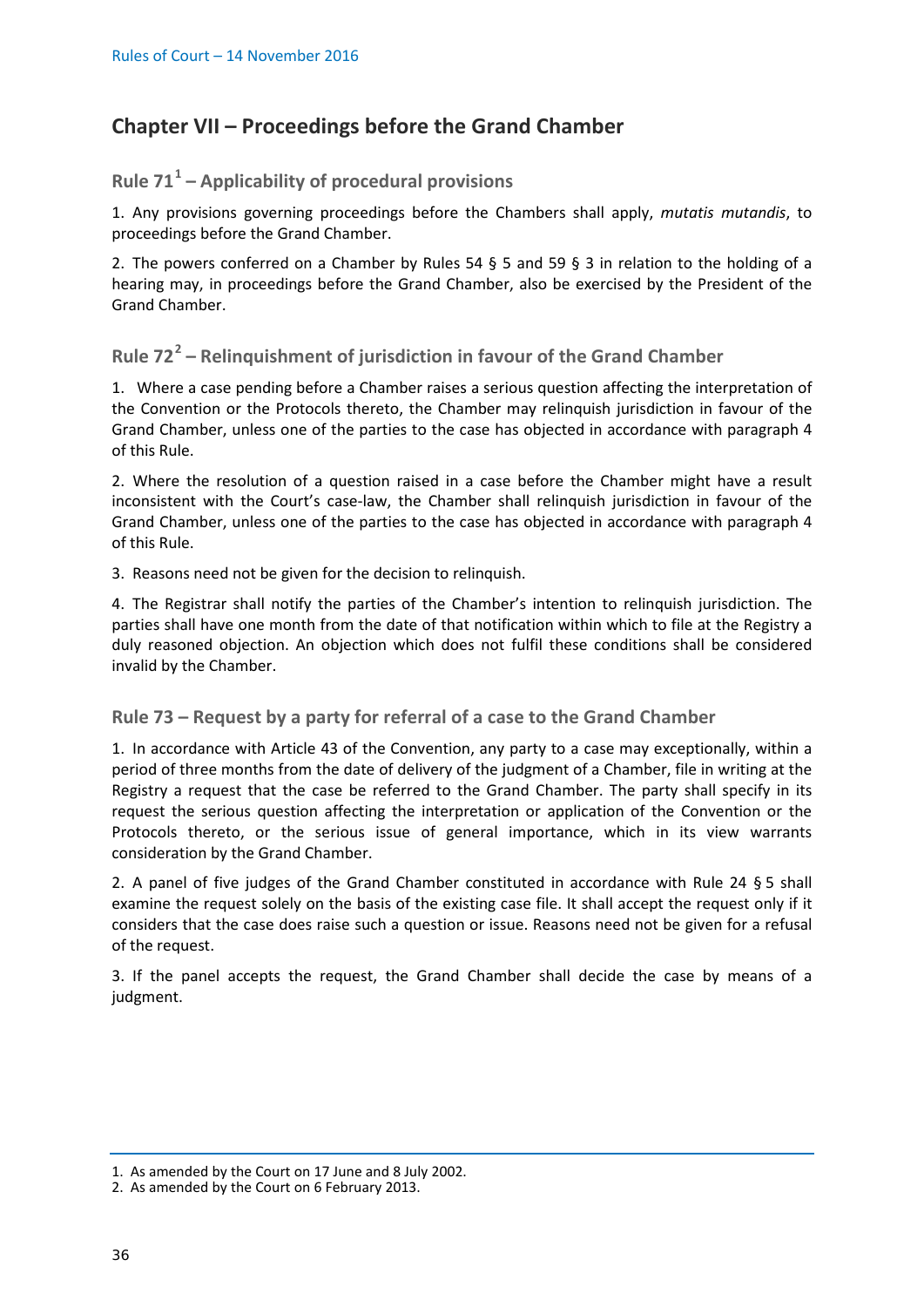## Chapter VII – Proceedings before the Grand Chamber

### Rule 71[1] – Applicability of procedural provisions

1. Any provisions governing proceedings before the Chambers shall apply, *mutatis mutandis*, to proceedings before the Grand Chamber.

2. The powers conferred on a Chamber by Rules 54 § 5 and 59 § 3 in relation to the holding of a hearing may, in proceedings before the Grand Chamber, also be exercised by the President of the Grand Chamber.

### Rule 72[2] – Relinquishment of jurisdiction in favour of the Grand Chamber

1. Where a case pending before a Chamber raises a serious question affecting the interpretation of the Convention or the Protocols thereto, the Chamber may relinquish jurisdiction in favour of the Grand Chamber, unless one of the parties to the case has objected in accordance with paragraph 4 of this Rule.

2. Where the resolution of a question raised in a case before the Chamber might have a result inconsistent with the Court's case-law, the Chamber shall relinquish jurisdiction in favour of the Grand Chamber, unless one of the parties to the case has objected in accordance with paragraph 4 of this Rule.

3. Reasons need not be given for the decision to relinquish.

4. The Registrar shall notify the parties of the Chamber's intention to relinquish jurisdiction. The parties shall have one month from the date of that notification within which to file at the Registry a duly reasoned objection. An objection which does not fulfil these conditions shall be considered invalid by the Chamber.

### Rule 73 – Request by a party for referral of a case to the Grand Chamber

1. In accordance with Article 43 of the Convention, any party to a case may exceptionally, within a period of three months from the date of delivery of the judgment of a Chamber, file in writing at the Registry a request that the case be referred to the Grand Chamber. The party shall specify in its request the serious question affecting the interpretation or application of the Convention or the Protocols thereto, or the serious issue of general importance, which in its view warrants consideration by the Grand Chamber.

2. A panel of five judges of the Grand Chamber constituted in accordance with Rule 24 § 5 shall examine the request solely on the basis of the existing case file. It shall accept the request only if it considers that the case does raise such a question or issue. Reasons need not be given for a refusal of the request.

3. If the panel accepts the request, the Grand Chamber shall decide the case by means of a judgment.

---

1. As amended by the Court on 17 June and 8 July 2002.
2. As amended by the Court on 6 February 2013.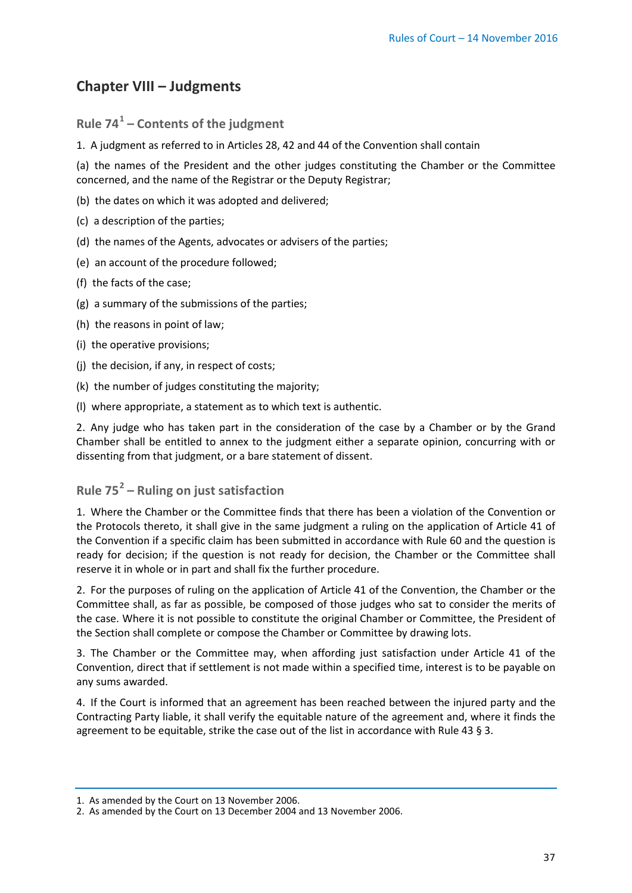## Chapter VIII – Judgments

### Rule 74[1] – Contents of the judgment

1. A judgment as referred to in Articles 28, 42 and 44 of the Convention shall contain

(a) the names of the President and the other judges constituting the Chamber or the Committee concerned, and the name of the Registrar or the Deputy Registrar;

(b) the dates on which it was adopted and delivered;

(c) a description of the parties;

(d) the names of the Agents, advocates or advisers of the parties;

(e) an account of the procedure followed;

(f) the facts of the case;

(g) a summary of the submissions of the parties;

(h) the reasons in point of law;

(i) the operative provisions;

(j) the decision, if any, in respect of costs;

(k) the number of judges constituting the majority;

(l) where appropriate, a statement as to which text is authentic.

2. Any judge who has taken part in the consideration of the case by a Chamber or by the Grand Chamber shall be entitled to annex to the judgment either a separate opinion, concurring with or dissenting from that judgment, or a bare statement of dissent.

### Rule 75[2] – Ruling on just satisfaction

1. Where the Chamber or the Committee finds that there has been a violation of the Convention or the Protocols thereto, it shall give in the same judgment a ruling on the application of Article 41 of the Convention if a specific claim has been submitted in accordance with Rule 60 and the question is ready for decision; if the question is not ready for decision, the Chamber or the Committee shall reserve it in whole or in part and shall fix the further procedure.

2. For the purposes of ruling on the application of Article 41 of the Convention, the Chamber or the Committee shall, as far as possible, be composed of those judges who sat to consider the merits of the case. Where it is not possible to constitute the original Chamber or Committee, the President of the Section shall complete or compose the Chamber or Committee by drawing lots.

3. The Chamber or the Committee may, when affording just satisfaction under Article 41 of the Convention, direct that if settlement is not made within a specified time, interest is to be payable on any sums awarded.

4. If the Court is informed that an agreement has been reached between the injured party and the Contracting Party liable, it shall verify the equitable nature of the agreement and, where it finds the agreement to be equitable, strike the case out of the list in accordance with Rule 43 § 3.

---

1. As amended by the Court on 13 November 2006.
2. As amended by the Court on 13 December 2004 and 13 November 2006.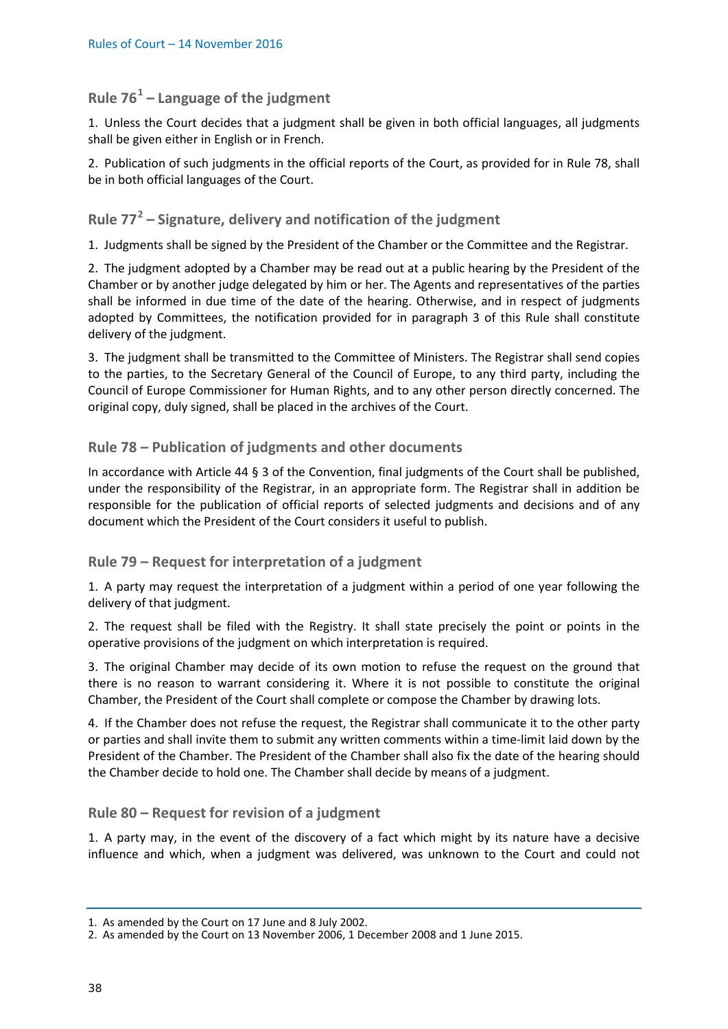### Rule 76[1] – Language of the judgment

1. Unless the Court decides that a judgment shall be given in both official languages, all judgments shall be given either in English or in French.

2. Publication of such judgments in the official reports of the Court, as provided for in Rule 78, shall be in both official languages of the Court.

### Rule 77[2] – Signature, delivery and notification of the judgment

1. Judgments shall be signed by the President of the Chamber or the Committee and the Registrar.

2. The judgment adopted by a Chamber may be read out at a public hearing by the President of the Chamber or by another judge delegated by him or her. The Agents and representatives of the parties shall be informed in due time of the date of the hearing. Otherwise, and in respect of judgments adopted by Committees, the notification provided for in paragraph 3 of this Rule shall constitute delivery of the judgment.

3. The judgment shall be transmitted to the Committee of Ministers. The Registrar shall send copies to the parties, to the Secretary General of the Council of Europe, to any third party, including the Council of Europe Commissioner for Human Rights, and to any other person directly concerned. The original copy, duly signed, shall be placed in the archives of the Court.

### Rule 78 – Publication of judgments and other documents

In accordance with Article 44 § 3 of the Convention, final judgments of the Court shall be published, under the responsibility of the Registrar, in an appropriate form. The Registrar shall in addition be responsible for the publication of official reports of selected judgments and decisions and of any document which the President of the Court considers it useful to publish.

### Rule 79 – Request for interpretation of a judgment

1. A party may request the interpretation of a judgment within a period of one year following the delivery of that judgment.

2. The request shall be filed with the Registry. It shall state precisely the point or points in the operative provisions of the judgment on which interpretation is required.

3. The original Chamber may decide of its own motion to refuse the request on the ground that there is no reason to warrant considering it. Where it is not possible to constitute the original Chamber, the President of the Court shall complete or compose the Chamber by drawing lots.

4. If the Chamber does not refuse the request, the Registrar shall communicate it to the other party or parties and shall invite them to submit any written comments within a time-limit laid down by the President of the Chamber. The President of the Chamber shall also fix the date of the hearing should the Chamber decide to hold one. The Chamber shall decide by means of a judgment.

### Rule 80 – Request for revision of a judgment

1. A party may, in the event of the discovery of a fact which might by its nature have a decisive influence and which, when a judgment was delivered, was unknown to the Court and could not

---

1. As amended by the Court on 17 June and 8 July 2002.
2. As amended by the Court on 13 November 2006, 1 December 2008 and 1 June 2015.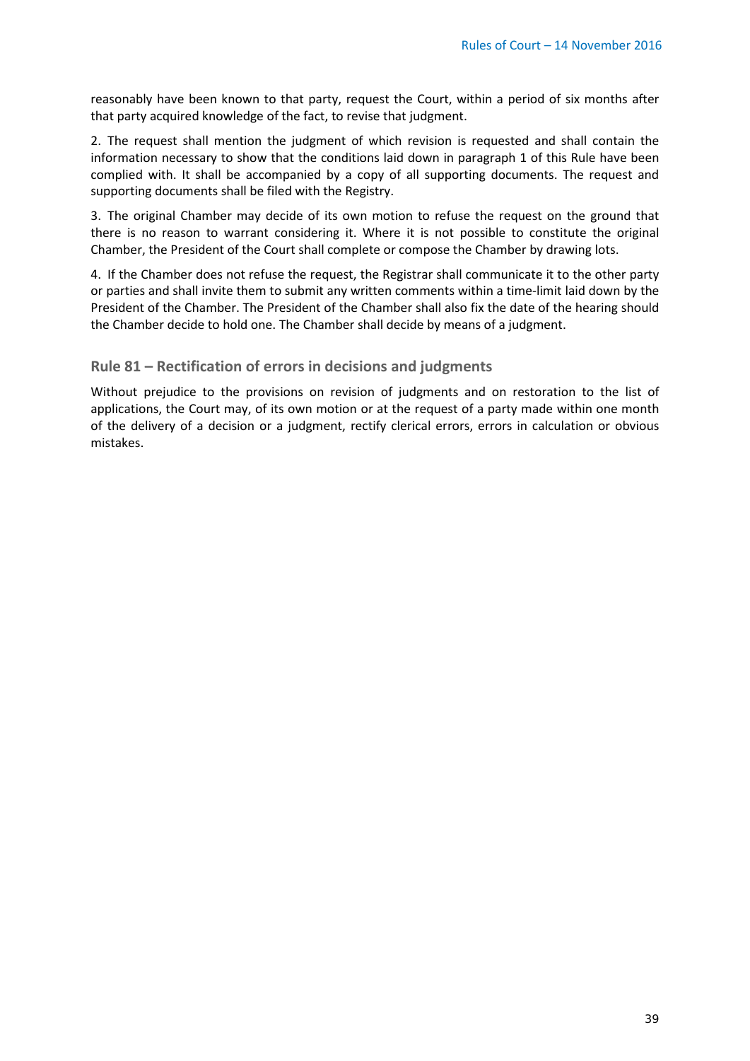reasonably have been known to that party, request the Court, within a period of six months after that party acquired knowledge of the fact, to revise that judgment.

2. The request shall mention the judgment of which revision is requested and shall contain the information necessary to show that the conditions laid down in paragraph 1 of this Rule have been complied with. It shall be accompanied by a copy of all supporting documents. The request and supporting documents shall be filed with the Registry.

3. The original Chamber may decide of its own motion to refuse the request on the ground that there is no reason to warrant considering it. Where it is not possible to constitute the original Chamber, the President of the Court shall complete or compose the Chamber by drawing lots.

4. If the Chamber does not refuse the request, the Registrar shall communicate it to the other party or parties and shall invite them to submit any written comments within a time-limit laid down by the President of the Chamber. The President of the Chamber shall also fix the date of the hearing should the Chamber decide to hold one. The Chamber shall decide by means of a judgment.

### Rule 81 – Rectification of errors in decisions and judgments

Without prejudice to the provisions on revision of judgments and on restoration to the list of applications, the Court may, of its own motion or at the request of a party made within one month of the delivery of a decision or a judgment, rectify clerical errors, errors in calculation or obvious mistakes.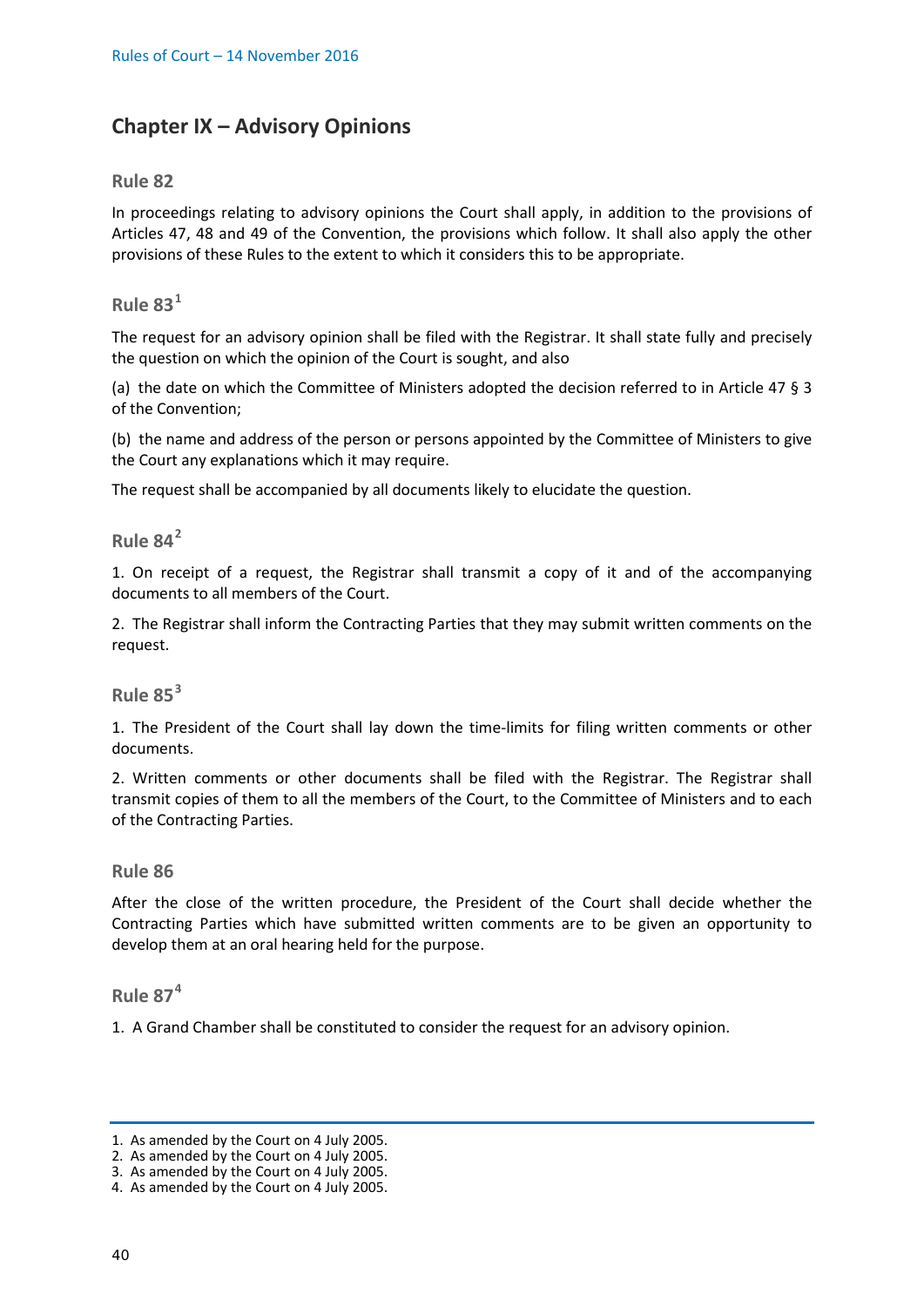## Chapter IX – Advisory Opinions

### Rule 82

In proceedings relating to advisory opinions the Court shall apply, in addition to the provisions of Articles 47, 48 and 49 of the Convention, the provisions which follow. It shall also apply the other provisions of these Rules to the extent to which it considers this to be appropriate.

### Rule 83[1]

The request for an advisory opinion shall be filed with the Registrar. It shall state fully and precisely the question on which the opinion of the Court is sought, and also

(a) the date on which the Committee of Ministers adopted the decision referred to in Article 47 § 3 of the Convention;

(b) the name and address of the person or persons appointed by the Committee of Ministers to give the Court any explanations which it may require.

The request shall be accompanied by all documents likely to elucidate the question.

### Rule 84[2]

1. On receipt of a request, the Registrar shall transmit a copy of it and of the accompanying documents to all members of the Court.

2. The Registrar shall inform the Contracting Parties that they may submit written comments on the request.

### Rule 85[3]

1. The President of the Court shall lay down the time-limits for filing written comments or other documents.

2. Written comments or other documents shall be filed with the Registrar. The Registrar shall transmit copies of them to all the members of the Court, to the Committee of Ministers and to each of the Contracting Parties.

### Rule 86

After the close of the written procedure, the President of the Court shall decide whether the Contracting Parties which have submitted written comments are to be given an opportunity to develop them at an oral hearing held for the purpose.

### Rule 87[4]

1. A Grand Chamber shall be constituted to consider the request for an advisory opinion.

---

1. As amended by the Court on 4 July 2005.
2. As amended by the Court on 4 July 2005.
3. As amended by the Court on 4 July 2005.
4. As amended by the Court on 4 July 2005.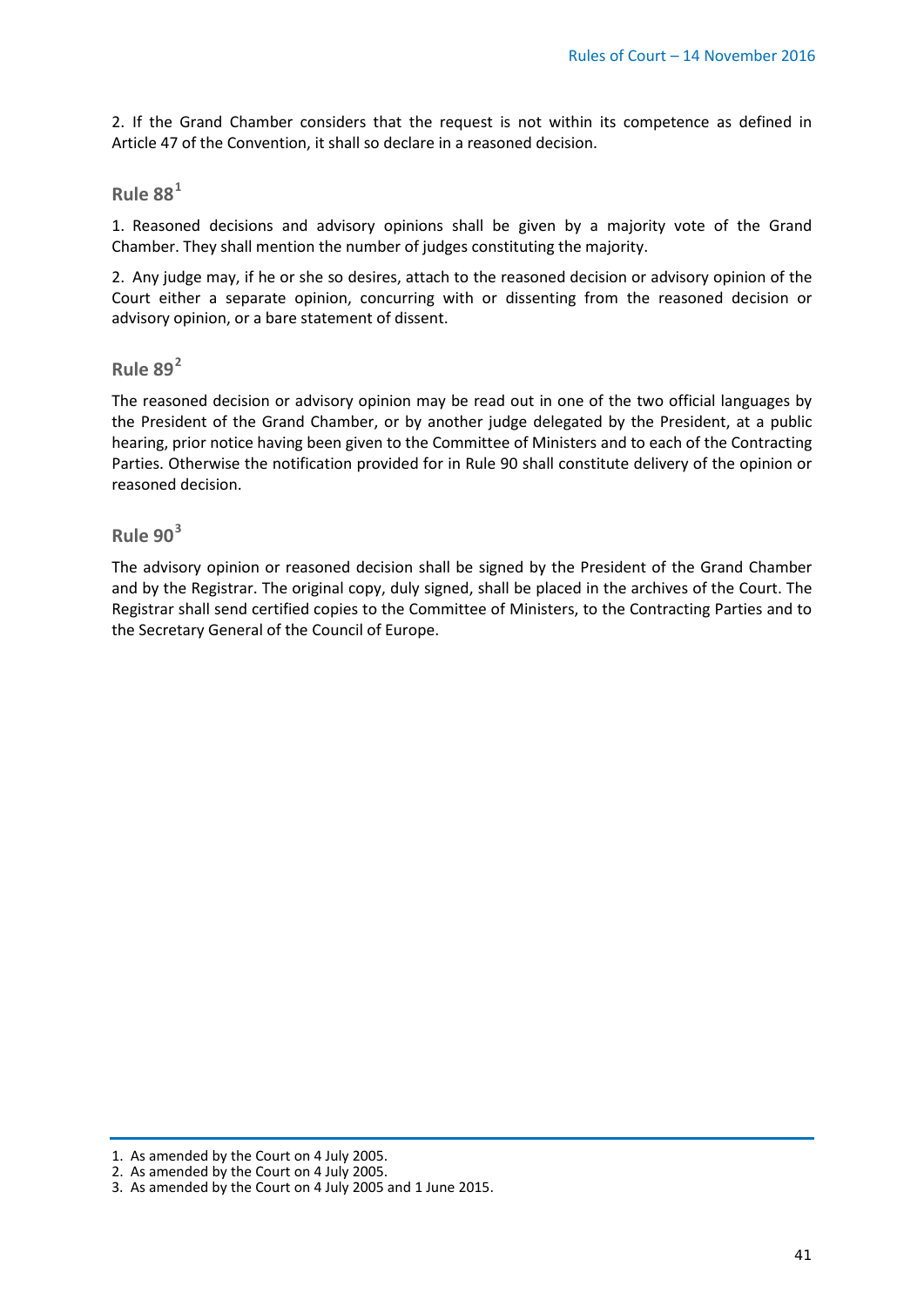2. If the Grand Chamber considers that the request is not within its competence as defined in Article 47 of the Convention, it shall so declare in a reasoned decision.

### Rule 88[1]

1. Reasoned decisions and advisory opinions shall be given by a majority vote of the Grand Chamber. They shall mention the number of judges constituting the majority.

2. Any judge may, if he or she so desires, attach to the reasoned decision or advisory opinion of the Court either a separate opinion, concurring with or dissenting from the reasoned decision or advisory opinion, or a bare statement of dissent.

### Rule 89[2]

The reasoned decision or advisory opinion may be read out in one of the two official languages by the President of the Grand Chamber, or by another judge delegated by the President, at a public hearing, prior notice having been given to the Committee of Ministers and to each of the Contracting Parties. Otherwise the notification provided for in Rule 90 shall constitute delivery of the opinion or reasoned decision.

### Rule 90[3]

The advisory opinion or reasoned decision shall be signed by the President of the Grand Chamber and by the Registrar. The original copy, duly signed, shall be placed in the archives of the Court. The Registrar shall send certified copies to the Committee of Ministers, to the Contracting Parties and to the Secretary General of the Council of Europe.

---

1. As amended by the Court on 4 July 2005.
2. As amended by the Court on 4 July 2005.
3. As amended by the Court on 4 July 2005 and 1 June 2015.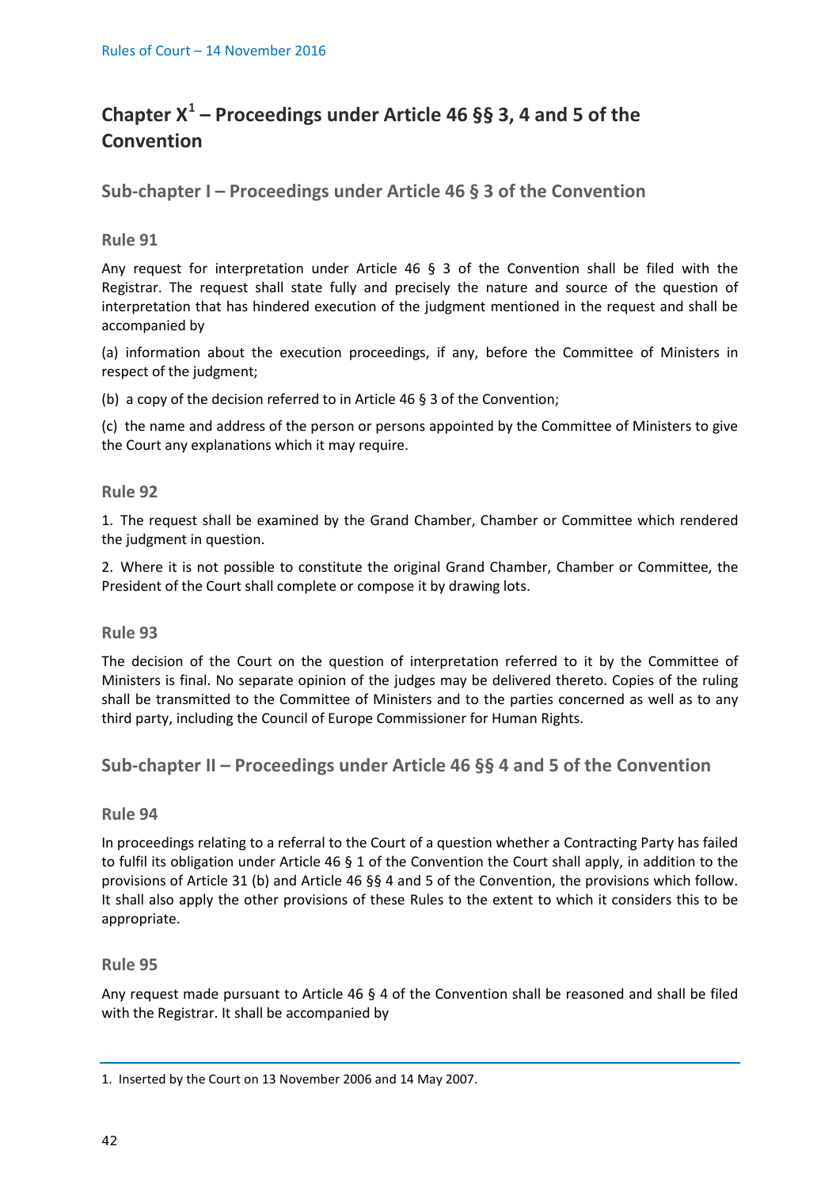# Chapter X[1] – Proceedings under Article 46 §§ 3, 4 and 5 of the Convention

## Sub-chapter I – Proceedings under Article 46 § 3 of the Convention

### Rule 91

Any request for interpretation under Article 46 § 3 of the Convention shall be filed with the Registrar. The request shall state fully and precisely the nature and source of the question of interpretation that has hindered execution of the judgment mentioned in the request and shall be accompanied by

(a) information about the execution proceedings, if any, before the Committee of Ministers in respect of the judgment;

(b) a copy of the decision referred to in Article 46 § 3 of the Convention;

(c) the name and address of the person or persons appointed by the Committee of Ministers to give the Court any explanations which it may require.

### Rule 92

1. The request shall be examined by the Grand Chamber, Chamber or Committee which rendered the judgment in question.

2. Where it is not possible to constitute the original Grand Chamber, Chamber or Committee, the President of the Court shall complete or compose it by drawing lots.

### Rule 93

The decision of the Court on the question of interpretation referred to it by the Committee of Ministers is final. No separate opinion of the judges may be delivered thereto. Copies of the ruling shall be transmitted to the Committee of Ministers and to the parties concerned as well as to any third party, including the Council of Europe Commissioner for Human Rights.

## Sub-chapter II – Proceedings under Article 46 §§ 4 and 5 of the Convention

### Rule 94

In proceedings relating to a referral to the Court of a question whether a Contracting Party has failed to fulfil its obligation under Article 46 § 1 of the Convention the Court shall apply, in addition to the provisions of Article 31 (b) and Article 46 §§ 4 and 5 of the Convention, the provisions which follow. It shall also apply the other provisions of these Rules to the extent to which it considers this to be appropriate.

### Rule 95

Any request made pursuant to Article 46 § 4 of the Convention shall be reasoned and shall be filed with the Registrar. It shall be accompanied by

---

1. Inserted by the Court on 13 November 2006 and 14 May 2007.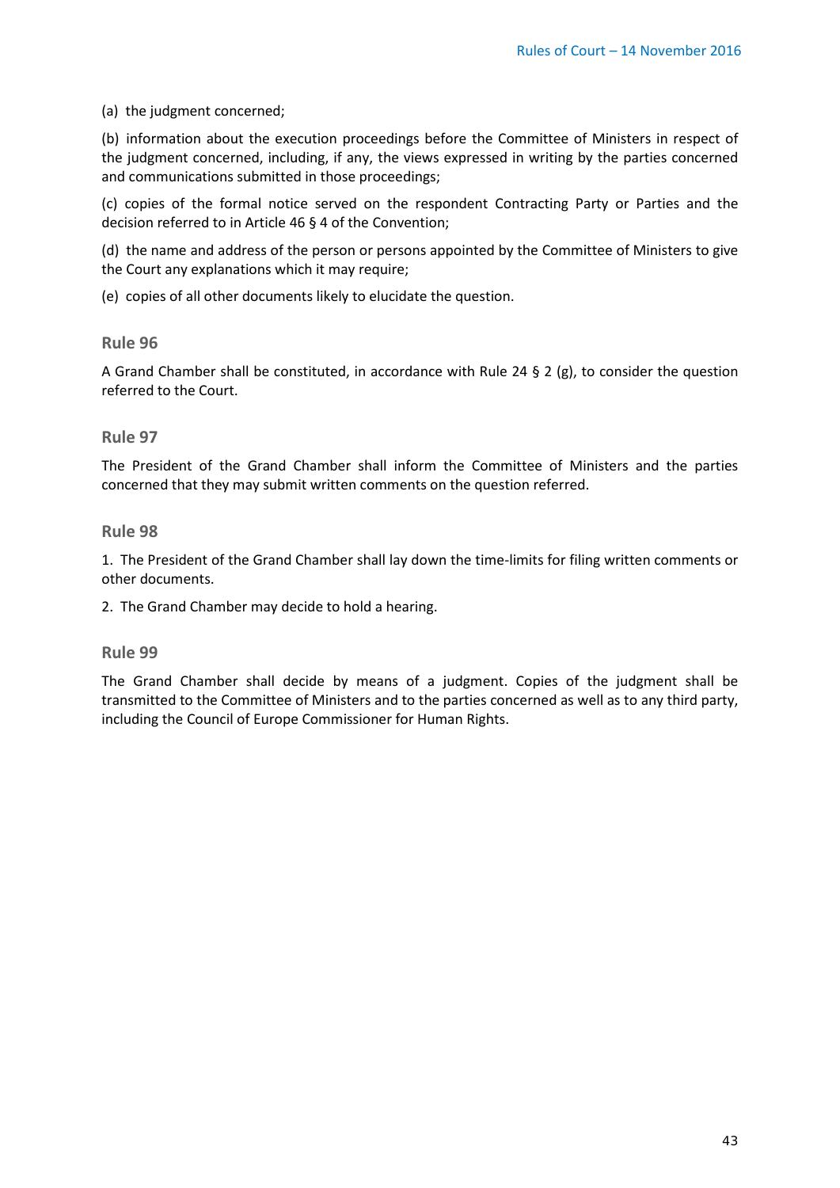(a) the judgment concerned;

(b) information about the execution proceedings before the Committee of Ministers in respect of the judgment concerned, including, if any, the views expressed in writing by the parties concerned and communications submitted in those proceedings;

(c) copies of the formal notice served on the respondent Contracting Party or Parties and the decision referred to in Article 46 § 4 of the Convention;

(d) the name and address of the person or persons appointed by the Committee of Ministers to give the Court any explanations which it may require;

(e) copies of all other documents likely to elucidate the question.

### Rule 96

A Grand Chamber shall be constituted, in accordance with Rule 24 § 2 (g), to consider the question referred to the Court.

### Rule 97

The President of the Grand Chamber shall inform the Committee of Ministers and the parties concerned that they may submit written comments on the question referred.

### Rule 98

1. The President of the Grand Chamber shall lay down the time-limits for filing written comments or other documents.

2. The Grand Chamber may decide to hold a hearing.

### Rule 99

The Grand Chamber shall decide by means of a judgment. Copies of the judgment shall be transmitted to the Committee of Ministers and to the parties concerned as well as to any third party, including the Council of Europe Commissioner for Human Rights.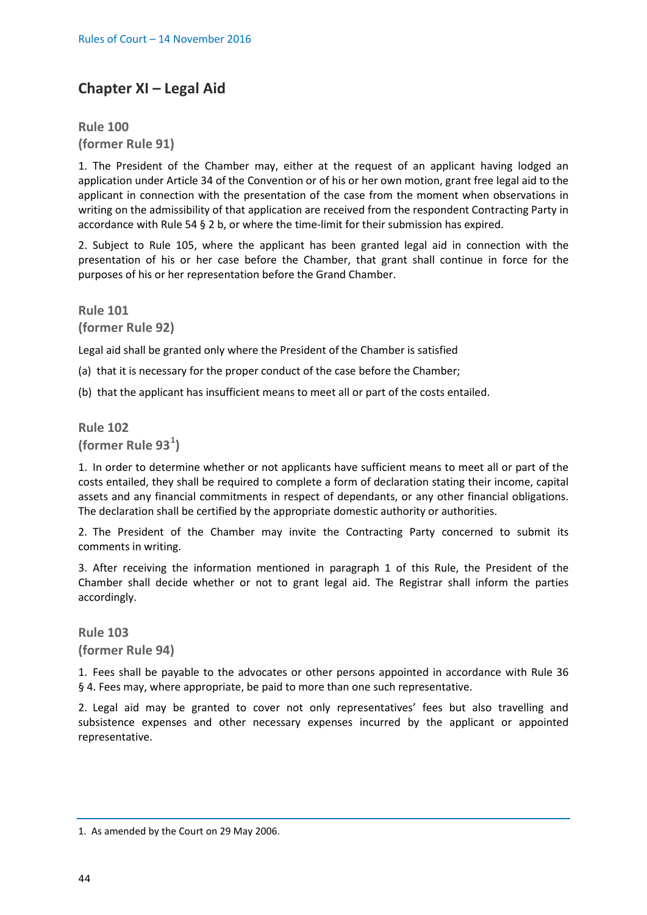## Chapter XI – Legal Aid

### Rule 100
### (former Rule 91)

1. The President of the Chamber may, either at the request of an applicant having lodged an application under Article 34 of the Convention or of his or her own motion, grant free legal aid to the applicant in connection with the presentation of the case from the moment when observations in writing on the admissibility of that application are received from the respondent Contracting Party in accordance with Rule 54 § 2 b, or where the time-limit for their submission has expired.

2. Subject to Rule 105, where the applicant has been granted legal aid in connection with the presentation of his or her case before the Chamber, that grant shall continue in force for the purposes of his or her representation before the Grand Chamber.

### Rule 101
### (former Rule 92)

Legal aid shall be granted only where the President of the Chamber is satisfied

(a) that it is necessary for the proper conduct of the case before the Chamber;

(b) that the applicant has insufficient means to meet all or part of the costs entailed.

### Rule 102
### (former Rule 93[1])

1. In order to determine whether or not applicants have sufficient means to meet all or part of the costs entailed, they shall be required to complete a form of declaration stating their income, capital assets and any financial commitments in respect of dependants, or any other financial obligations. The declaration shall be certified by the appropriate domestic authority or authorities.

2. The President of the Chamber may invite the Contracting Party concerned to submit its comments in writing.

3. After receiving the information mentioned in paragraph 1 of this Rule, the President of the Chamber shall decide whether or not to grant legal aid. The Registrar shall inform the parties accordingly.

### Rule 103
### (former Rule 94)

1. Fees shall be payable to the advocates or other persons appointed in accordance with Rule 36 § 4. Fees may, where appropriate, be paid to more than one such representative.

2. Legal aid may be granted to cover not only representatives' fees but also travelling and subsistence expenses and other necessary expenses incurred by the applicant or appointed representative.

---

1. As amended by the Court on 29 May 2006.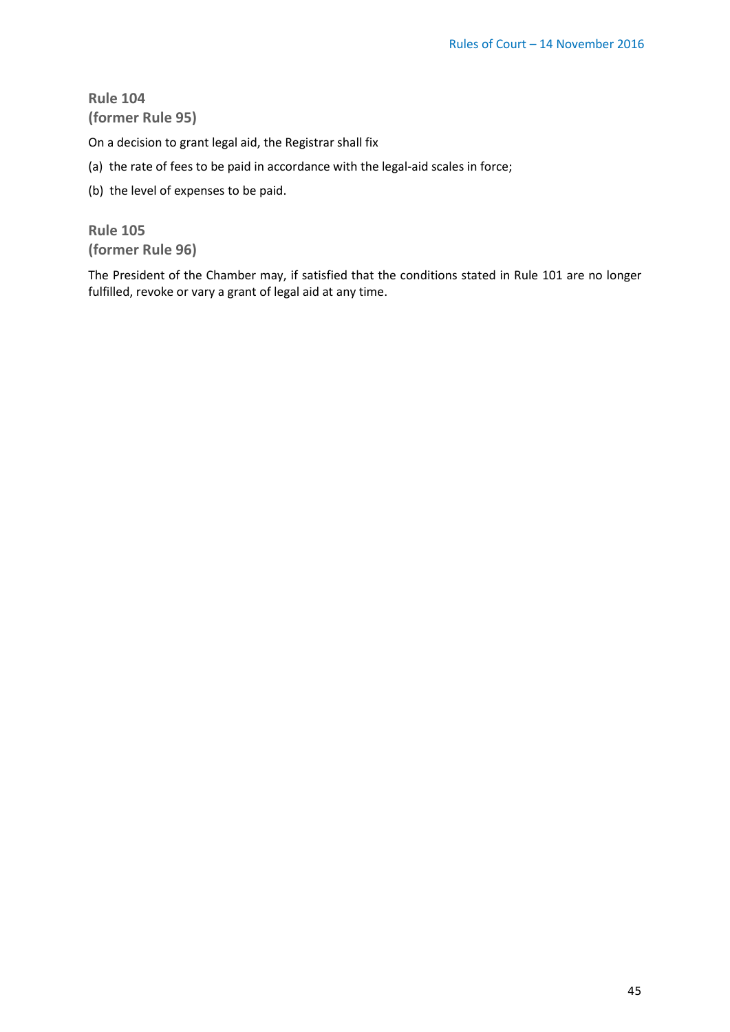### Rule 104
### (former Rule 95)

On a decision to grant legal aid, the Registrar shall fix

(a) the rate of fees to be paid in accordance with the legal-aid scales in force;

(b) the level of expenses to be paid.

### Rule 105
### (former Rule 96)

The President of the Chamber may, if satisfied that the conditions stated in Rule 101 are no longer fulfilled, revoke or vary a grant of legal aid at any time.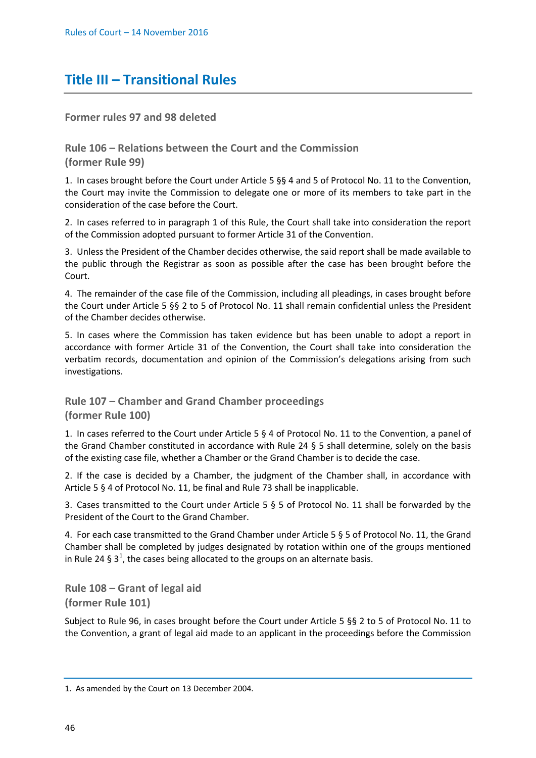# Title III – Transitional Rules

### Former rules 97 and 98 deleted

### Rule 106 – Relations between the Court and the Commission (former Rule 99)

1. In cases brought before the Court under Article 5 §§ 4 and 5 of Protocol No. 11 to the Convention, the Court may invite the Commission to delegate one or more of its members to take part in the consideration of the case before the Court.

2. In cases referred to in paragraph 1 of this Rule, the Court shall take into consideration the report of the Commission adopted pursuant to former Article 31 of the Convention.

3. Unless the President of the Chamber decides otherwise, the said report shall be made available to the public through the Registrar as soon as possible after the case has been brought before the Court.

4. The remainder of the case file of the Commission, including all pleadings, in cases brought before the Court under Article 5 §§ 2 to 5 of Protocol No. 11 shall remain confidential unless the President of the Chamber decides otherwise.

5. In cases where the Commission has taken evidence but has been unable to adopt a report in accordance with former Article 31 of the Convention, the Court shall take into consideration the verbatim records, documentation and opinion of the Commission's delegations arising from such investigations.

### Rule 107 – Chamber and Grand Chamber proceedings (former Rule 100)

1. In cases referred to the Court under Article 5 § 4 of Protocol No. 11 to the Convention, a panel of the Grand Chamber constituted in accordance with Rule 24 § 5 shall determine, solely on the basis of the existing case file, whether a Chamber or the Grand Chamber is to decide the case.

2. If the case is decided by a Chamber, the judgment of the Chamber shall, in accordance with Article 5 § 4 of Protocol No. 11, be final and Rule 73 shall be inapplicable.

3. Cases transmitted to the Court under Article 5 § 5 of Protocol No. 11 shall be forwarded by the President of the Court to the Grand Chamber.

4. For each case transmitted to the Grand Chamber under Article 5 § 5 of Protocol No. 11, the Grand Chamber shall be completed by judges designated by rotation within one of the groups mentioned in Rule 24 § 3[1], the cases being allocated to the groups on an alternate basis.

### Rule 108 – Grant of legal aid (former Rule 101)

Subject to Rule 96, in cases brought before the Court under Article 5 §§ 2 to 5 of Protocol No. 11 to the Convention, a grant of legal aid made to an applicant in the proceedings before the Commission

1. As amended by the Court on 13 December 2004.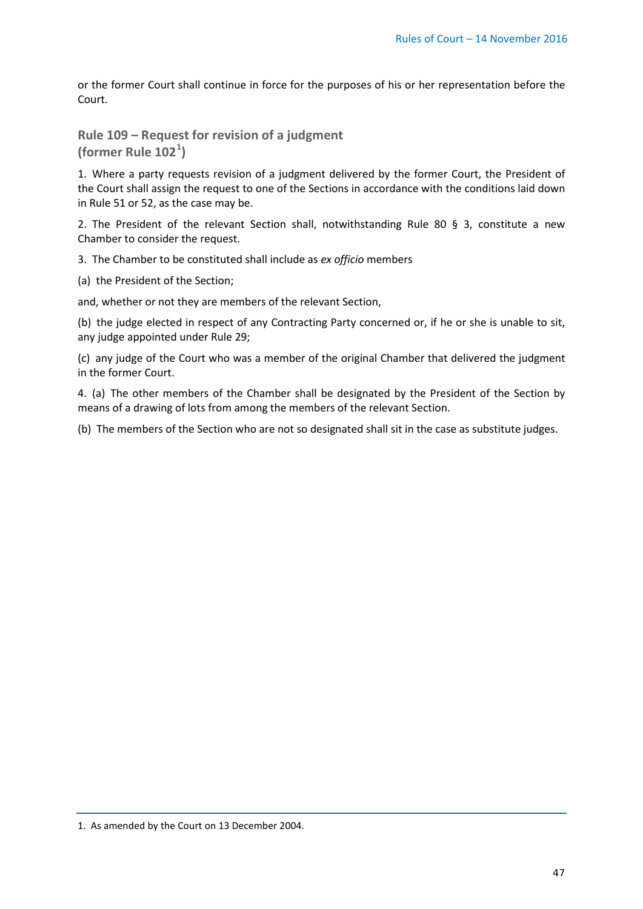or the former Court shall continue in force for the purposes of his or her representation before the Court.

## Rule 109 – Request for revision of a judgment (former Rule 102[1])

1. Where a party requests revision of a judgment delivered by the former Court, the President of the Court shall assign the request to one of the Sections in accordance with the conditions laid down in Rule 51 or 52, as the case may be.

2. The President of the relevant Section shall, notwithstanding Rule 80 § 3, constitute a new Chamber to consider the request.

3. The Chamber to be constituted shall include as *ex officio* members

(a) the President of the Section;

and, whether or not they are members of the relevant Section,

(b) the judge elected in respect of any Contracting Party concerned or, if he or she is unable to sit, any judge appointed under Rule 29;

(c) any judge of the Court who was a member of the original Chamber that delivered the judgment in the former Court.

4. (a) The other members of the Chamber shall be designated by the President of the Section by means of a drawing of lots from among the members of the relevant Section.

(b) The members of the Section who are not so designated shall sit in the case as substitute judges.

1. As amended by the Court on 13 December 2004.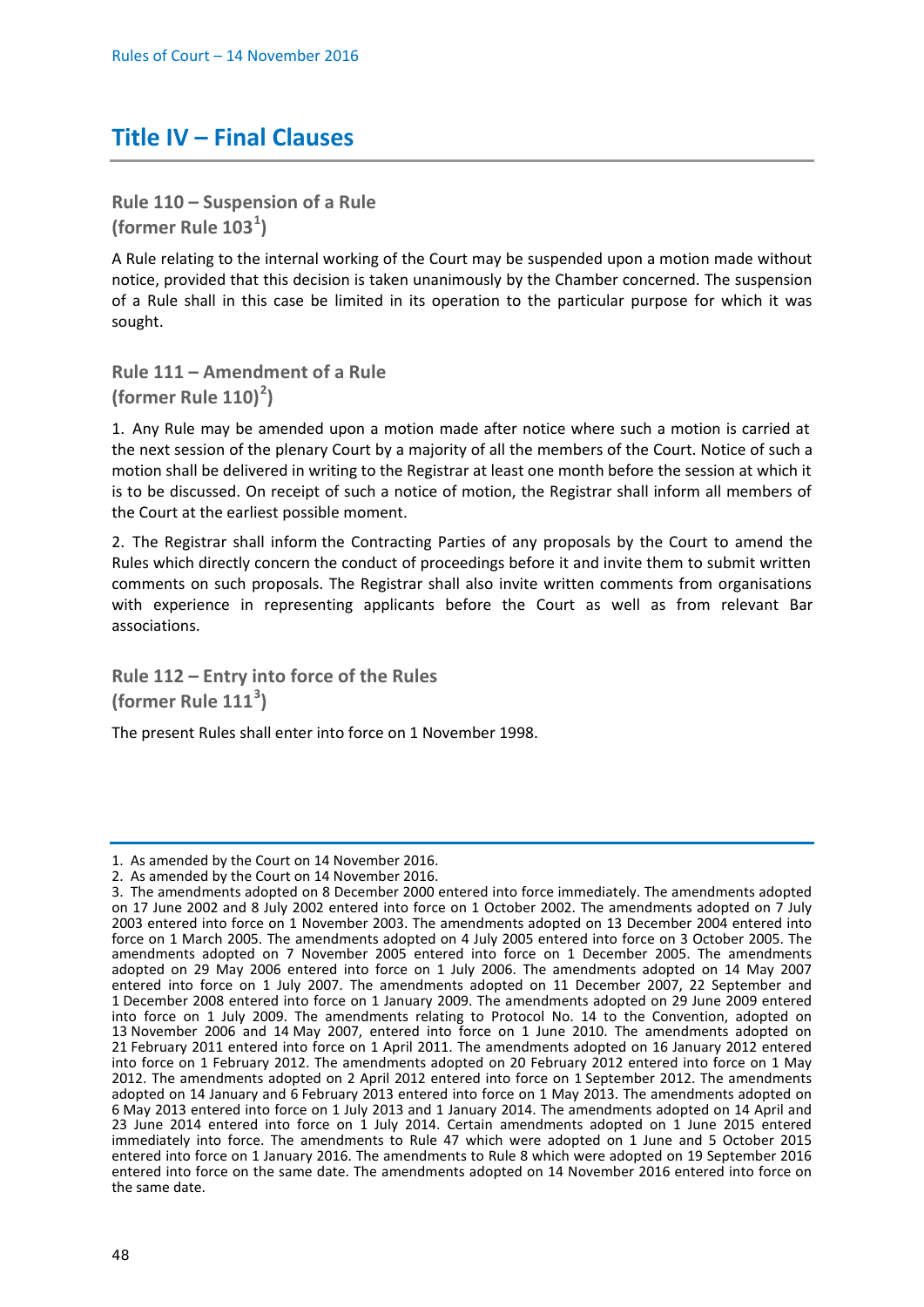# Title IV – Final Clauses

### Rule 110 – Suspension of a Rule (former Rule 103[1])

A Rule relating to the internal working of the Court may be suspended upon a motion made without notice, provided that this decision is taken unanimously by the Chamber concerned. The suspension of a Rule shall in this case be limited in its operation to the particular purpose for which it was sought.

### Rule 111 – Amendment of a Rule (former Rule 110)[2])

1. Any Rule may be amended upon a motion made after notice where such a motion is carried at the next session of the plenary Court by a majority of all the members of the Court. Notice of such a motion shall be delivered in writing to the Registrar at least one month before the session at which it is to be discussed. On receipt of such a notice of motion, the Registrar shall inform all members of the Court at the earliest possible moment.

2. The Registrar shall inform the Contracting Parties of any proposals by the Court to amend the Rules which directly concern the conduct of proceedings before it and invite them to submit written comments on such proposals. The Registrar shall also invite written comments from organisations with experience in representing applicants before the Court as well as from relevant Bar associations.

### Rule 112 – Entry into force of the Rules (former Rule 111[3])

The present Rules shall enter into force on 1 November 1998.

---

1. As amended by the Court on 14 November 2016.
2. As amended by the Court on 14 November 2016.
3. The amendments adopted on 8 December 2000 entered into force immediately. The amendments adopted on 17 June 2002 and 8 July 2002 entered into force on 1 October 2002. The amendments adopted on 7 July 2003 entered into force on 1 November 2003. The amendments adopted on 13 December 2004 entered into force on 1 March 2005. The amendments adopted on 4 July 2005 entered into force on 3 October 2005. The amendments adopted on 7 November 2005 entered into force on 1 December 2005. The amendments adopted on 29 May 2006 entered into force on 1 July 2006. The amendments adopted on 14 May 2007 entered into force on 1 July 2007. The amendments adopted on 11 December 2007, 22 September and 1 December 2008 entered into force on 1 January 2009. The amendments adopted on 29 June 2009 entered into force on 1 July 2009. The amendments relating to Protocol No. 14 to the Convention, adopted on 13 November 2006 and 14 May 2007, entered into force on 1 June 2010. The amendments adopted on 21 February 2011 entered into force on 1 April 2011. The amendments adopted on 16 January 2012 entered into force on 1 February 2012. The amendments adopted on 20 February 2012 entered into force on 1 May 2012. The amendments adopted on 2 April 2012 entered into force on 1 September 2012. The amendments adopted on 14 January and 6 February 2013 entered into force on 1 May 2013. The amendments adopted on 6 May 2013 entered into force on 1 July 2013 and 1 January 2014. The amendments adopted on 14 April and 23 June 2014 entered into force on 1 July 2014. Certain amendments adopted on 1 June 2015 entered immediately into force. The amendments to Rule 47 which were adopted on 1 June and 5 October 2015 entered into force on 1 January 2016. The amendments to Rule 8 which were adopted on 19 September 2016 entered into force on the same date. The amendments adopted on 14 November 2016 entered into force on the same date.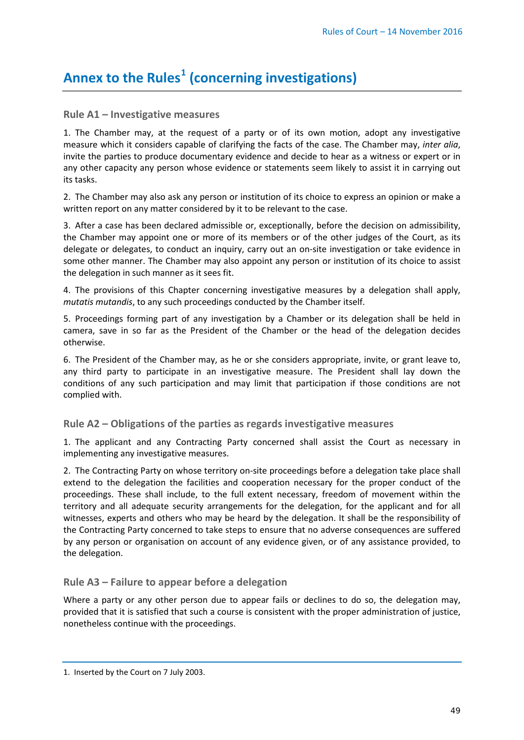# Annex to the Rules[1] (concerning investigations)

## Rule A1 – Investigative measures

1. The Chamber may, at the request of a party or of its own motion, adopt any investigative measure which it considers capable of clarifying the facts of the case. The Chamber may, *inter alia*, invite the parties to produce documentary evidence and decide to hear as a witness or expert or in any other capacity any person whose evidence or statements seem likely to assist it in carrying out its tasks.

2. The Chamber may also ask any person or institution of its choice to express an opinion or make a written report on any matter considered by it to be relevant to the case.

3. After a case has been declared admissible or, exceptionally, before the decision on admissibility, the Chamber may appoint one or more of its members or of the other judges of the Court, as its delegate or delegates, to conduct an inquiry, carry out an on-site investigation or take evidence in some other manner. The Chamber may also appoint any person or institution of its choice to assist the delegation in such manner as it sees fit.

4. The provisions of this Chapter concerning investigative measures by a delegation shall apply, *mutatis mutandis*, to any such proceedings conducted by the Chamber itself.

5. Proceedings forming part of any investigation by a Chamber or its delegation shall be held in camera, save in so far as the President of the Chamber or the head of the delegation decides otherwise.

6. The President of the Chamber may, as he or she considers appropriate, invite, or grant leave to, any third party to participate in an investigative measure. The President shall lay down the conditions of any such participation and may limit that participation if those conditions are not complied with.

## Rule A2 – Obligations of the parties as regards investigative measures

1. The applicant and any Contracting Party concerned shall assist the Court as necessary in implementing any investigative measures.

2. The Contracting Party on whose territory on-site proceedings before a delegation take place shall extend to the delegation the facilities and cooperation necessary for the proper conduct of the proceedings. These shall include, to the full extent necessary, freedom of movement within the territory and all adequate security arrangements for the delegation, for the applicant and for all witnesses, experts and others who may be heard by the delegation. It shall be the responsibility of the Contracting Party concerned to take steps to ensure that no adverse consequences are suffered by any person or organisation on account of any evidence given, or of any assistance provided, to the delegation.

## Rule A3 – Failure to appear before a delegation

Where a party or any other person due to appear fails or declines to do so, the delegation may, provided that it is satisfied that such a course is consistent with the proper administration of justice, nonetheless continue with the proceedings.

---

1. Inserted by the Court on 7 July 2003.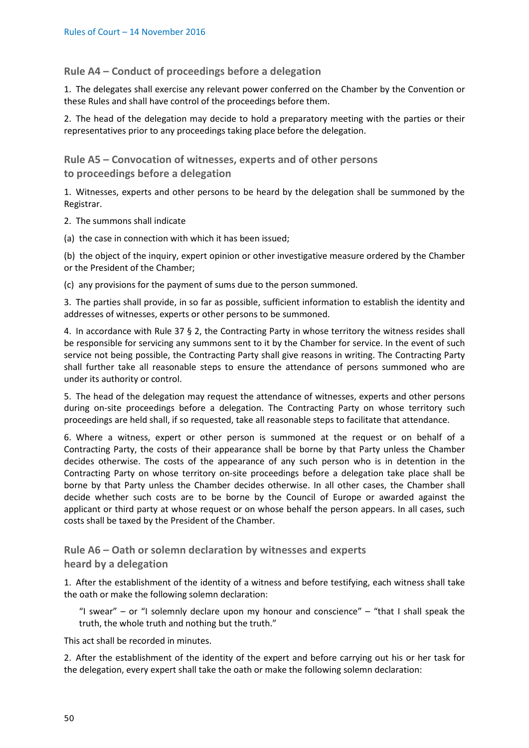## Rule A4 – Conduct of proceedings before a delegation

1. The delegates shall exercise any relevant power conferred on the Chamber by the Convention or these Rules and shall have control of the proceedings before them.

2. The head of the delegation may decide to hold a preparatory meeting with the parties or their representatives prior to any proceedings taking place before the delegation.

## Rule A5 – Convocation of witnesses, experts and of other persons to proceedings before a delegation

1. Witnesses, experts and other persons to be heard by the delegation shall be summoned by the Registrar.

2. The summons shall indicate

(a) the case in connection with which it has been issued;

(b) the object of the inquiry, expert opinion or other investigative measure ordered by the Chamber or the President of the Chamber;

(c) any provisions for the payment of sums due to the person summoned.

3. The parties shall provide, in so far as possible, sufficient information to establish the identity and addresses of witnesses, experts or other persons to be summoned.

4. In accordance with Rule 37 § 2, the Contracting Party in whose territory the witness resides shall be responsible for servicing any summons sent to it by the Chamber for service. In the event of such service not being possible, the Contracting Party shall give reasons in writing. The Contracting Party shall further take all reasonable steps to ensure the attendance of persons summoned who are under its authority or control.

5. The head of the delegation may request the attendance of witnesses, experts and other persons during on-site proceedings before a delegation. The Contracting Party on whose territory such proceedings are held shall, if so requested, take all reasonable steps to facilitate that attendance.

6. Where a witness, expert or other person is summoned at the request or on behalf of a Contracting Party, the costs of their appearance shall be borne by that Party unless the Chamber decides otherwise. The costs of the appearance of any such person who is in detention in the Contracting Party on whose territory on-site proceedings before a delegation take place shall be borne by that Party unless the Chamber decides otherwise. In all other cases, the Chamber shall decide whether such costs are to be borne by the Council of Europe or awarded against the applicant or third party at whose request or on whose behalf the person appears. In all cases, such costs shall be taxed by the President of the Chamber.

## Rule A6 – Oath or solemn declaration by witnesses and experts heard by a delegation

1. After the establishment of the identity of a witness and before testifying, each witness shall take the oath or make the following solemn declaration:

> "I swear" – or "I solemnly declare upon my honour and conscience" – "that I shall speak the truth, the whole truth and nothing but the truth."

This act shall be recorded in minutes.

2. After the establishment of the identity of the expert and before carrying out his or her task for the delegation, every expert shall take the oath or make the following solemn declaration: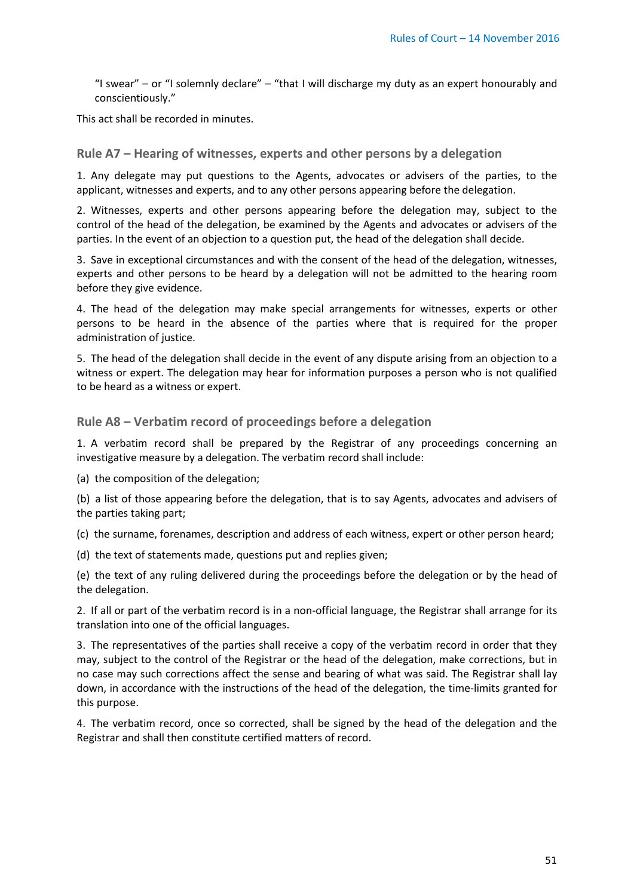"I swear" – or "I solemnly declare" – "that I will discharge my duty as an expert honourably and conscientiously."

This act shall be recorded in minutes.

### Rule A7 – Hearing of witnesses, experts and other persons by a delegation

1. Any delegate may put questions to the Agents, advocates or advisers of the parties, to the applicant, witnesses and experts, and to any other persons appearing before the delegation.

2. Witnesses, experts and other persons appearing before the delegation may, subject to the control of the head of the delegation, be examined by the Agents and advocates or advisers of the parties. In the event of an objection to a question put, the head of the delegation shall decide.

3. Save in exceptional circumstances and with the consent of the head of the delegation, witnesses, experts and other persons to be heard by a delegation will not be admitted to the hearing room before they give evidence.

4. The head of the delegation may make special arrangements for witnesses, experts or other persons to be heard in the absence of the parties where that is required for the proper administration of justice.

5. The head of the delegation shall decide in the event of any dispute arising from an objection to a witness or expert. The delegation may hear for information purposes a person who is not qualified to be heard as a witness or expert.

### Rule A8 – Verbatim record of proceedings before a delegation

1. A verbatim record shall be prepared by the Registrar of any proceedings concerning an investigative measure by a delegation. The verbatim record shall include:

(a) the composition of the delegation;

(b) a list of those appearing before the delegation, that is to say Agents, advocates and advisers of the parties taking part;

(c) the surname, forenames, description and address of each witness, expert or other person heard;

(d) the text of statements made, questions put and replies given;

(e) the text of any ruling delivered during the proceedings before the delegation or by the head of the delegation.

2. If all or part of the verbatim record is in a non-official language, the Registrar shall arrange for its translation into one of the official languages.

3. The representatives of the parties shall receive a copy of the verbatim record in order that they may, subject to the control of the Registrar or the head of the delegation, make corrections, but in no case may such corrections affect the sense and bearing of what was said. The Registrar shall lay down, in accordance with the instructions of the head of the delegation, the time-limits granted for this purpose.

4. The verbatim record, once so corrected, shall be signed by the head of the delegation and the Registrar and shall then constitute certified matters of record.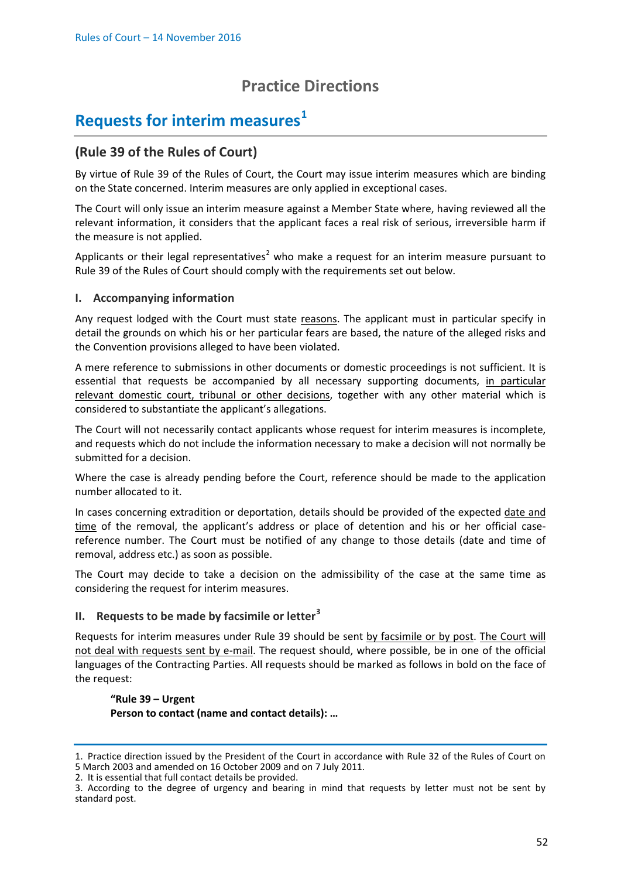# Practice Directions

## Requests for interim measures[1]

### (Rule 39 of the Rules of Court)

By virtue of Rule 39 of the Rules of Court, the Court may issue interim measures which are binding on the State concerned. Interim measures are only applied in exceptional cases.

The Court will only issue an interim measure against a Member State where, having reviewed all the relevant information, it considers that the applicant faces a real risk of serious, irreversible harm if the measure is not applied.

Applicants or their legal representatives[2] who make a request for an interim measure pursuant to Rule 39 of the Rules of Court should comply with the requirements set out below.

#### I. Accompanying information

Any request lodged with the Court must state reasons. The applicant must in particular specify in detail the grounds on which his or her particular fears are based, the nature of the alleged risks and the Convention provisions alleged to have been violated.

A mere reference to submissions in other documents or domestic proceedings is not sufficient. It is essential that requests be accompanied by all necessary supporting documents, in particular relevant domestic court, tribunal or other decisions, together with any other material which is considered to substantiate the applicant's allegations.

The Court will not necessarily contact applicants whose request for interim measures is incomplete, and requests which do not include the information necessary to make a decision will not normally be submitted for a decision.

Where the case is already pending before the Court, reference should be made to the application number allocated to it.

In cases concerning extradition or deportation, details should be provided of the expected date and time of the removal, the applicant's address or place of detention and his or her official case-reference number. The Court must be notified of any change to those details (date and time of removal, address etc.) as soon as possible.

The Court may decide to take a decision on the admissibility of the case at the same time as considering the request for interim measures.

#### II. Requests to be made by facsimile or letter[3]

Requests for interim measures under Rule 39 should be sent by facsimile or by post. The Court will not deal with requests sent by e-mail. The request should, where possible, be in one of the official languages of the Contracting Parties. All requests should be marked as follows in bold on the face of the request:

> **"Rule 39 – Urgent**
> **Person to contact (name and contact details): …**

---

1. Practice direction issued by the President of the Court in accordance with Rule 32 of the Rules of Court on 5 March 2003 and amended on 16 October 2009 and on 7 July 2011.
2. It is essential that full contact details be provided.
3. According to the degree of urgency and bearing in mind that requests by letter must not be sent by standard post.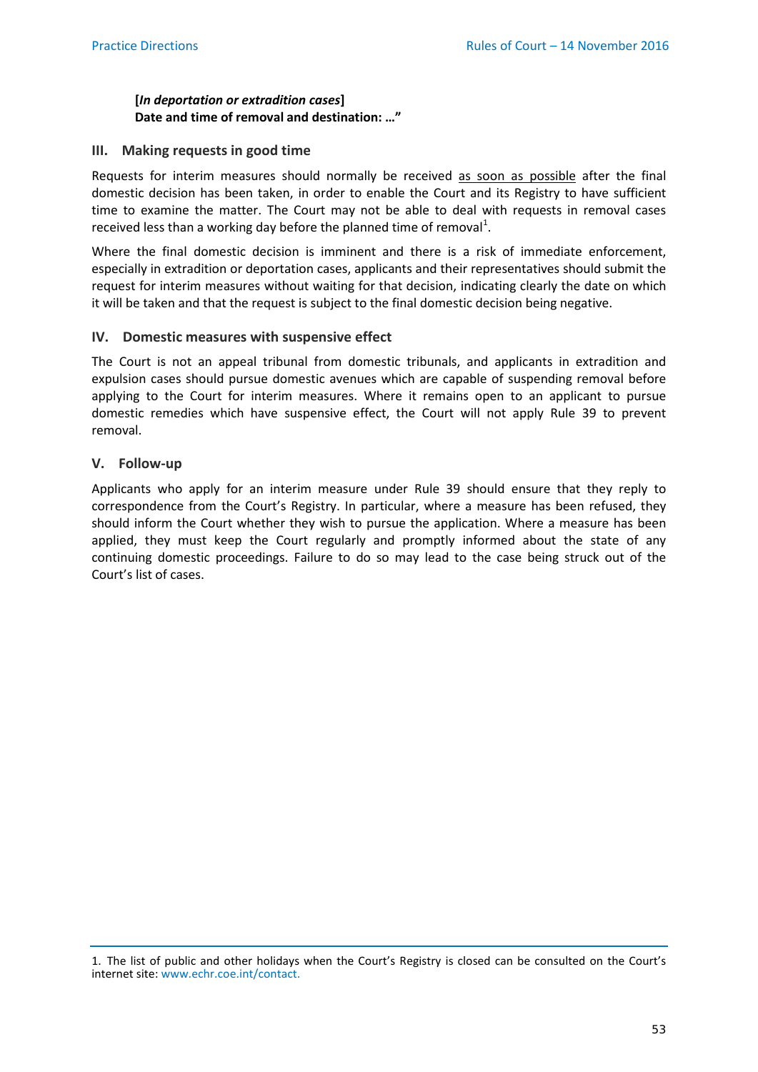**[*In deportation or extradition cases*]**
**Date and time of removal and destination: …"**

### III. Making requests in good time

Requests for interim measures should normally be received <u>as soon as possible</u> after the final domestic decision has been taken, in order to enable the Court and its Registry to have sufficient time to examine the matter. The Court may not be able to deal with requests in removal cases received less than a working day before the planned time of removal[1].

Where the final domestic decision is imminent and there is a risk of immediate enforcement, especially in extradition or deportation cases, applicants and their representatives should submit the request for interim measures without waiting for that decision, indicating clearly the date on which it will be taken and that the request is subject to the final domestic decision being negative.

### IV. Domestic measures with suspensive effect

The Court is not an appeal tribunal from domestic tribunals, and applicants in extradition and expulsion cases should pursue domestic avenues which are capable of suspending removal before applying to the Court for interim measures. Where it remains open to an applicant to pursue domestic remedies which have suspensive effect, the Court will not apply Rule 39 to prevent removal.

### V. Follow-up

Applicants who apply for an interim measure under Rule 39 should ensure that they reply to correspondence from the Court's Registry. In particular, where a measure has been refused, they should inform the Court whether they wish to pursue the application. Where a measure has been applied, they must keep the Court regularly and promptly informed about the state of any continuing domestic proceedings. Failure to do so may lead to the case being struck out of the Court's list of cases.

---

1. The list of public and other holidays when the Court's Registry is closed can be consulted on the Court's internet site: www.echr.coe.int/contact.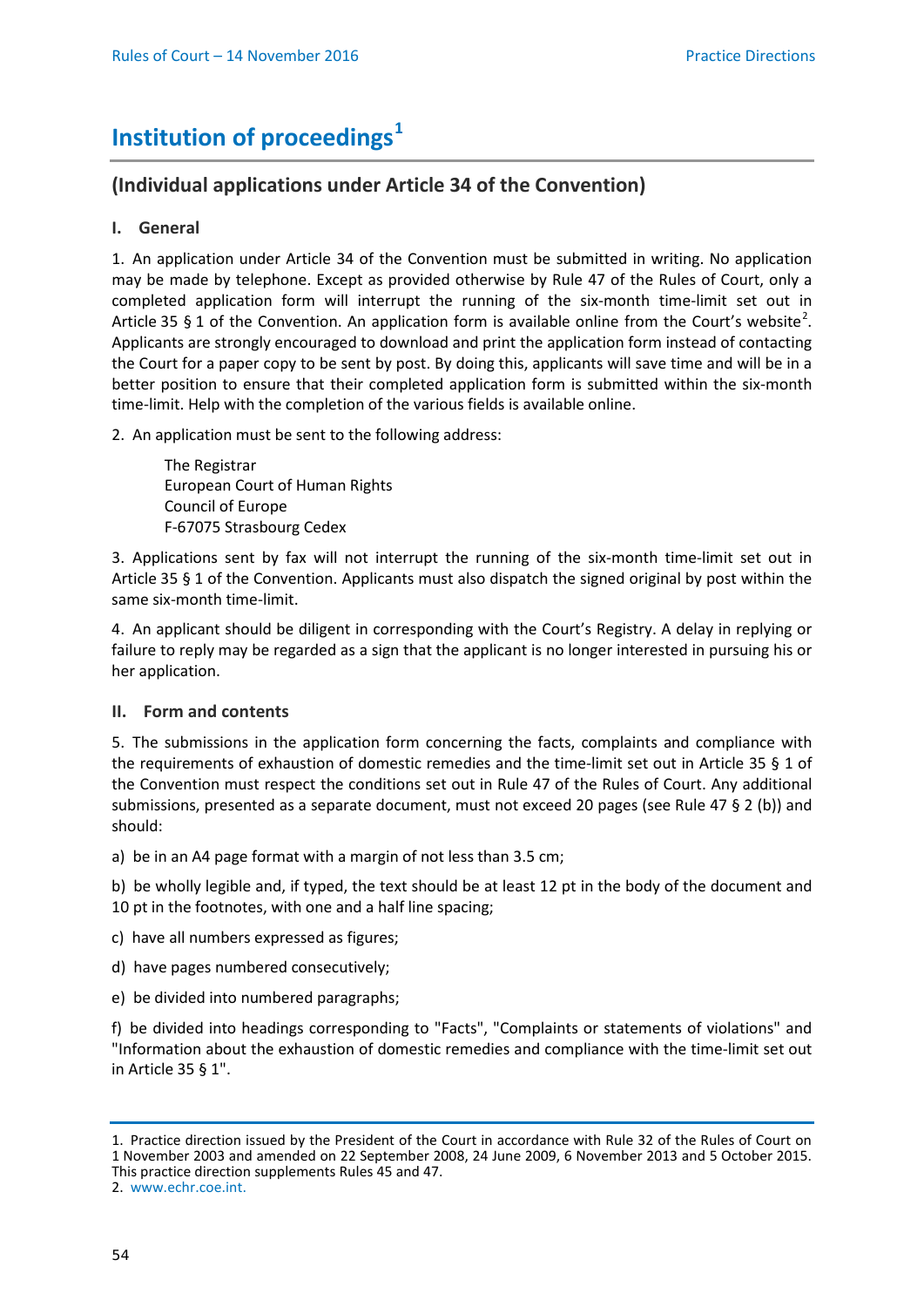# Institution of proceedings[1]

## (Individual applications under Article 34 of the Convention)

### I. General

1. An application under Article 34 of the Convention must be submitted in writing. No application may be made by telephone. Except as provided otherwise by Rule 47 of the Rules of Court, only a completed application form will interrupt the running of the six-month time-limit set out in Article 35 § 1 of the Convention. An application form is available online from the Court's website[2]. Applicants are strongly encouraged to download and print the application form instead of contacting the Court for a paper copy to be sent by post. By doing this, applicants will save time and will be in a better position to ensure that their completed application form is submitted within the six-month time-limit. Help with the completion of the various fields is available online.

2. An application must be sent to the following address:

The Registrar
European Court of Human Rights
Council of Europe
F-67075 Strasbourg Cedex

3. Applications sent by fax will not interrupt the running of the six-month time-limit set out in Article 35 § 1 of the Convention. Applicants must also dispatch the signed original by post within the same six-month time-limit.

4. An applicant should be diligent in corresponding with the Court's Registry. A delay in replying or failure to reply may be regarded as a sign that the applicant is no longer interested in pursuing his or her application.

### II. Form and contents

5. The submissions in the application form concerning the facts, complaints and compliance with the requirements of exhaustion of domestic remedies and the time-limit set out in Article 35 § 1 of the Convention must respect the conditions set out in Rule 47 of the Rules of Court. Any additional submissions, presented as a separate document, must not exceed 20 pages (see Rule 47 § 2 (b)) and should:

a) be in an A4 page format with a margin of not less than 3.5 cm;

b) be wholly legible and, if typed, the text should be at least 12 pt in the body of the document and 10 pt in the footnotes, with one and a half line spacing;

c) have all numbers expressed as figures;

d) have pages numbered consecutively;

e) be divided into numbered paragraphs;

f) be divided into headings corresponding to "Facts", "Complaints or statements of violations" and "Information about the exhaustion of domestic remedies and compliance with the time-limit set out in Article 35 § 1".

---

1. Practice direction issued by the President of the Court in accordance with Rule 32 of the Rules of Court on 1 November 2003 and amended on 22 September 2008, 24 June 2009, 6 November 2013 and 5 October 2015. This practice direction supplements Rules 45 and 47.

2. www.echr.coe.int.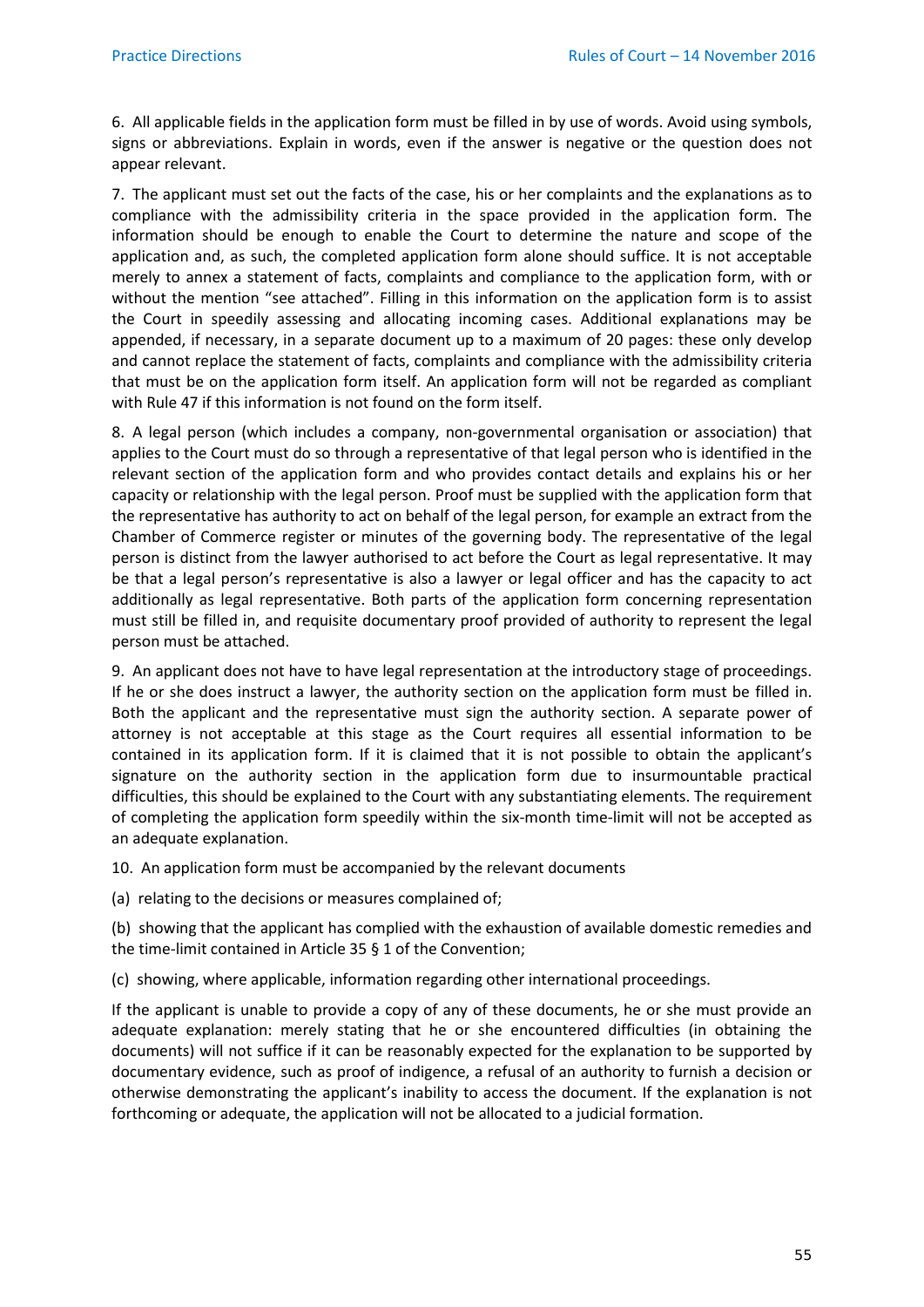6. All applicable fields in the application form must be filled in by use of words. Avoid using symbols, signs or abbreviations. Explain in words, even if the answer is negative or the question does not appear relevant.

7. The applicant must set out the facts of the case, his or her complaints and the explanations as to compliance with the admissibility criteria in the space provided in the application form. The information should be enough to enable the Court to determine the nature and scope of the application and, as such, the completed application form alone should suffice. It is not acceptable merely to annex a statement of facts, complaints and compliance to the application form, with or without the mention "see attached". Filling in this information on the application form is to assist the Court in speedily assessing and allocating incoming cases. Additional explanations may be appended, if necessary, in a separate document up to a maximum of 20 pages: these only develop and cannot replace the statement of facts, complaints and compliance with the admissibility criteria that must be on the application form itself. An application form will not be regarded as compliant with Rule 47 if this information is not found on the form itself.

8. A legal person (which includes a company, non-governmental organisation or association) that applies to the Court must do so through a representative of that legal person who is identified in the relevant section of the application form and who provides contact details and explains his or her capacity or relationship with the legal person. Proof must be supplied with the application form that the representative has authority to act on behalf of the legal person, for example an extract from the Chamber of Commerce register or minutes of the governing body. The representative of the legal person is distinct from the lawyer authorised to act before the Court as legal representative. It may be that a legal person's representative is also a lawyer or legal officer and has the capacity to act additionally as legal representative. Both parts of the application form concerning representation must still be filled in, and requisite documentary proof provided of authority to represent the legal person must be attached.

9. An applicant does not have to have legal representation at the introductory stage of proceedings. If he or she does instruct a lawyer, the authority section on the application form must be filled in. Both the applicant and the representative must sign the authority section. A separate power of attorney is not acceptable at this stage as the Court requires all essential information to be contained in its application form. If it is claimed that it is not possible to obtain the applicant's signature on the authority section in the application form due to insurmountable practical difficulties, this should be explained to the Court with any substantiating elements. The requirement of completing the application form speedily within the six-month time-limit will not be accepted as an adequate explanation.

10. An application form must be accompanied by the relevant documents

(a) relating to the decisions or measures complained of;

(b) showing that the applicant has complied with the exhaustion of available domestic remedies and the time-limit contained in Article 35 § 1 of the Convention;

(c) showing, where applicable, information regarding other international proceedings.

If the applicant is unable to provide a copy of any of these documents, he or she must provide an adequate explanation: merely stating that he or she encountered difficulties (in obtaining the documents) will not suffice if it can be reasonably expected for the explanation to be supported by documentary evidence, such as proof of indigence, a refusal of an authority to furnish a decision or otherwise demonstrating the applicant's inability to access the document. If the explanation is not forthcoming or adequate, the application will not be allocated to a judicial formation.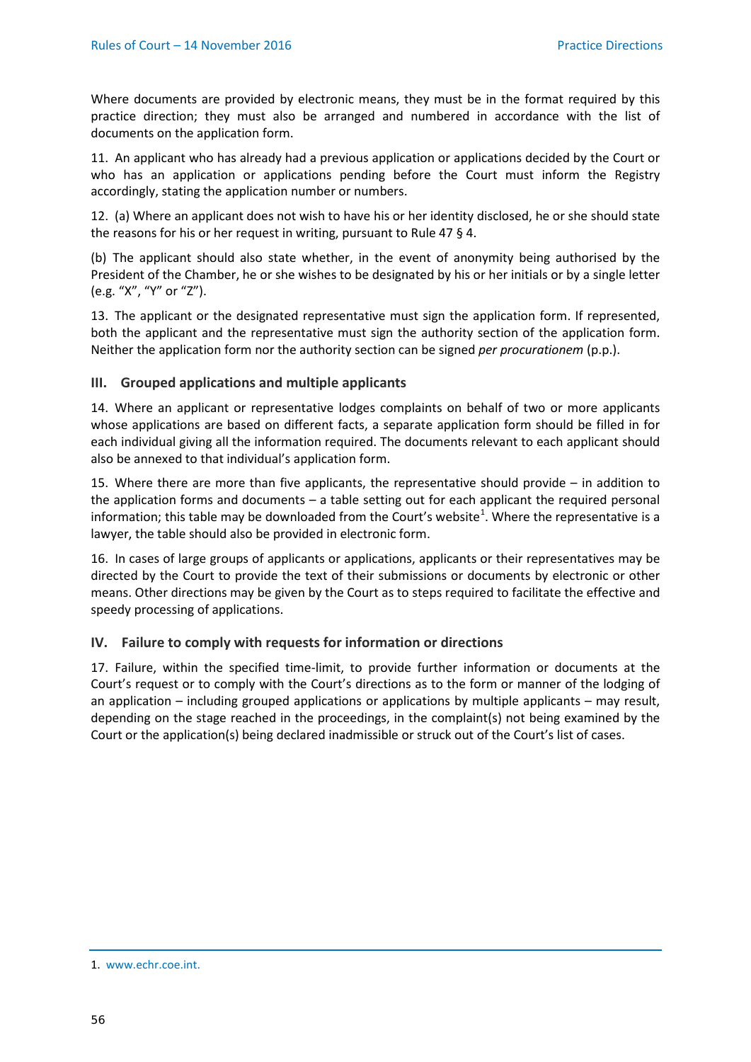Where documents are provided by electronic means, they must be in the format required by this practice direction; they must also be arranged and numbered in accordance with the list of documents on the application form.

11. An applicant who has already had a previous application or applications decided by the Court or who has an application or applications pending before the Court must inform the Registry accordingly, stating the application number or numbers.

12. (a) Where an applicant does not wish to have his or her identity disclosed, he or she should state the reasons for his or her request in writing, pursuant to Rule 47 § 4.

(b) The applicant should also state whether, in the event of anonymity being authorised by the President of the Chamber, he or she wishes to be designated by his or her initials or by a single letter (e.g. "X", "Y" or "Z").

13. The applicant or the designated representative must sign the application form. If represented, both the applicant and the representative must sign the authority section of the application form. Neither the application form nor the authority section can be signed *per procurationem* (p.p.).

### III. Grouped applications and multiple applicants

14. Where an applicant or representative lodges complaints on behalf of two or more applicants whose applications are based on different facts, a separate application form should be filled in for each individual giving all the information required. The documents relevant to each applicant should also be annexed to that individual's application form.

15. Where there are more than five applicants, the representative should provide – in addition to the application forms and documents – a table setting out for each applicant the required personal information; this table may be downloaded from the Court's website[1]. Where the representative is a lawyer, the table should also be provided in electronic form.

16. In cases of large groups of applicants or applications, applicants or their representatives may be directed by the Court to provide the text of their submissions or documents by electronic or other means. Other directions may be given by the Court as to steps required to facilitate the effective and speedy processing of applications.

### IV. Failure to comply with requests for information or directions

17. Failure, within the specified time-limit, to provide further information or documents at the Court's request or to comply with the Court's directions as to the form or manner of the lodging of an application – including grouped applications or applications by multiple applicants – may result, depending on the stage reached in the proceedings, in the complaint(s) not being examined by the Court or the application(s) being declared inadmissible or struck out of the Court's list of cases.

---

1. www.echr.coe.int.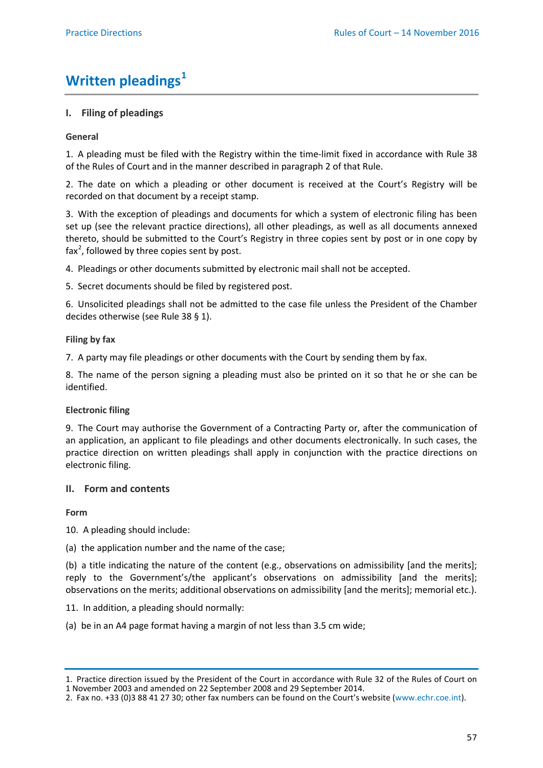# Written pleadings[1]

## I. Filing of pleadings

### General

1. A pleading must be filed with the Registry within the time-limit fixed in accordance with Rule 38 of the Rules of Court and in the manner described in paragraph 2 of that Rule.

2. The date on which a pleading or other document is received at the Court's Registry will be recorded on that document by a receipt stamp.

3. With the exception of pleadings and documents for which a system of electronic filing has been set up (see the relevant practice directions), all other pleadings, as well as all documents annexed thereto, should be submitted to the Court's Registry in three copies sent by post or in one copy by fax[2], followed by three copies sent by post.

4. Pleadings or other documents submitted by electronic mail shall not be accepted.

5. Secret documents should be filed by registered post.

6. Unsolicited pleadings shall not be admitted to the case file unless the President of the Chamber decides otherwise (see Rule 38 § 1).

### Filing by fax

7. A party may file pleadings or other documents with the Court by sending them by fax.

8. The name of the person signing a pleading must also be printed on it so that he or she can be identified.

### Electronic filing

9. The Court may authorise the Government of a Contracting Party or, after the communication of an application, an applicant to file pleadings and other documents electronically. In such cases, the practice direction on written pleadings shall apply in conjunction with the practice directions on electronic filing.

## II. Form and contents

### Form

10. A pleading should include:

(a) the application number and the name of the case;

(b) a title indicating the nature of the content (e.g., observations on admissibility [and the merits]; reply to the Government's/the applicant's observations on admissibility [and the merits]; observations on the merits; additional observations on admissibility [and the merits]; memorial etc.).

11. In addition, a pleading should normally:

(a) be in an A4 page format having a margin of not less than 3.5 cm wide;

---

1. Practice direction issued by the President of the Court in accordance with Rule 32 of the Rules of Court on 1 November 2003 and amended on 22 September 2008 and 29 September 2014.

2. Fax no. +33 (0)3 88 41 27 30; other fax numbers can be found on the Court's website (www.echr.coe.int).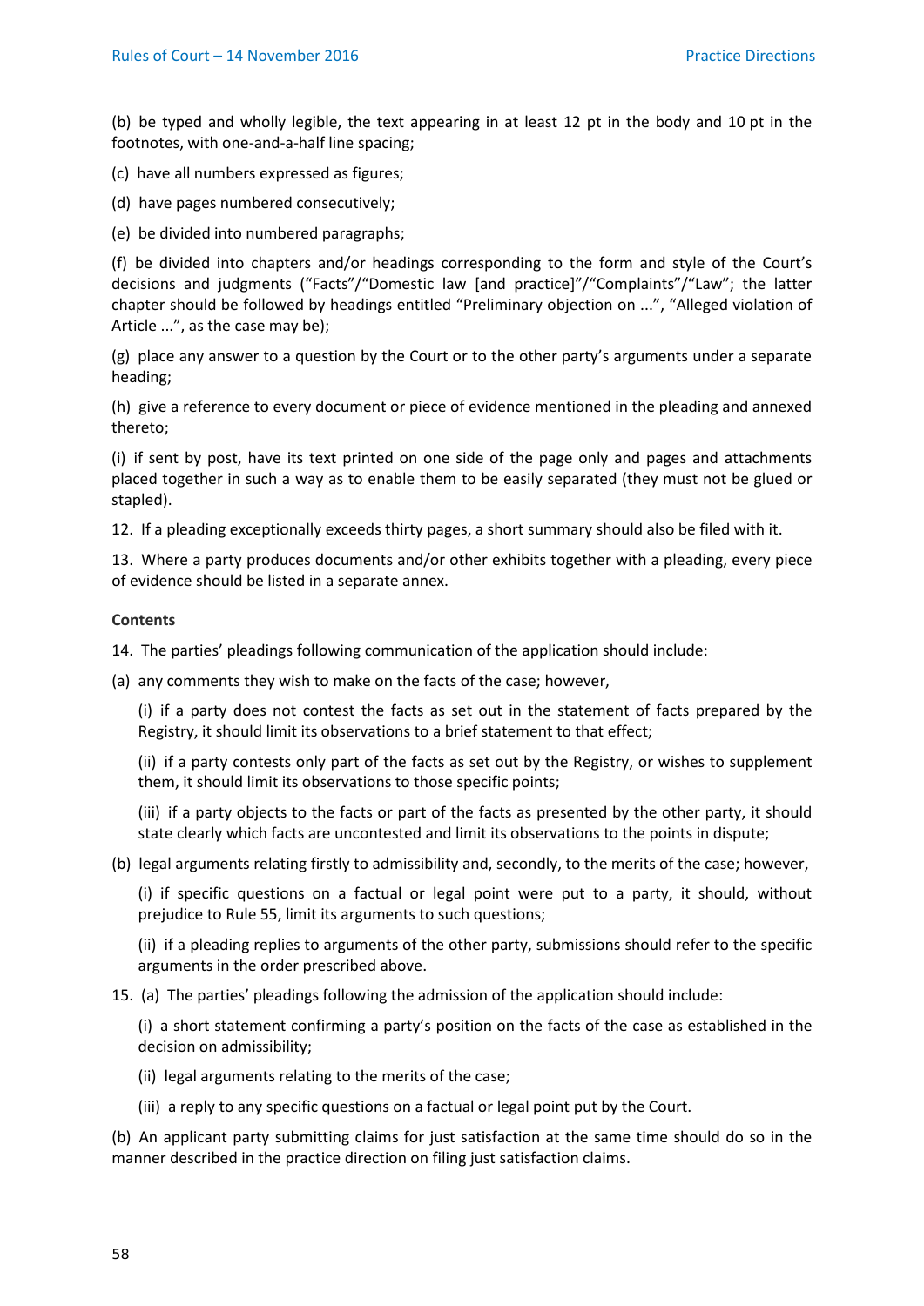(b) be typed and wholly legible, the text appearing in at least 12 pt in the body and 10 pt in the footnotes, with one-and-a-half line spacing;

(c) have all numbers expressed as figures;

(d) have pages numbered consecutively;

(e) be divided into numbered paragraphs;

(f) be divided into chapters and/or headings corresponding to the form and style of the Court's decisions and judgments ("Facts"/"Domestic law [and practice]"/"Complaints"/"Law"; the latter chapter should be followed by headings entitled "Preliminary objection on ...", "Alleged violation of Article ...", as the case may be);

(g) place any answer to a question by the Court or to the other party's arguments under a separate heading;

(h) give a reference to every document or piece of evidence mentioned in the pleading and annexed thereto;

(i) if sent by post, have its text printed on one side of the page only and pages and attachments placed together in such a way as to enable them to be easily separated (they must not be glued or stapled).

12. If a pleading exceptionally exceeds thirty pages, a short summary should also be filed with it.

13. Where a party produces documents and/or other exhibits together with a pleading, every piece of evidence should be listed in a separate annex.

**Contents**

14. The parties' pleadings following communication of the application should include:

(a) any comments they wish to make on the facts of the case; however,

> (i) if a party does not contest the facts as set out in the statement of facts prepared by the Registry, it should limit its observations to a brief statement to that effect;
>
> (ii) if a party contests only part of the facts as set out by the Registry, or wishes to supplement them, it should limit its observations to those specific points;
>
> (iii) if a party objects to the facts or part of the facts as presented by the other party, it should state clearly which facts are uncontested and limit its observations to the points in dispute;

(b) legal arguments relating firstly to admissibility and, secondly, to the merits of the case; however,

> (i) if specific questions on a factual or legal point were put to a party, it should, without prejudice to Rule 55, limit its arguments to such questions;
>
> (ii) if a pleading replies to arguments of the other party, submissions should refer to the specific arguments in the order prescribed above.

15. (a) The parties' pleadings following the admission of the application should include:

> (i) a short statement confirming a party's position on the facts of the case as established in the decision on admissibility;
>
> (ii) legal arguments relating to the merits of the case;
>
> (iii) a reply to any specific questions on a factual or legal point put by the Court.

(b) An applicant party submitting claims for just satisfaction at the same time should do so in the manner described in the practice direction on filing just satisfaction claims.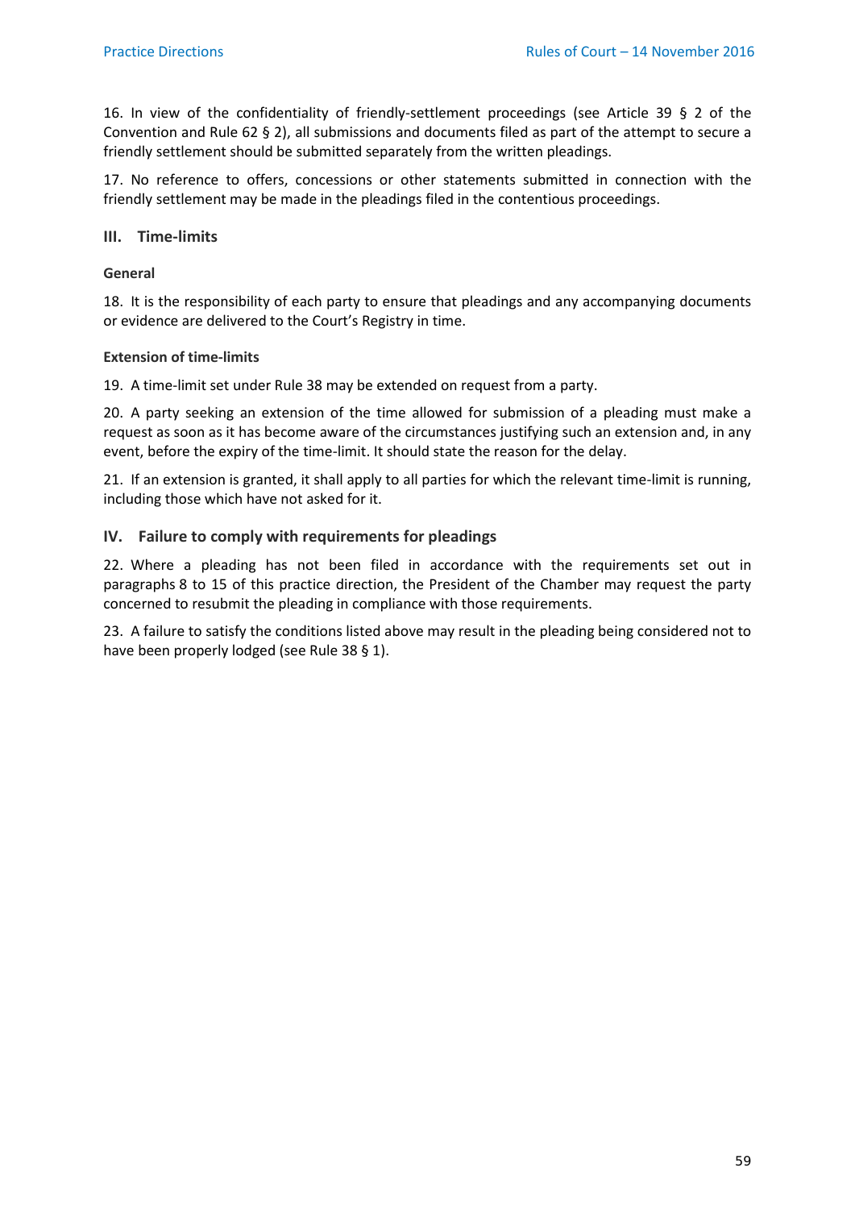16. In view of the confidentiality of friendly-settlement proceedings (see Article 39 § 2 of the Convention and Rule 62 § 2), all submissions and documents filed as part of the attempt to secure a friendly settlement should be submitted separately from the written pleadings.

17. No reference to offers, concessions or other statements submitted in connection with the friendly settlement may be made in the pleadings filed in the contentious proceedings.

## III. Time-limits

### General

18. It is the responsibility of each party to ensure that pleadings and any accompanying documents or evidence are delivered to the Court's Registry in time.

### Extension of time-limits

19. A time-limit set under Rule 38 may be extended on request from a party.

20. A party seeking an extension of the time allowed for submission of a pleading must make a request as soon as it has become aware of the circumstances justifying such an extension and, in any event, before the expiry of the time-limit. It should state the reason for the delay.

21. If an extension is granted, it shall apply to all parties for which the relevant time-limit is running, including those which have not asked for it.

## IV. Failure to comply with requirements for pleadings

22. Where a pleading has not been filed in accordance with the requirements set out in paragraphs 8 to 15 of this practice direction, the President of the Chamber may request the party concerned to resubmit the pleading in compliance with those requirements.

23. A failure to satisfy the conditions listed above may result in the pleading being considered not to have been properly lodged (see Rule 38 § 1).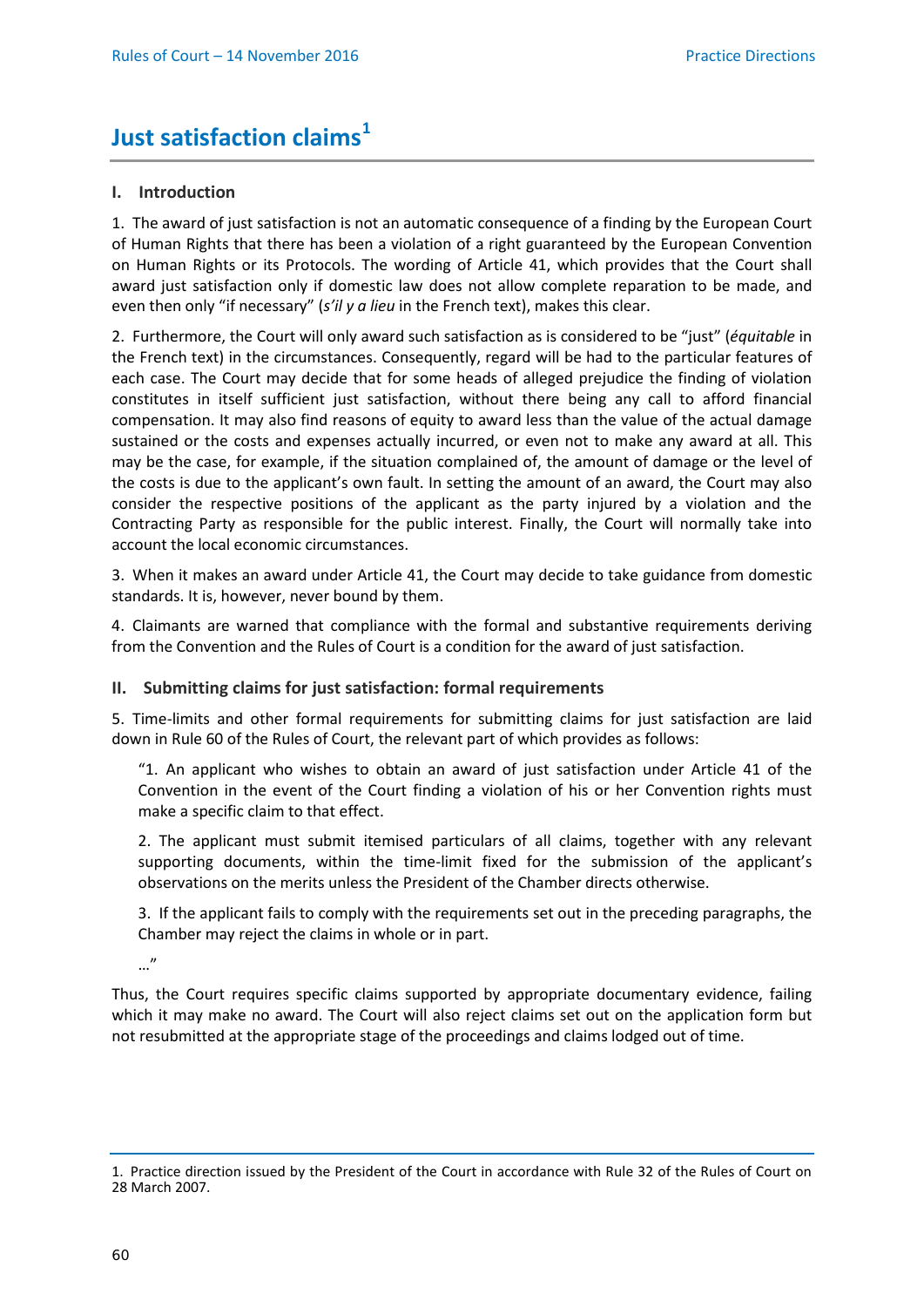# Just satisfaction claims[1]

## I. Introduction

1. The award of just satisfaction is not an automatic consequence of a finding by the European Court of Human Rights that there has been a violation of a right guaranteed by the European Convention on Human Rights or its Protocols. The wording of Article 41, which provides that the Court shall award just satisfaction only if domestic law does not allow complete reparation to be made, and even then only "if necessary" (*s'il y a lieu* in the French text), makes this clear.

2. Furthermore, the Court will only award such satisfaction as is considered to be "just" (*équitable* in the French text) in the circumstances. Consequently, regard will be had to the particular features of each case. The Court may decide that for some heads of alleged prejudice the finding of violation constitutes in itself sufficient just satisfaction, without there being any call to afford financial compensation. It may also find reasons of equity to award less than the value of the actual damage sustained or the costs and expenses actually incurred, or even not to make any award at all. This may be the case, for example, if the situation complained of, the amount of damage or the level of the costs is due to the applicant's own fault. In setting the amount of an award, the Court may also consider the respective positions of the applicant as the party injured by a violation and the Contracting Party as responsible for the public interest. Finally, the Court will normally take into account the local economic circumstances.

3. When it makes an award under Article 41, the Court may decide to take guidance from domestic standards. It is, however, never bound by them.

4. Claimants are warned that compliance with the formal and substantive requirements deriving from the Convention and the Rules of Court is a condition for the award of just satisfaction.

## II. Submitting claims for just satisfaction: formal requirements

5. Time-limits and other formal requirements for submitting claims for just satisfaction are laid down in Rule 60 of the Rules of Court, the relevant part of which provides as follows:

> "1. An applicant who wishes to obtain an award of just satisfaction under Article 41 of the Convention in the event of the Court finding a violation of his or her Convention rights must make a specific claim to that effect.
>
> 2. The applicant must submit itemised particulars of all claims, together with any relevant supporting documents, within the time-limit fixed for the submission of the applicant's observations on the merits unless the President of the Chamber directs otherwise.
>
> 3. If the applicant fails to comply with the requirements set out in the preceding paragraphs, the Chamber may reject the claims in whole or in part.
>
> …"

Thus, the Court requires specific claims supported by appropriate documentary evidence, failing which it may make no award. The Court will also reject claims set out on the application form but not resubmitted at the appropriate stage of the proceedings and claims lodged out of time.

---

1. Practice direction issued by the President of the Court in accordance with Rule 32 of the Rules of Court on 28 March 2007.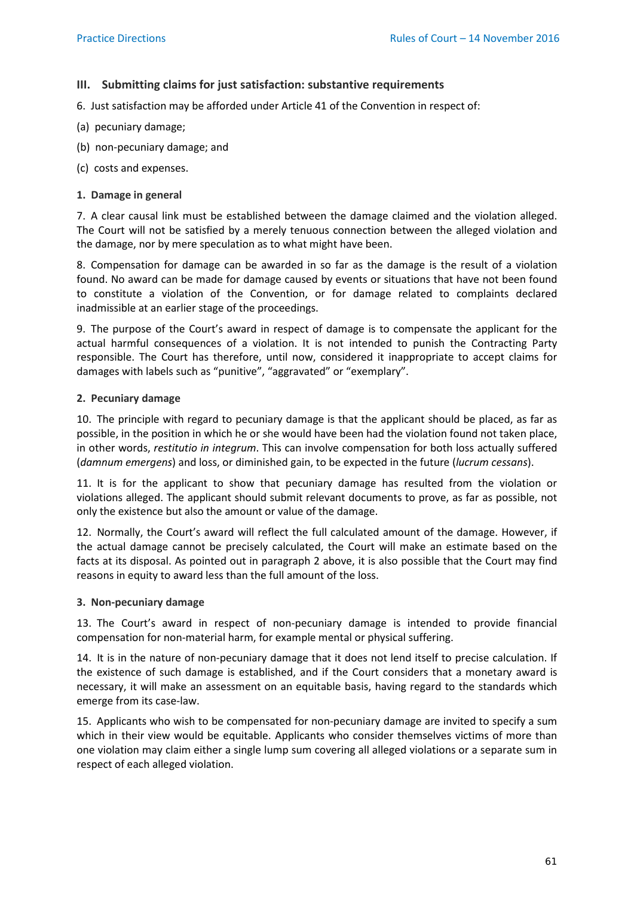## III. Submitting claims for just satisfaction: substantive requirements

6. Just satisfaction may be afforded under Article 41 of the Convention in respect of:

(a) pecuniary damage;

(b) non-pecuniary damage; and

(c) costs and expenses.

### 1. Damage in general

7. A clear causal link must be established between the damage claimed and the violation alleged. The Court will not be satisfied by a merely tenuous connection between the alleged violation and the damage, nor by mere speculation as to what might have been.

8. Compensation for damage can be awarded in so far as the damage is the result of a violation found. No award can be made for damage caused by events or situations that have not been found to constitute a violation of the Convention, or for damage related to complaints declared inadmissible at an earlier stage of the proceedings.

9. The purpose of the Court's award in respect of damage is to compensate the applicant for the actual harmful consequences of a violation. It is not intended to punish the Contracting Party responsible. The Court has therefore, until now, considered it inappropriate to accept claims for damages with labels such as "punitive", "aggravated" or "exemplary".

### 2. Pecuniary damage

10. The principle with regard to pecuniary damage is that the applicant should be placed, as far as possible, in the position in which he or she would have been had the violation found not taken place, in other words, *restitutio in integrum*. This can involve compensation for both loss actually suffered (*damnum emergens*) and loss, or diminished gain, to be expected in the future (*lucrum cessans*).

11. It is for the applicant to show that pecuniary damage has resulted from the violation or violations alleged. The applicant should submit relevant documents to prove, as far as possible, not only the existence but also the amount or value of the damage.

12. Normally, the Court's award will reflect the full calculated amount of the damage. However, if the actual damage cannot be precisely calculated, the Court will make an estimate based on the facts at its disposal. As pointed out in paragraph 2 above, it is also possible that the Court may find reasons in equity to award less than the full amount of the loss.

### 3. Non-pecuniary damage

13. The Court's award in respect of non-pecuniary damage is intended to provide financial compensation for non-material harm, for example mental or physical suffering.

14. It is in the nature of non-pecuniary damage that it does not lend itself to precise calculation. If the existence of such damage is established, and if the Court considers that a monetary award is necessary, it will make an assessment on an equitable basis, having regard to the standards which emerge from its case-law.

15. Applicants who wish to be compensated for non-pecuniary damage are invited to specify a sum which in their view would be equitable. Applicants who consider themselves victims of more than one violation may claim either a single lump sum covering all alleged violations or a separate sum in respect of each alleged violation.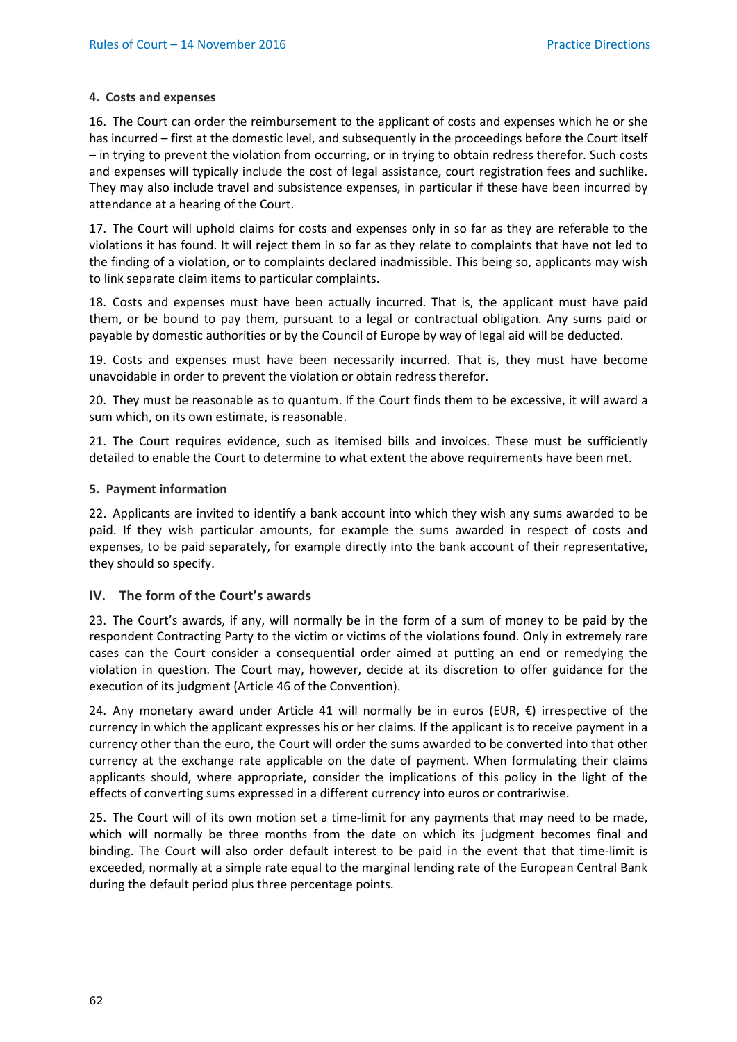#### 4. Costs and expenses

16. The Court can order the reimbursement to the applicant of costs and expenses which he or she has incurred – first at the domestic level, and subsequently in the proceedings before the Court itself – in trying to prevent the violation from occurring, or in trying to obtain redress therefor. Such costs and expenses will typically include the cost of legal assistance, court registration fees and suchlike. They may also include travel and subsistence expenses, in particular if these have been incurred by attendance at a hearing of the Court.

17. The Court will uphold claims for costs and expenses only in so far as they are referable to the violations it has found. It will reject them in so far as they relate to complaints that have not led to the finding of a violation, or to complaints declared inadmissible. This being so, applicants may wish to link separate claim items to particular complaints.

18. Costs and expenses must have been actually incurred. That is, the applicant must have paid them, or be bound to pay them, pursuant to a legal or contractual obligation. Any sums paid or payable by domestic authorities or by the Council of Europe by way of legal aid will be deducted.

19. Costs and expenses must have been necessarily incurred. That is, they must have become unavoidable in order to prevent the violation or obtain redress therefor.

20. They must be reasonable as to quantum. If the Court finds them to be excessive, it will award a sum which, on its own estimate, is reasonable.

21. The Court requires evidence, such as itemised bills and invoices. These must be sufficiently detailed to enable the Court to determine to what extent the above requirements have been met.

#### 5. Payment information

22. Applicants are invited to identify a bank account into which they wish any sums awarded to be paid. If they wish particular amounts, for example the sums awarded in respect of costs and expenses, to be paid separately, for example directly into the bank account of their representative, they should so specify.

### IV. The form of the Court's awards

23. The Court's awards, if any, will normally be in the form of a sum of money to be paid by the respondent Contracting Party to the victim or victims of the violations found. Only in extremely rare cases can the Court consider a consequential order aimed at putting an end or remedying the violation in question. The Court may, however, decide at its discretion to offer guidance for the execution of its judgment (Article 46 of the Convention).

24. Any monetary award under Article 41 will normally be in euros (EUR, €) irrespective of the currency in which the applicant expresses his or her claims. If the applicant is to receive payment in a currency other than the euro, the Court will order the sums awarded to be converted into that other currency at the exchange rate applicable on the date of payment. When formulating their claims applicants should, where appropriate, consider the implications of this policy in the light of the effects of converting sums expressed in a different currency into euros or contrariwise.

25. The Court will of its own motion set a time-limit for any payments that may need to be made, which will normally be three months from the date on which its judgment becomes final and binding. The Court will also order default interest to be paid in the event that that time-limit is exceeded, normally at a simple rate equal to the marginal lending rate of the European Central Bank during the default period plus three percentage points.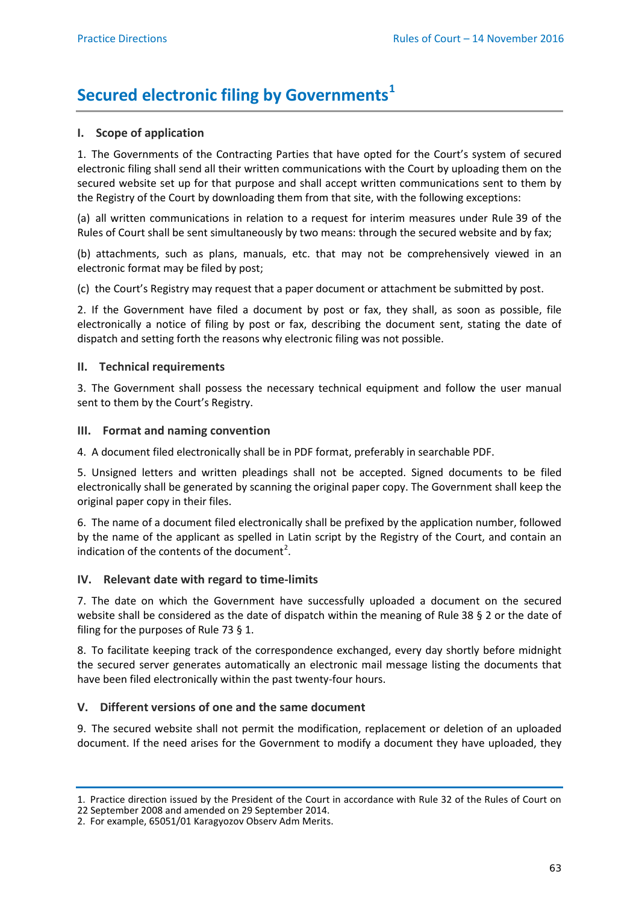# Secured electronic filing by Governments[1]

## I. Scope of application

1. The Governments of the Contracting Parties that have opted for the Court's system of secured electronic filing shall send all their written communications with the Court by uploading them on the secured website set up for that purpose and shall accept written communications sent to them by the Registry of the Court by downloading them from that site, with the following exceptions:

(a) all written communications in relation to a request for interim measures under Rule 39 of the Rules of Court shall be sent simultaneously by two means: through the secured website and by fax;

(b) attachments, such as plans, manuals, etc. that may not be comprehensively viewed in an electronic format may be filed by post;

(c) the Court's Registry may request that a paper document or attachment be submitted by post.

2. If the Government have filed a document by post or fax, they shall, as soon as possible, file electronically a notice of filing by post or fax, describing the document sent, stating the date of dispatch and setting forth the reasons why electronic filing was not possible.

## II. Technical requirements

3. The Government shall possess the necessary technical equipment and follow the user manual sent to them by the Court's Registry.

## III. Format and naming convention

4. A document filed electronically shall be in PDF format, preferably in searchable PDF.

5. Unsigned letters and written pleadings shall not be accepted. Signed documents to be filed electronically shall be generated by scanning the original paper copy. The Government shall keep the original paper copy in their files.

6. The name of a document filed electronically shall be prefixed by the application number, followed by the name of the applicant as spelled in Latin script by the Registry of the Court, and contain an indication of the contents of the document[2].

## IV. Relevant date with regard to time-limits

7. The date on which the Government have successfully uploaded a document on the secured website shall be considered as the date of dispatch within the meaning of Rule 38 § 2 or the date of filing for the purposes of Rule 73 § 1.

8. To facilitate keeping track of the correspondence exchanged, every day shortly before midnight the secured server generates automatically an electronic mail message listing the documents that have been filed electronically within the past twenty-four hours.

## V. Different versions of one and the same document

9. The secured website shall not permit the modification, replacement or deletion of an uploaded document. If the need arises for the Government to modify a document they have uploaded, they

---

1. Practice direction issued by the President of the Court in accordance with Rule 32 of the Rules of Court on 22 September 2008 and amended on 29 September 2014.
2. For example, 65051/01 Karagyozov Observ Adm Merits.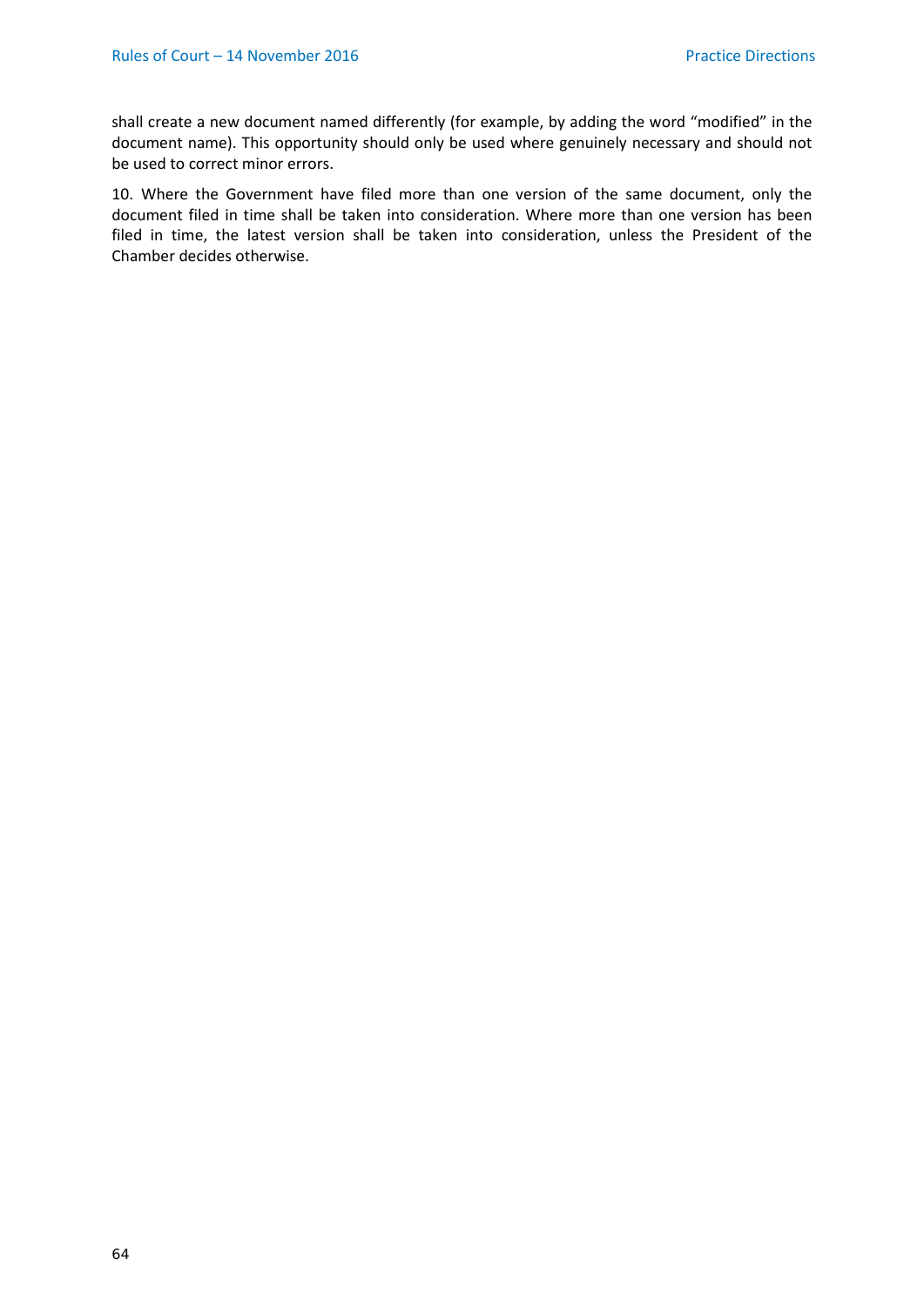shall create a new document named differently (for example, by adding the word “modified” in the document name). This opportunity should only be used where genuinely necessary and should not be used to correct minor errors.

10. Where the Government have filed more than one version of the same document, only the document filed in time shall be taken into consideration. Where more than one version has been filed in time, the latest version shall be taken into consideration, unless the President of the Chamber decides otherwise.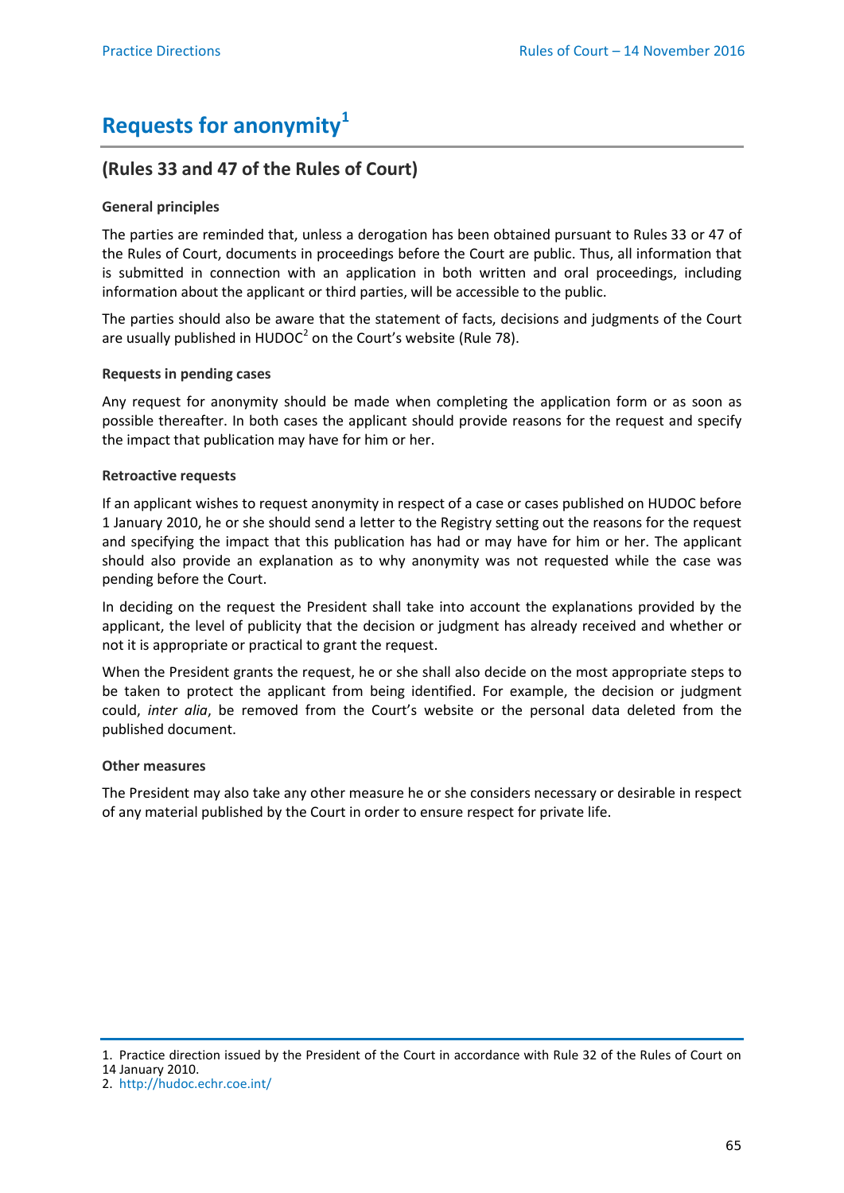# Requests for anonymity[1]

## (Rules 33 and 47 of the Rules of Court)

**General principles**

The parties are reminded that, unless a derogation has been obtained pursuant to Rules 33 or 47 of the Rules of Court, documents in proceedings before the Court are public. Thus, all information that is submitted in connection with an application in both written and oral proceedings, including information about the applicant or third parties, will be accessible to the public.

The parties should also be aware that the statement of facts, decisions and judgments of the Court are usually published in HUDOC[2] on the Court's website (Rule 78).

**Requests in pending cases**

Any request for anonymity should be made when completing the application form or as soon as possible thereafter. In both cases the applicant should provide reasons for the request and specify the impact that publication may have for him or her.

**Retroactive requests**

If an applicant wishes to request anonymity in respect of a case or cases published on HUDOC before 1 January 2010, he or she should send a letter to the Registry setting out the reasons for the request and specifying the impact that this publication has had or may have for him or her. The applicant should also provide an explanation as to why anonymity was not requested while the case was pending before the Court.

In deciding on the request the President shall take into account the explanations provided by the applicant, the level of publicity that the decision or judgment has already received and whether or not it is appropriate or practical to grant the request.

When the President grants the request, he or she shall also decide on the most appropriate steps to be taken to protect the applicant from being identified. For example, the decision or judgment could, *inter alia*, be removed from the Court's website or the personal data deleted from the published document.

**Other measures**

The President may also take any other measure he or she considers necessary or desirable in respect of any material published by the Court in order to ensure respect for private life.

---

1. Practice direction issued by the President of the Court in accordance with Rule 32 of the Rules of Court on 14 January 2010.
2. http://hudoc.echr.coe.int/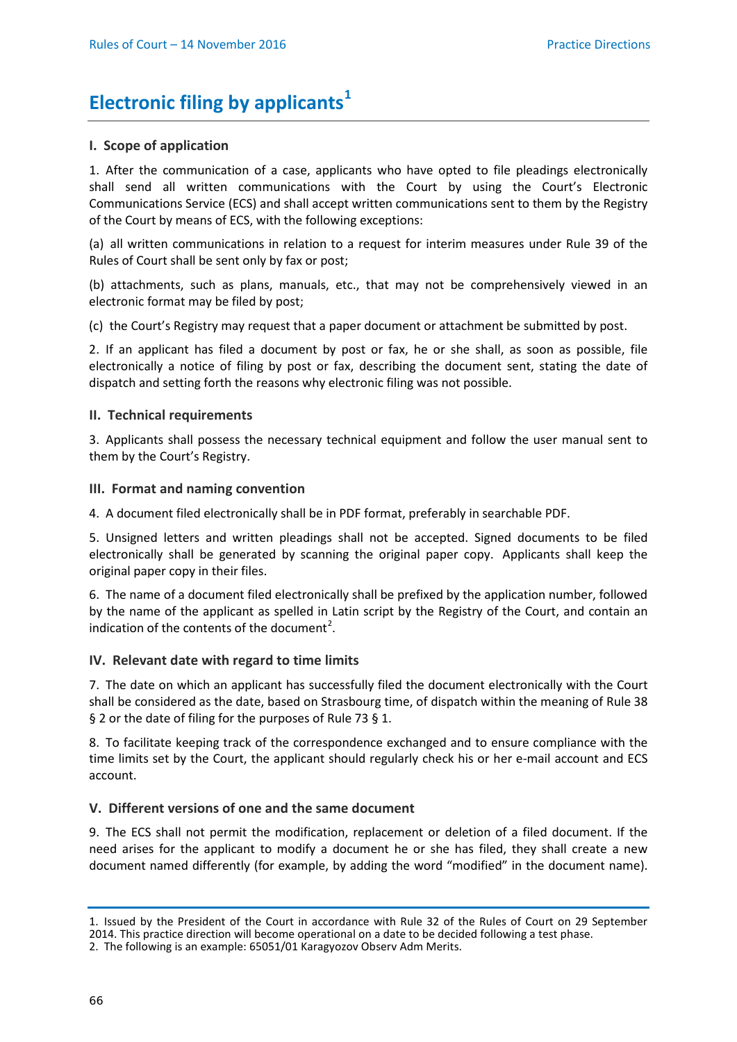# Electronic filing by applicants[1]

## I. Scope of application

1. After the communication of a case, applicants who have opted to file pleadings electronically shall send all written communications with the Court by using the Court's Electronic Communications Service (ECS) and shall accept written communications sent to them by the Registry of the Court by means of ECS, with the following exceptions:

(a) all written communications in relation to a request for interim measures under Rule 39 of the Rules of Court shall be sent only by fax or post;

(b) attachments, such as plans, manuals, etc., that may not be comprehensively viewed in an electronic format may be filed by post;

(c) the Court's Registry may request that a paper document or attachment be submitted by post.

2. If an applicant has filed a document by post or fax, he or she shall, as soon as possible, file electronically a notice of filing by post or fax, describing the document sent, stating the date of dispatch and setting forth the reasons why electronic filing was not possible.

## II. Technical requirements

3. Applicants shall possess the necessary technical equipment and follow the user manual sent to them by the Court's Registry.

## III. Format and naming convention

4. A document filed electronically shall be in PDF format, preferably in searchable PDF.

5. Unsigned letters and written pleadings shall not be accepted. Signed documents to be filed electronically shall be generated by scanning the original paper copy. Applicants shall keep the original paper copy in their files.

6. The name of a document filed electronically shall be prefixed by the application number, followed by the name of the applicant as spelled in Latin script by the Registry of the Court, and contain an indication of the contents of the document[2].

## IV. Relevant date with regard to time limits

7. The date on which an applicant has successfully filed the document electronically with the Court shall be considered as the date, based on Strasbourg time, of dispatch within the meaning of Rule 38 § 2 or the date of filing for the purposes of Rule 73 § 1.

8. To facilitate keeping track of the correspondence exchanged and to ensure compliance with the time limits set by the Court, the applicant should regularly check his or her e-mail account and ECS account.

## V. Different versions of one and the same document

9. The ECS shall not permit the modification, replacement or deletion of a filed document. If the need arises for the applicant to modify a document he or she has filed, they shall create a new document named differently (for example, by adding the word "modified" in the document name).

---

1. Issued by the President of the Court in accordance with Rule 32 of the Rules of Court on 29 September 2014. This practice direction will become operational on a date to be decided following a test phase.

2. The following is an example: 65051/01 Karagyozov Observ Adm Merits.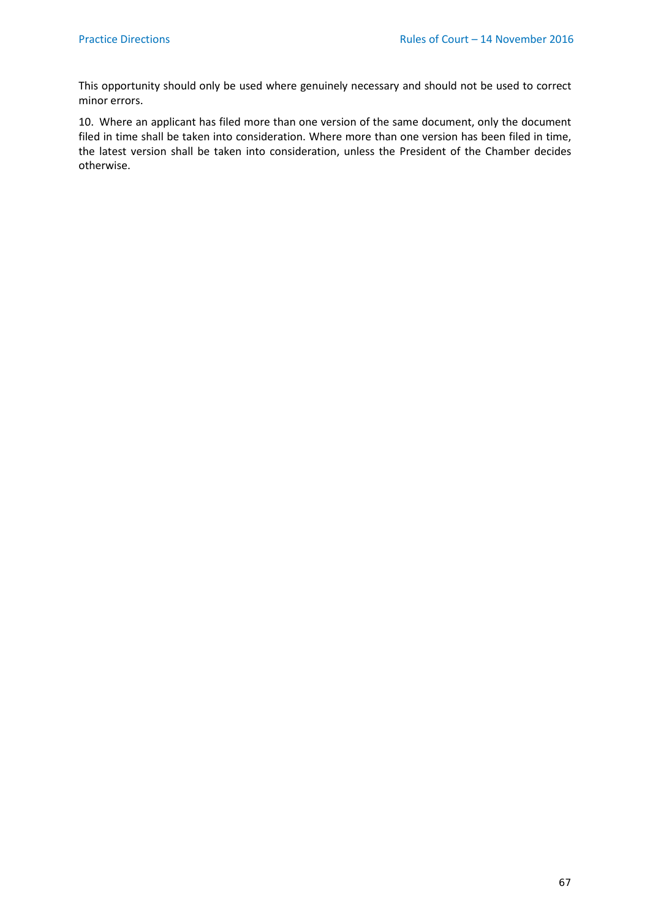This opportunity should only be used where genuinely necessary and should not be used to correct minor errors.

10. Where an applicant has filed more than one version of the same document, only the document filed in time shall be taken into consideration. Where more than one version has been filed in time, the latest version shall be taken into consideration, unless the President of the Chamber decides otherwise.